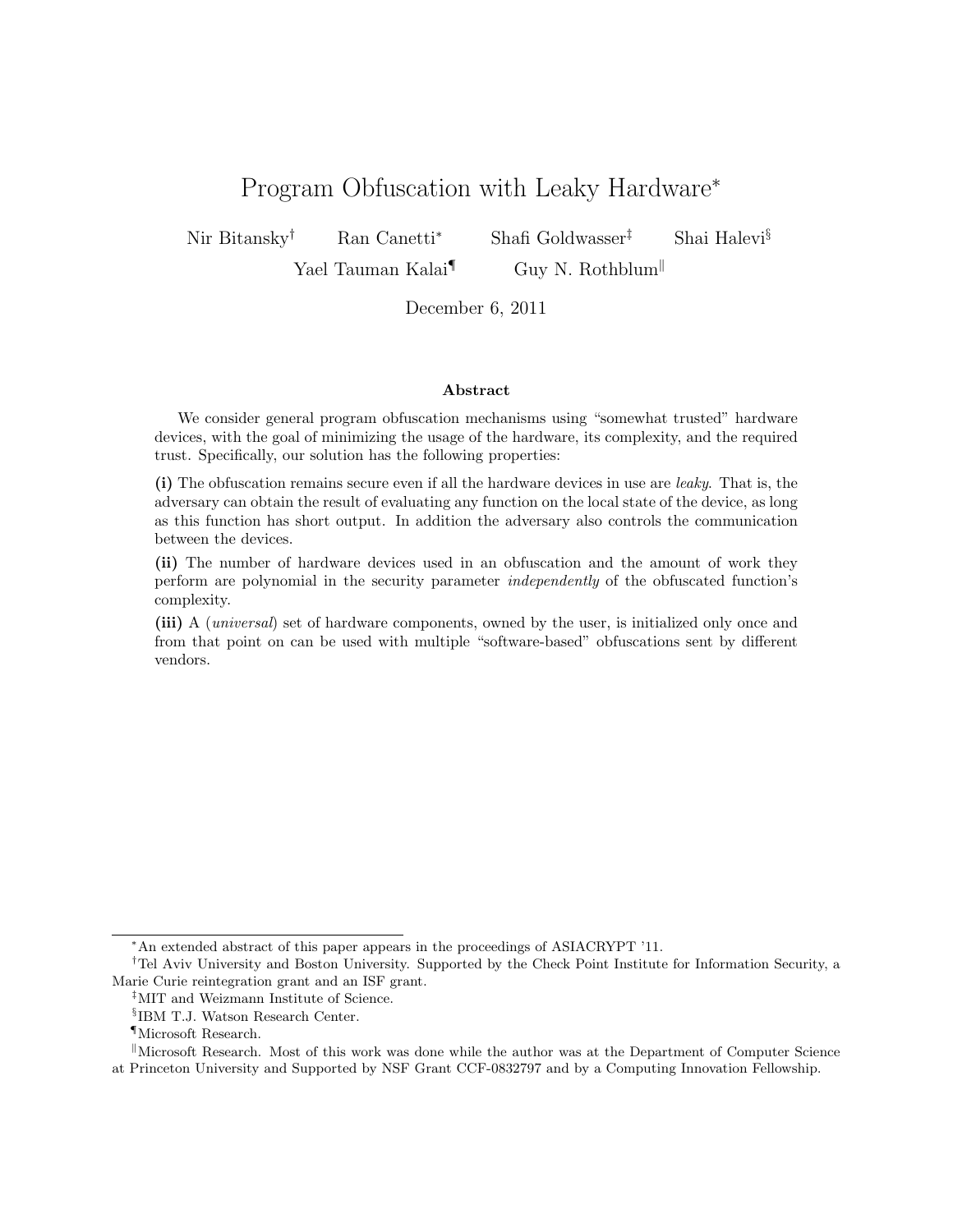# Program Obfuscation with Leaky Hardware[*]

Nir Bitansky[†] Ran Canetti[*] Shafi Goldwasser[‡] Shai Halevi[§]

Yael Tauman Kalai[¶] Guy N. Rothblum[‖]

December 6, 2011

### Abstract

We consider general program obfuscation mechanisms using "somewhat trusted" hardware devices, with the goal of minimizing the usage of the hardware, its complexity, and the required trust. Specifically, our solution has the following properties:

**(i)** The obfuscation remains secure even if all the hardware devices in use are *leaky*. That is, the adversary can obtain the result of evaluating any function on the local state of the device, as long as this function has short output. In addition the adversary also controls the communication between the devices.

**(ii)** The number of hardware devices used in an obfuscation and the amount of work they perform are polynomial in the security parameter *independently* of the obfuscated function's complexity.

**(iii)** A (*universal*) set of hardware components, owned by the user, is initialized only once and from that point on can be used with multiple "software-based" obfuscations sent by different vendors.

---

[*] An extended abstract of this paper appears in the proceedings of ASIACRYPT '11.

[†] Tel Aviv University and Boston University. Supported by the Check Point Institute for Information Security, a Marie Curie reintegration grant and an ISF grant.

[‡] MIT and Weizmann Institute of Science.

[§] IBM T.J. Watson Research Center.

[¶] Microsoft Research.

[‖] Microsoft Research. Most of this work was done while the author was at the Department of Computer Science at Princeton University and Supported by NSF Grant CCF-0832797 and by a Computing Innovation Fellowship.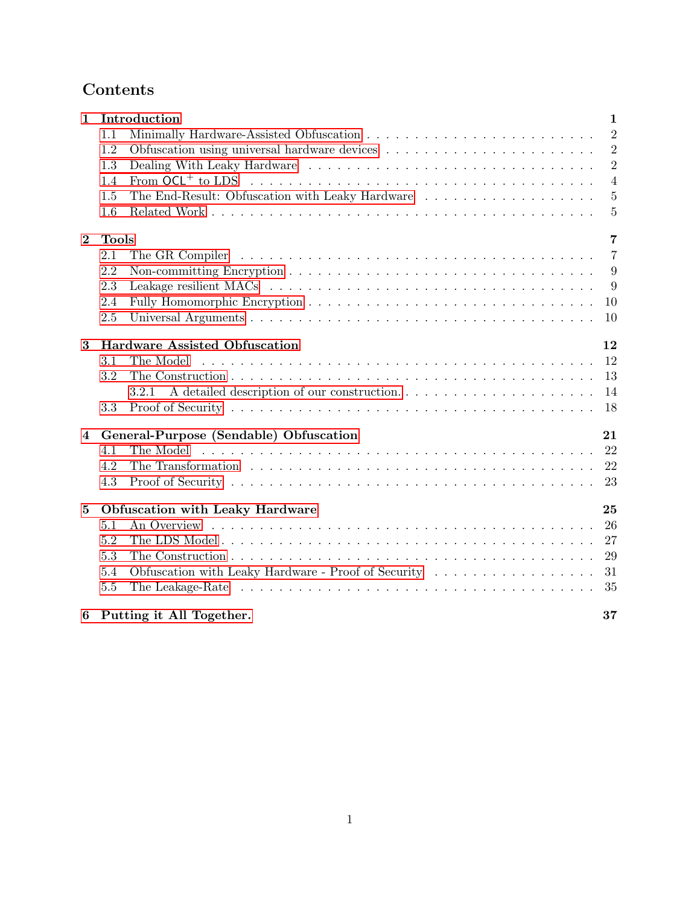# Contents

1 Introduction 1
- 1.1 Minimally Hardware-Assisted Obfuscation 2
- 1.2 Obfuscation using universal hardware devices 2
- 1.3 Dealing With Leaky Hardware 2
- 1.4 From $\mathsf{OCL}^+$ to LDS 4
- 1.5 The End-Result: Obfuscation with Leaky Hardware 5
- 1.6 Related Work 5

2 Tools 7
- 2.1 The GR Compiler 7
- 2.2 Non-committing Encryption 9
- 2.3 Leakage resilient MACs 9
- 2.4 Fully Homomorphic Encryption 10
- 2.5 Universal Arguments 10

3 Hardware Assisted Obfuscation 12
- 3.1 The Model 12
- 3.2 The Construction 13
  - 3.2.1 A detailed description of our construction. 14
- 3.3 Proof of Security 18

4 General-Purpose (Sendable) Obfuscation 21
- 4.1 The Model 22
- 4.2 The Transformation 22
- 4.3 Proof of Security 23

5 Obfuscation with Leaky Hardware 25
- 5.1 An Overview 26
- 5.2 The LDS Model 27
- 5.3 The Construction 29
- 5.4 Obfuscation with Leaky Hardware - Proof of Security 31
- 5.5 The Leakage-Rate 35

6 Putting it All Together. 37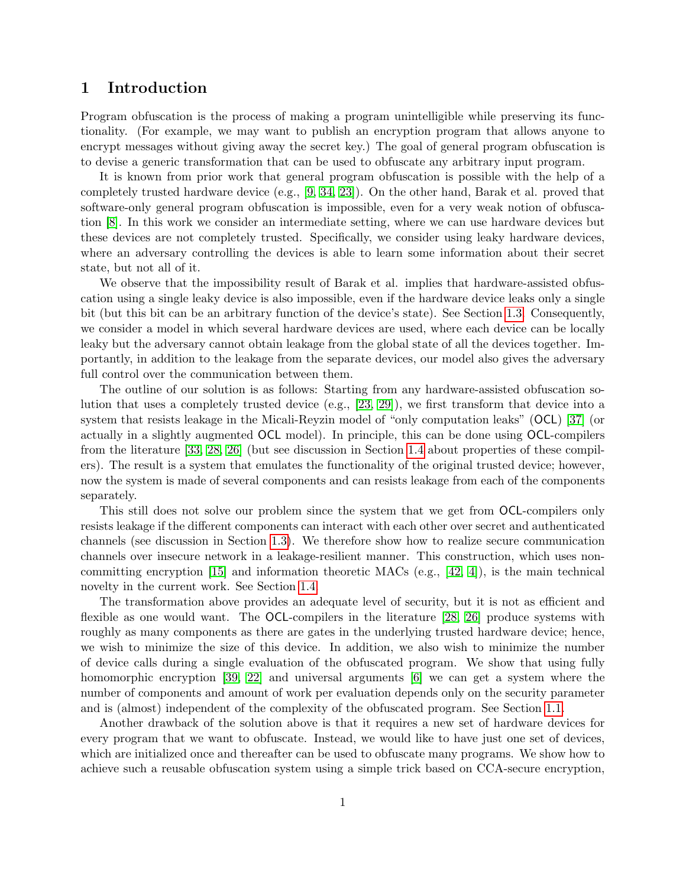# 1 Introduction

Program obfuscation is the process of making a program unintelligible while preserving its functionality. (For example, we may want to publish an encryption program that allows anyone to encrypt messages without giving away the secret key.) The goal of general program obfuscation is to devise a generic transformation that can be used to obfuscate any arbitrary input program.

It is known from prior work that general program obfuscation is possible with the help of a completely trusted hardware device (e.g., [9, 34, 23]). On the other hand, Barak et al. proved that software-only general program obfuscation is impossible, even for a very weak notion of obfuscation [8]. In this work we consider an intermediate setting, where we can use hardware devices but these devices are not completely trusted. Specifically, we consider using leaky hardware devices, where an adversary controlling the devices is able to learn some information about their secret state, but not all of it.

We observe that the impossibility result of Barak et al. implies that hardware-assisted obfuscation using a single leaky device is also impossible, even if the hardware device leaks only a single bit (but this bit can be an arbitrary function of the device's state). See Section 1.3. Consequently, we consider a model in which several hardware devices are used, where each device can be locally leaky but the adversary cannot obtain leakage from the global state of all the devices together. Importantly, in addition to the leakage from the separate devices, our model also gives the adversary full control over the communication between them.

The outline of our solution is as follows: Starting from any hardware-assisted obfuscation solution that uses a completely trusted device (e.g., [23, 29]), we first transform that device into a system that resists leakage in the Micali-Reyzin model of "only computation leaks" (OCL) [37] (or actually in a slightly augmented OCL model). In principle, this can be done using OCL-compilers from the literature [33, 28, 26] (but see discussion in Section 1.4 about properties of these compilers). The result is a system that emulates the functionality of the original trusted device; however, now the system is made of several components and can resists leakage from each of the components separately.

This still does not solve our problem since the system that we get from OCL-compilers only resists leakage if the different components can interact with each other over secret and authenticated channels (see discussion in Section 1.3). We therefore show how to realize secure communication channels over insecure network in a leakage-resilient manner. This construction, which uses non-committing encryption [15] and information theoretic MACs (e.g., [42, 4]), is the main technical novelty in the current work. See Section 1.4.

The transformation above provides an adequate level of security, but it is not as efficient and flexible as one would want. The OCL-compilers in the literature [28, 26] produce systems with roughly as many components as there are gates in the underlying trusted hardware device; hence, we wish to minimize the size of this device. In addition, we also wish to minimize the number of device calls during a single evaluation of the obfuscated program. We show that using fully homomorphic encryption [39, 22] and universal arguments [6] we can get a system where the number of components and amount of work per evaluation depends only on the security parameter and is (almost) independent of the complexity of the obfuscated program. See Section 1.1.

Another drawback of the solution above is that it requires a new set of hardware devices for every program that we want to obfuscate. Instead, we would like to have just one set of devices, which are initialized once and thereafter can be used to obfuscate many programs. We show how to achieve such a reusable obfuscation system using a simple trick based on CCA-secure encryption,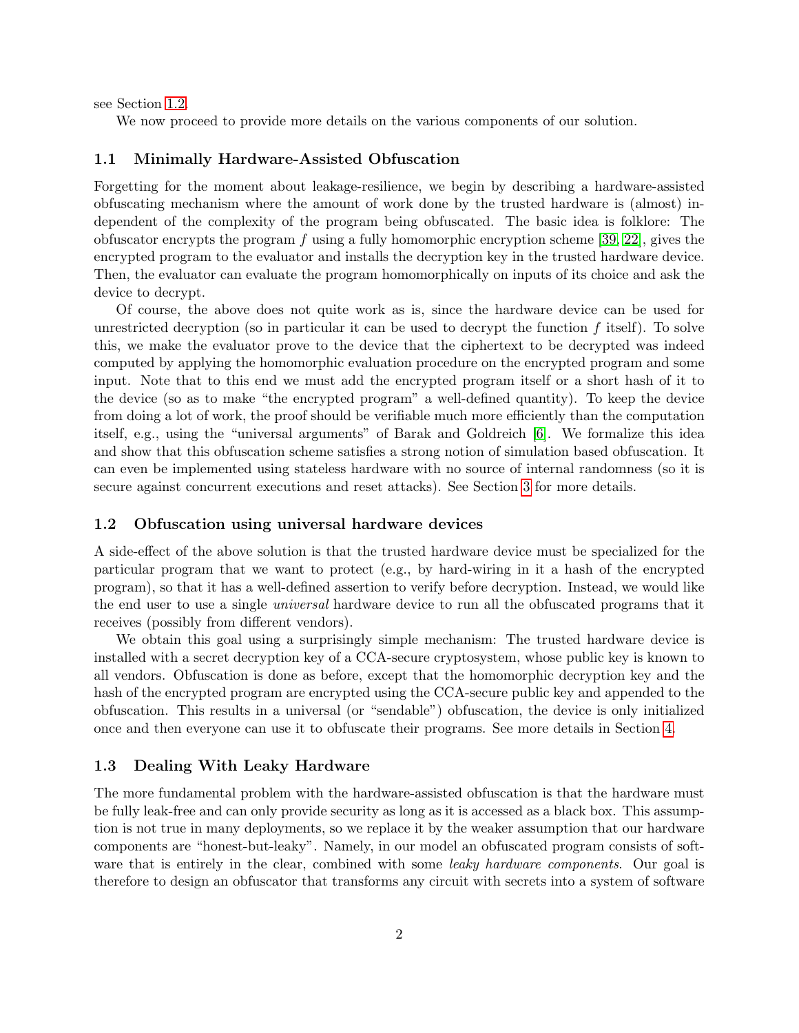see Section 1.2.

We now proceed to provide more details on the various components of our solution.

### 1.1 Minimally Hardware-Assisted Obfuscation

Forgetting for the moment about leakage-resilience, we begin by describing a hardware-assisted obfuscating mechanism where the amount of work done by the trusted hardware is (almost) independent of the complexity of the program being obfuscated. The basic idea is folklore: The obfuscator encrypts the program $f$ using a fully homomorphic encryption scheme [39, 22], gives the encrypted program to the evaluator and installs the decryption key in the trusted hardware device. Then, the evaluator can evaluate the program homomorphically on inputs of its choice and ask the device to decrypt.

Of course, the above does not quite work as is, since the hardware device can be used for unrestricted decryption (so in particular it can be used to decrypt the function $f$ itself). To solve this, we make the evaluator prove to the device that the ciphertext to be decrypted was indeed computed by applying the homomorphic evaluation procedure on the encrypted program and some input. Note that to this end we must add the encrypted program itself or a short hash of it to the device (so as to make "the encrypted program" a well-defined quantity). To keep the device from doing a lot of work, the proof should be verifiable much more efficiently than the computation itself, e.g., using the "universal arguments" of Barak and Goldreich [6]. We formalize this idea and show that this obfuscation scheme satisfies a strong notion of simulation based obfuscation. It can even be implemented using stateless hardware with no source of internal randomness (so it is secure against concurrent executions and reset attacks). See Section 3 for more details.

### 1.2 Obfuscation using universal hardware devices

A side-effect of the above solution is that the trusted hardware device must be specialized for the particular program that we want to protect (e.g., by hard-wiring in it a hash of the encrypted program), so that it has a well-defined assertion to verify before decryption. Instead, we would like the end user to use a single *universal* hardware device to run all the obfuscated programs that it receives (possibly from different vendors).

We obtain this goal using a surprisingly simple mechanism: The trusted hardware device is installed with a secret decryption key of a CCA-secure cryptosystem, whose public key is known to all vendors. Obfuscation is done as before, except that the homomorphic decryption key and the hash of the encrypted program are encrypted using the CCA-secure public key and appended to the obfuscation. This results in a universal (or "sendable") obfuscation, the device is only initialized once and then everyone can use it to obfuscate their programs. See more details in Section 4.

### 1.3 Dealing With Leaky Hardware

The more fundamental problem with the hardware-assisted obfuscation is that the hardware must be fully leak-free and can only provide security as long as it is accessed as a black box. This assumption is not true in many deployments, so we replace it by the weaker assumption that our hardware components are "honest-but-leaky". Namely, in our model an obfuscated program consists of software that is entirely in the clear, combined with some *leaky hardware components*. Our goal is therefore to design an obfuscator that transforms any circuit with secrets into a system of software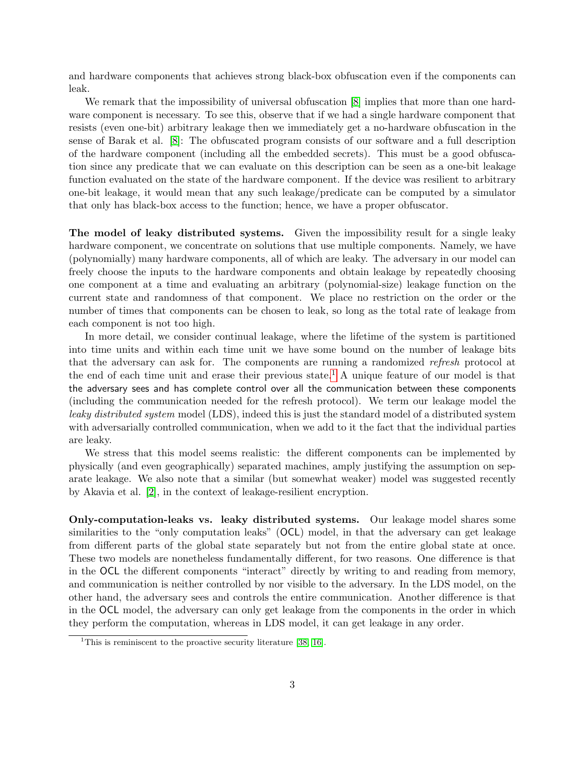and hardware components that achieves strong black-box obfuscation even if the components can leak.

We remark that the impossibility of universal obfuscation [8] implies that more than one hardware component is necessary. To see this, observe that if we had a single hardware component that resists (even one-bit) arbitrary leakage then we immediately get a no-hardware obfuscation in the sense of Barak et al. [8]: The obfuscated program consists of our software and a full description of the hardware component (including all the embedded secrets). This must be a good obfuscation since any predicate that we can evaluate on this description can be seen as a one-bit leakage function evaluated on the state of the hardware component. If the device was resilient to arbitrary one-bit leakage, it would mean that any such leakage/predicate can be computed by a simulator that only has black-box access to the function; hence, we have a proper obfuscator.

**The model of leaky distributed systems.** Given the impossibility result for a single leaky hardware component, we concentrate on solutions that use multiple components. Namely, we have (polynomially) many hardware components, all of which are leaky. The adversary in our model can freely choose the inputs to the hardware components and obtain leakage by repeatedly choosing one component at a time and evaluating an arbitrary (polynomial-size) leakage function on the current state and randomness of that component. We place no restriction on the order or the number of times that components can be chosen to leak, so long as the total rate of leakage from each component is not too high.

In more detail, we consider continual leakage, where the lifetime of the system is partitioned into time units and within each time unit we have some bound on the number of leakage bits that the adversary can ask for. The components are running a randomized *refresh* protocol at the end of each time unit and erase their previous state.[1] A unique feature of our model is that the adversary sees and has complete control over all the communication between these components (including the communication needed for the refresh protocol). We term our leakage model the *leaky distributed system* model (LDS), indeed this is just the standard model of a distributed system with adversarially controlled communication, when we add to it the fact that the individual parties are leaky.

We stress that this model seems realistic: the different components can be implemented by physically (and even geographically) separated machines, amply justifying the assumption on separate leakage. We also note that a similar (but somewhat weaker) model was suggested recently by Akavia et al. [2], in the context of leakage-resilient encryption.

**Only-computation-leaks vs. leaky distributed systems.** Our leakage model shares some similarities to the "only computation leaks" (OCL) model, in that the adversary can get leakage from different parts of the global state separately but not from the entire global state at once. These two models are nonetheless fundamentally different, for two reasons. One difference is that in the OCL the different components "interact" directly by writing to and reading from memory, and communication is neither controlled by nor visible to the adversary. In the LDS model, on the other hand, the adversary sees and controls the entire communication. Another difference is that in the OCL model, the adversary can only get leakage from the components in the order in which they perform the computation, whereas in LDS model, it can get leakage in any order.

[1] This is reminiscent to the proactive security literature [38, 16].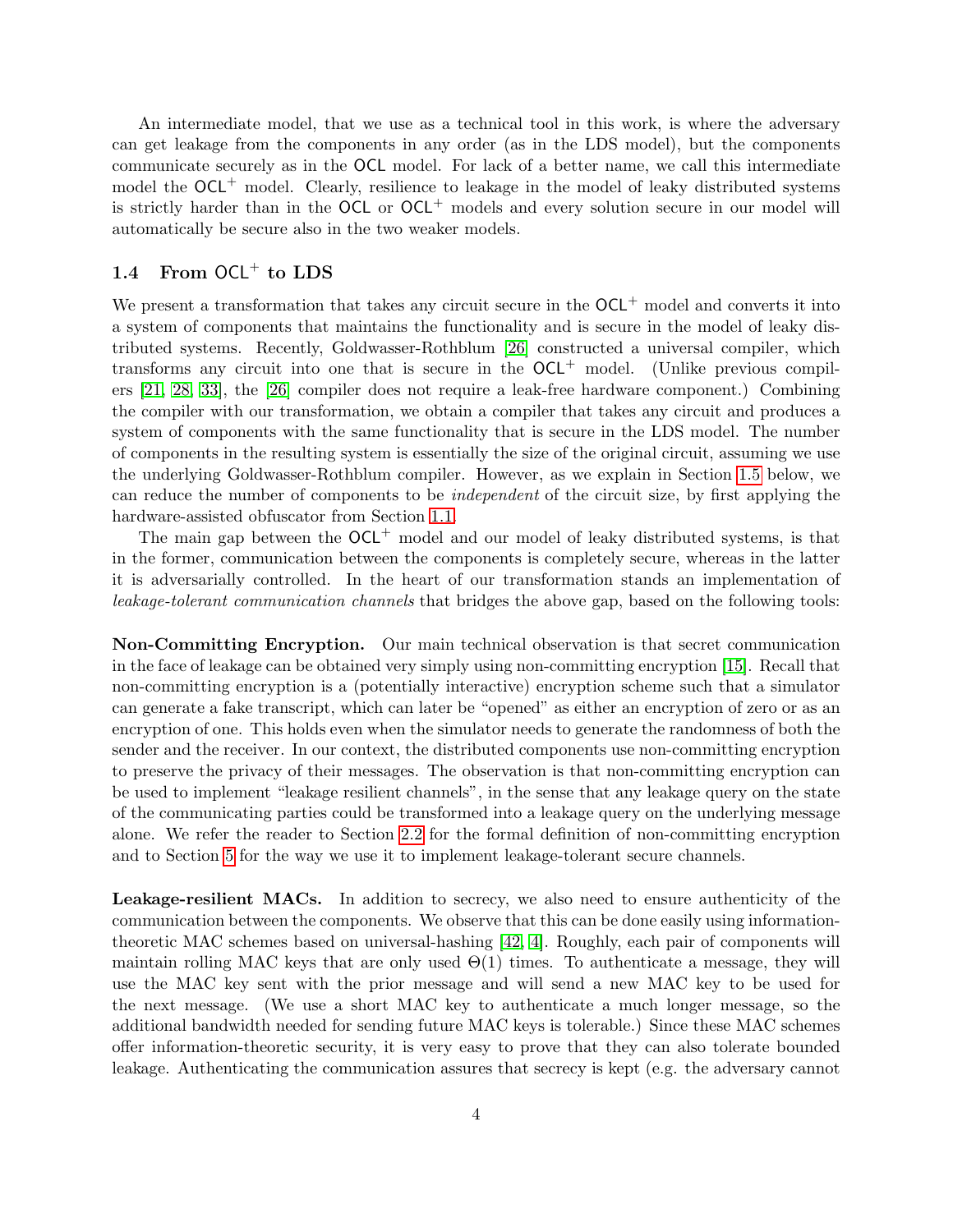An intermediate model, that we use as a technical tool in this work, is where the adversary can get leakage from the components in any order (as in the LDS model), but the components communicate securely as in the OCL model. For lack of a better name, we call this intermediate model the $\mathsf{OCL}^+$ model. Clearly, resilience to leakage in the model of leaky distributed systems is strictly harder than in the OCL or $\mathsf{OCL}^+$ models and every solution secure in our model will automatically be secure also in the two weaker models.

### 1.4 From $\mathsf{OCL}^+$ to LDS

We present a transformation that takes any circuit secure in the $\mathsf{OCL}^+$ model and converts it into a system of components that maintains the functionality and is secure in the model of leaky distributed systems. Recently, Goldwasser-Rothblum [26] constructed a universal compiler, which transforms any circuit into one that is secure in the $\mathsf{OCL}^+$ model. (Unlike previous compilers [21, 28, 33], the [26] compiler does not require a leak-free hardware component.) Combining the compiler with our transformation, we obtain a compiler that takes any circuit and produces a system of components with the same functionality that is secure in the LDS model. The number of components in the resulting system is essentially the size of the original circuit, assuming we use the underlying Goldwasser-Rothblum compiler. However, as we explain in Section 1.5 below, we can reduce the number of components to be *independent* of the circuit size, by first applying the hardware-assisted obfuscator from Section 1.1.

The main gap between the $\mathsf{OCL}^+$ model and our model of leaky distributed systems, is that in the former, communication between the components is completely secure, whereas in the latter it is adversarially controlled. In the heart of our transformation stands an implementation of *leakage-tolerant communication channels* that bridges the above gap, based on the following tools:

**Non-Committing Encryption.** Our main technical observation is that secret communication in the face of leakage can be obtained very simply using non-committing encryption [15]. Recall that non-committing encryption is a (potentially interactive) encryption scheme such that a simulator can generate a fake transcript, which can later be "opened" as either an encryption of zero or as an encryption of one. This holds even when the simulator needs to generate the randomness of both the sender and the receiver. In our context, the distributed components use non-committing encryption to preserve the privacy of their messages. The observation is that non-committing encryption can be used to implement "leakage resilient channels", in the sense that any leakage query on the state of the communicating parties could be transformed into a leakage query on the underlying message alone. We refer the reader to Section 2.2 for the formal definition of non-committing encryption and to Section 5 for the way we use it to implement leakage-tolerant secure channels.

**Leakage-resilient MACs.** In addition to secrecy, we also need to ensure authenticity of the communication between the components. We observe that this can be done easily using information-theoretic MAC schemes based on universal-hashing [42, 4]. Roughly, each pair of components will maintain rolling MAC keys that are only used $\Theta(1)$ times. To authenticate a message, they will use the MAC key sent with the prior message and will send a new MAC key to be used for the next message. (We use a short MAC key to authenticate a much longer message, so the additional bandwidth needed for sending future MAC keys is tolerable.) Since these MAC schemes offer information-theoretic security, it is very easy to prove that they can also tolerate bounded leakage. Authenticating the communication assures that secrecy is kept (e.g. the adversary cannot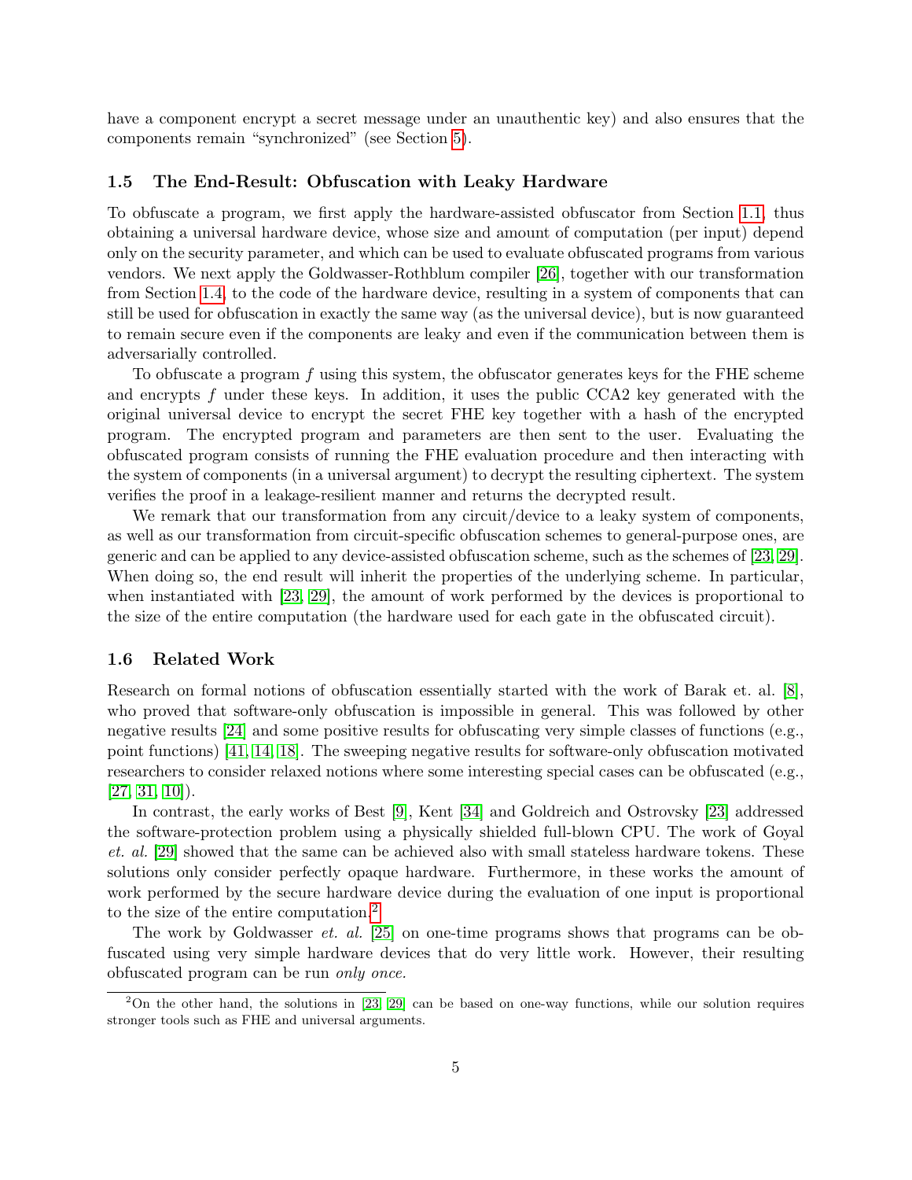have a component encrypt a secret message under an unauthentic key) and also ensures that the components remain "synchronized" (see Section 5).

### 1.5 The End-Result: Obfuscation with Leaky Hardware

To obfuscate a program, we first apply the hardware-assisted obfuscator from Section 1.1, thus obtaining a universal hardware device, whose size and amount of computation (per input) depend only on the security parameter, and which can be used to evaluate obfuscated programs from various vendors. We next apply the Goldwasser-Rothblum compiler [26], together with our transformation from Section 1.4, to the code of the hardware device, resulting in a system of components that can still be used for obfuscation in exactly the same way (as the universal device), but is now guaranteed to remain secure even if the components are leaky and even if the communication between them is adversarially controlled.

To obfuscate a program $f$ using this system, the obfuscator generates keys for the FHE scheme and encrypts $f$ under these keys. In addition, it uses the public CCA2 key generated with the original universal device to encrypt the secret FHE key together with a hash of the encrypted program. The encrypted program and parameters are then sent to the user. Evaluating the obfuscated program consists of running the FHE evaluation procedure and then interacting with the system of components (in a universal argument) to decrypt the resulting ciphertext. The system verifies the proof in a leakage-resilient manner and returns the decrypted result.

We remark that our transformation from any circuit/device to a leaky system of components, as well as our transformation from circuit-specific obfuscation schemes to general-purpose ones, are generic and can be applied to any device-assisted obfuscation scheme, such as the schemes of [23, 29]. When doing so, the end result will inherit the properties of the underlying scheme. In particular, when instantiated with [23, 29], the amount of work performed by the devices is proportional to the size of the entire computation (the hardware used for each gate in the obfuscated circuit).

### 1.6 Related Work

Research on formal notions of obfuscation essentially started with the work of Barak et. al. [8], who proved that software-only obfuscation is impossible in general. This was followed by other negative results [24] and some positive results for obfuscating very simple classes of functions (e.g., point functions) [41, 14, 18]. The sweeping negative results for software-only obfuscation motivated researchers to consider relaxed notions where some interesting special cases can be obfuscated (e.g., [27, 31, 10]).

In contrast, the early works of Best [9], Kent [34] and Goldreich and Ostrovsky [23] addressed the software-protection problem using a physically shielded full-blown CPU. The work of Goyal *et. al.* [29] showed that the same can be achieved also with small stateless hardware tokens. These solutions only consider perfectly opaque hardware. Furthermore, in these works the amount of work performed by the secure hardware device during the evaluation of one input is proportional to the size of the entire computation.[2]

The work by Goldwasser *et. al.* [25] on one-time programs shows that programs can be obfuscated using very simple hardware devices that do very little work. However, their resulting obfuscated program can be run *only once*.

[2] On the other hand, the solutions in [23, 29] can be based on one-way functions, while our solution requires stronger tools such as FHE and universal arguments.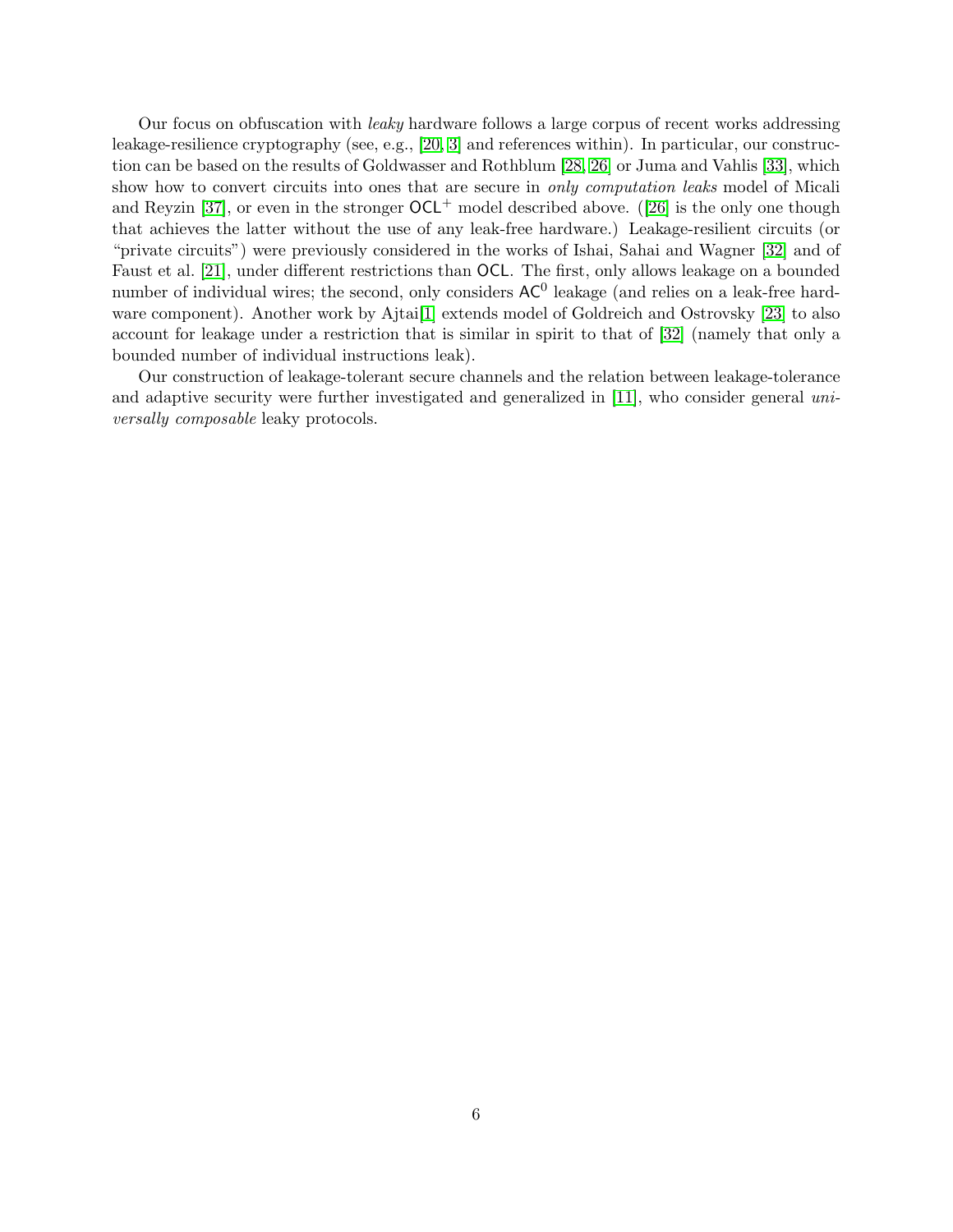Our focus on obfuscation with *leaky* hardware follows a large corpus of recent works addressing leakage-resilience cryptography (see, e.g., [20, 3] and references within). In particular, our construction can be based on the results of Goldwasser and Rothblum [28, 26] or Juma and Vahlis [33], which show how to convert circuits into ones that are secure in *only computation leaks* model of Micali and Reyzin [37], or even in the stronger $\mathsf{OCL}^+$ model described above. ([26] is the only one though that achieves the latter without the use of any leak-free hardware.) Leakage-resilient circuits (or "private circuits") were previously considered in the works of Ishai, Sahai and Wagner [32] and of Faust et al. [21], under different restrictions than $\mathsf{OCL}$. The first, only allows leakage on a bounded number of individual wires; the second, only considers $\mathsf{AC}^0$ leakage (and relies on a leak-free hardware component). Another work by Ajtai[1] extends model of Goldreich and Ostrovsky [23] to also account for leakage under a restriction that is similar in spirit to that of [32] (namely that only a bounded number of individual instructions leak).

Our construction of leakage-tolerant secure channels and the relation between leakage-tolerance and adaptive security were further investigated and generalized in [11], who consider general *universally composable* leaky protocols.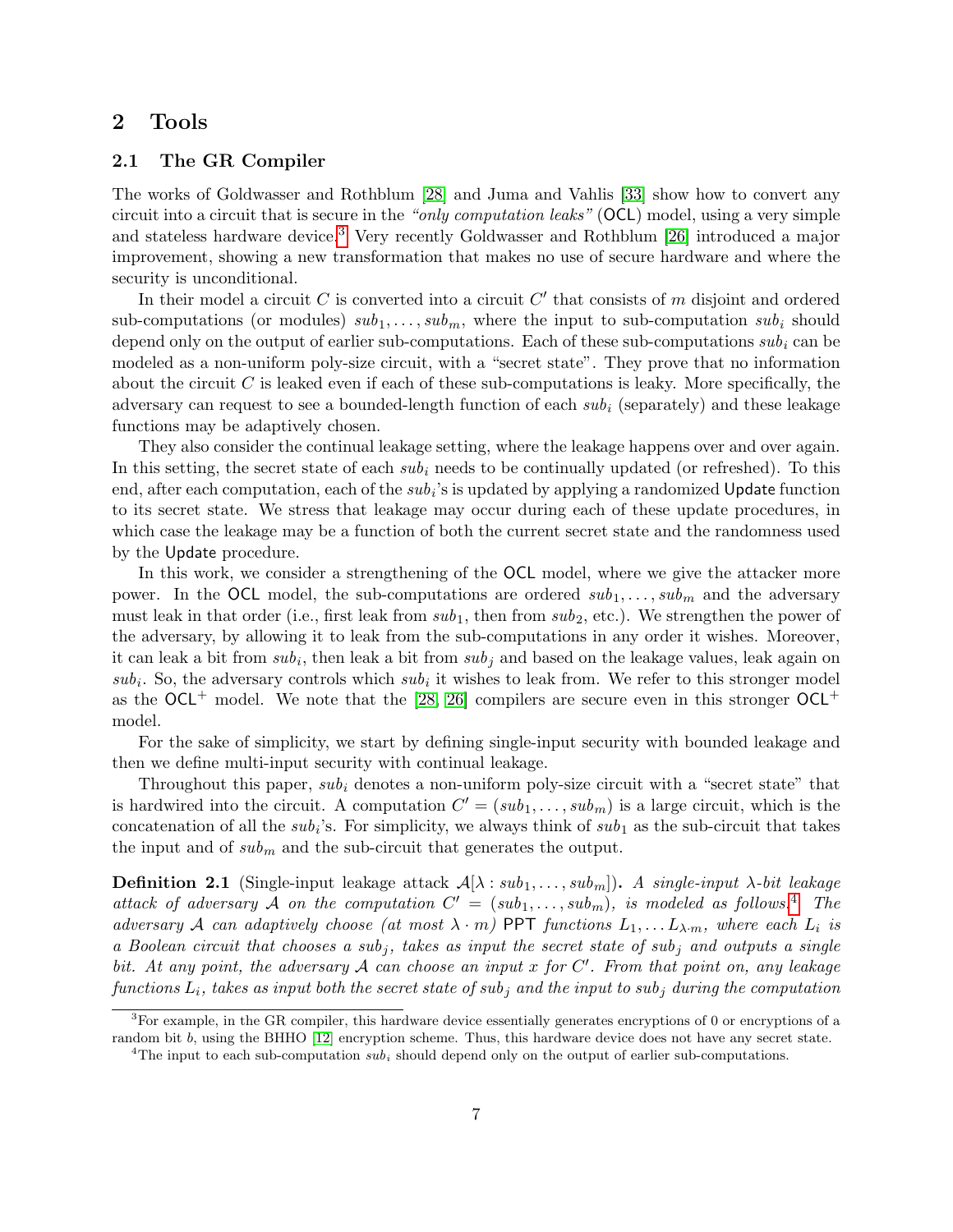## 2 Tools

### 2.1 The GR Compiler

The works of Goldwasser and Rothblum [28] and Juma and Vahlis [33] show how to convert any circuit into a circuit that is secure in the *"only computation leaks"* (OCL) model, using a very simple and stateless hardware device.[3] Very recently Goldwasser and Rothblum [26] introduced a major improvement, showing a new transformation that makes no use of secure hardware and where the security is unconditional.

In their model a circuit $C$ is converted into a circuit $C'$ that consists of $m$ disjoint and ordered sub-computations (or modules) $sub_1, \ldots, sub_m$, where the input to sub-computation $sub_i$ should depend only on the output of earlier sub-computations. Each of these sub-computations $sub_i$ can be modeled as a non-uniform poly-size circuit, with a "secret state". They prove that no information about the circuit $C$ is leaked even if each of these sub-computations is leaky. More specifically, the adversary can request to see a bounded-length function of each $sub_i$ (separately) and these leakage functions may be adaptively chosen.

They also consider the continual leakage setting, where the leakage happens over and over again. In this setting, the secret state of each $sub_i$ needs to be continually updated (or refreshed). To this end, after each computation, each of the $sub_i$'s is updated by applying a randomized Update function to its secret state. We stress that leakage may occur during each of these update procedures, in which case the leakage may be a function of both the current secret state and the randomness used by the Update procedure.

In this work, we consider a strengthening of the OCL model, where we give the attacker more power. In the OCL model, the sub-computations are ordered $sub_1, \ldots, sub_m$ and the adversary must leak in that order (i.e., first leak from $sub_1$, then from $sub_2$, etc.). We strengthen the power of the adversary, by allowing it to leak from the sub-computations in any order it wishes. Moreover, it can leak a bit from $sub_i$, then leak a bit from $sub_j$ and based on the leakage values, leak again on $sub_i$. So, the adversary controls which $sub_i$ it wishes to leak from. We refer to this stronger model as the $\mathsf{OCL}^+$ model. We note that the [28] [26] compilers are secure even in this stronger $\mathsf{OCL}^+$ model.

For the sake of simplicity, we start by defining single-input security with bounded leakage and then we define multi-input security with continual leakage.

Throughout this paper, $sub_i$ denotes a non-uniform poly-size circuit with a "secret state" that is hardwired into the circuit. A computation $C' = (sub_1, \ldots, sub_m)$ is a large circuit, which is the concatenation of all the $sub_i$'s. For simplicity, we always think of $sub_1$ as the sub-circuit that takes the input and of $sub_m$ and the sub-circuit that generates the output.

**Definition 2.1** (Single-input leakage attack $\mathcal{A}[\lambda : sub_1, \ldots, sub_m]$)**.** *A single-input $\lambda$-bit leakage attack of adversary $\mathcal{A}$ on the computation $C' = (sub_1, \ldots, sub_m)$, is modeled as follows.*[4] *The adversary $\mathcal{A}$ can adaptively choose (at most $\lambda \cdot m$) PPT functions $L_1, \ldots L_{\lambda \cdot m}$, where each $L_i$ is a Boolean circuit that chooses a $sub_j$, takes as input the secret state of $sub_j$ and outputs a single bit. At any point, the adversary $\mathcal{A}$ can choose an input $x$ for $C'$. From that point on, any leakage functions $L_i$, takes as input both the secret state of $sub_j$ and the input to $sub_j$ during the computation*

[3] For example, in the GR compiler, this hardware device essentially generates encryptions of 0 or encryptions of a random bit $b$, using the BHHO [12] encryption scheme. Thus, this hardware device does not have any secret state.

[4] The input to each sub-computation $sub_i$ should depend only on the output of earlier sub-computations.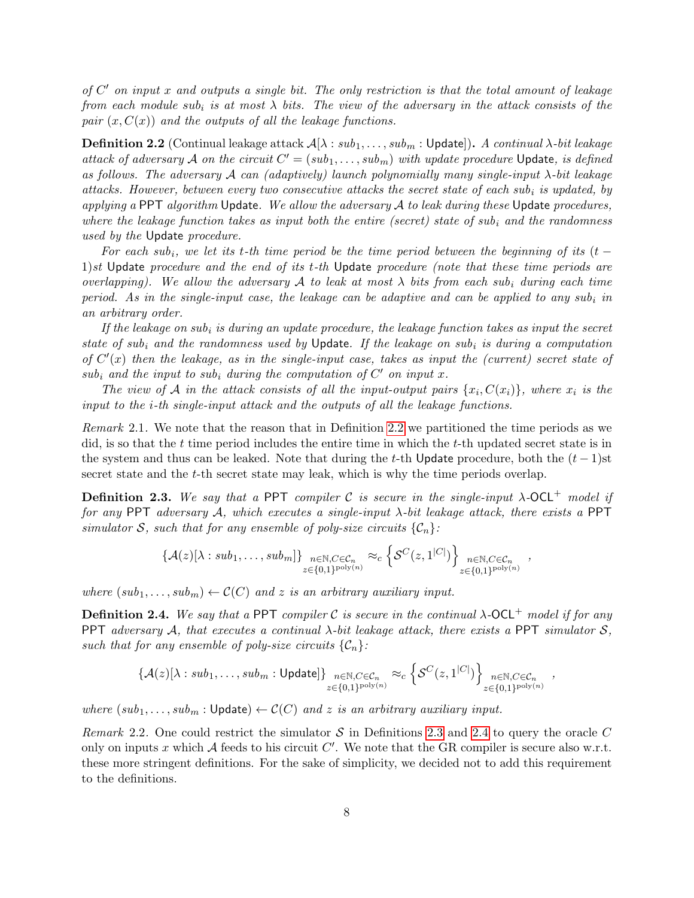*of $C'$ on input $x$ and outputs a single bit. The only restriction is that the total amount of leakage from each module $sub_i$ is at most $\lambda$ bits. The view of the adversary in the attack consists of the pair $(x, C(x))$ and the outputs of all the leakage functions.*

**Definition 2.2** (Continual leakage attack $\mathcal{A}[\lambda : sub_1, \ldots, sub_m : \mathsf{Update}]$)**.** *A continual $\lambda$-bit leakage attack of adversary $\mathcal{A}$ on the circuit $C' = (sub_1, \ldots, sub_m)$ with update procedure* Update*, is defined as follows. The adversary $\mathcal{A}$ can (adaptively) launch polynomially many single-input $\lambda$-bit leakage attacks. However, between every two consecutive attacks the secret state of each $sub_i$ is updated, by applying a* PPT *algorithm* Update*. We allow the adversary $\mathcal{A}$ to leak during these* Update *procedures, where the leakage function takes as input both the entire (secret) state of $sub_i$ and the randomness used by the* Update *procedure.*

*For each $sub_i$, we let its $t$-th time period be the time period between the beginning of its $(t-1)$st* Update *procedure and the end of its $t$-th* Update *procedure (note that these time periods are overlapping). We allow the adversary $\mathcal{A}$ to leak at most $\lambda$ bits from each $sub_i$ during each time period. As in the single-input case, the leakage can be adaptive and can be applied to any $sub_i$ in an arbitrary order.*

*If the leakage on $sub_i$ is during an update procedure, the leakage function takes as input the secret state of $sub_i$ and the randomness used by* Update*. If the leakage on $sub_i$ is during a computation of $C'(x)$ then the leakage, as in the single-input case, takes as input the (current) secret state of $sub_i$ and the input to $sub_i$ during the computation of $C'$ on input $x$.*

*The view of $\mathcal{A}$ in the attack consists of all the input-output pairs $\{x_i, C(x_i)\}$, where $x_i$ is the input to the $i$-th single-input attack and the outputs of all the leakage functions.*

*Remark* 2.1. We note that the reason that in Definition 2.2 we partitioned the time periods as we did, is so that the $t$ time period includes the entire time in which the $t$-th updated secret state is in the system and thus can be leaked. Note that during the $t$-th Update procedure, both the $(t-1)$st secret state and the $t$-th secret state may leak, which is why the time periods overlap.

**Definition 2.3.** *We say that a* PPT *compiler $\mathcal{C}$ is secure in the single-input $\lambda$-$\mathsf{OCL}^+$ model if for any* PPT *adversary $\mathcal{A}$, which executes a single-input $\lambda$-bit leakage attack, there exists a* PPT *simulator $\mathcal{S}$, such that for any ensemble of poly-size circuits $\{\mathcal{C}_n\}$:*

$$\{\mathcal{A}(z)[\lambda : sub_1, \ldots, sub_m]\}_{\substack{n \in \mathbb{N}, C \in \mathcal{C}_n \\ z \in \{0,1\}^{\mathrm{poly}(n)}}} \approx_c \left\{\mathcal{S}^C(z, 1^{|C|})\right\}_{\substack{n \in \mathbb{N}, C \in \mathcal{C}_n \\ z \in \{0,1\}^{\mathrm{poly}(n)}}},$$

*where $(sub_1, \ldots, sub_m) \leftarrow \mathcal{C}(C)$ and $z$ is an arbitrary auxiliary input.*

**Definition 2.4.** *We say that a* PPT *compiler $\mathcal{C}$ is secure in the continual $\lambda$-$\mathsf{OCL}^+$ model if for any* PPT *adversary $\mathcal{A}$, that executes a continual $\lambda$-bit leakage attack, there exists a* PPT *simulator $\mathcal{S}$, such that for any ensemble of poly-size circuits $\{\mathcal{C}_n\}$:*

$$\{\mathcal{A}(z)[\lambda : sub_1, \ldots, sub_m : \mathsf{Update}]\}_{\substack{n \in \mathbb{N}, C \in \mathcal{C}_n \\ z \in \{0,1\}^{\mathrm{poly}(n)}}} \approx_c \left\{\mathcal{S}^C(z, 1^{|C|})\right\}_{\substack{n \in \mathbb{N}, C \in \mathcal{C}_n \\ z \in \{0,1\}^{\mathrm{poly}(n)}}},$$

*where $(sub_1, \ldots, sub_m : \mathsf{Update}) \leftarrow \mathcal{C}(C)$ and $z$ is an arbitrary auxiliary input.*

*Remark* 2.2. One could restrict the simulator $\mathcal{S}$ in Definitions 2.3 and 2.4 to query the oracle $C$ only on inputs $x$ which $\mathcal{A}$ feeds to his circuit $C'$. We note that the GR compiler is secure also w.r.t. these more stringent definitions. For the sake of simplicity, we decided not to add this requirement to the definitions.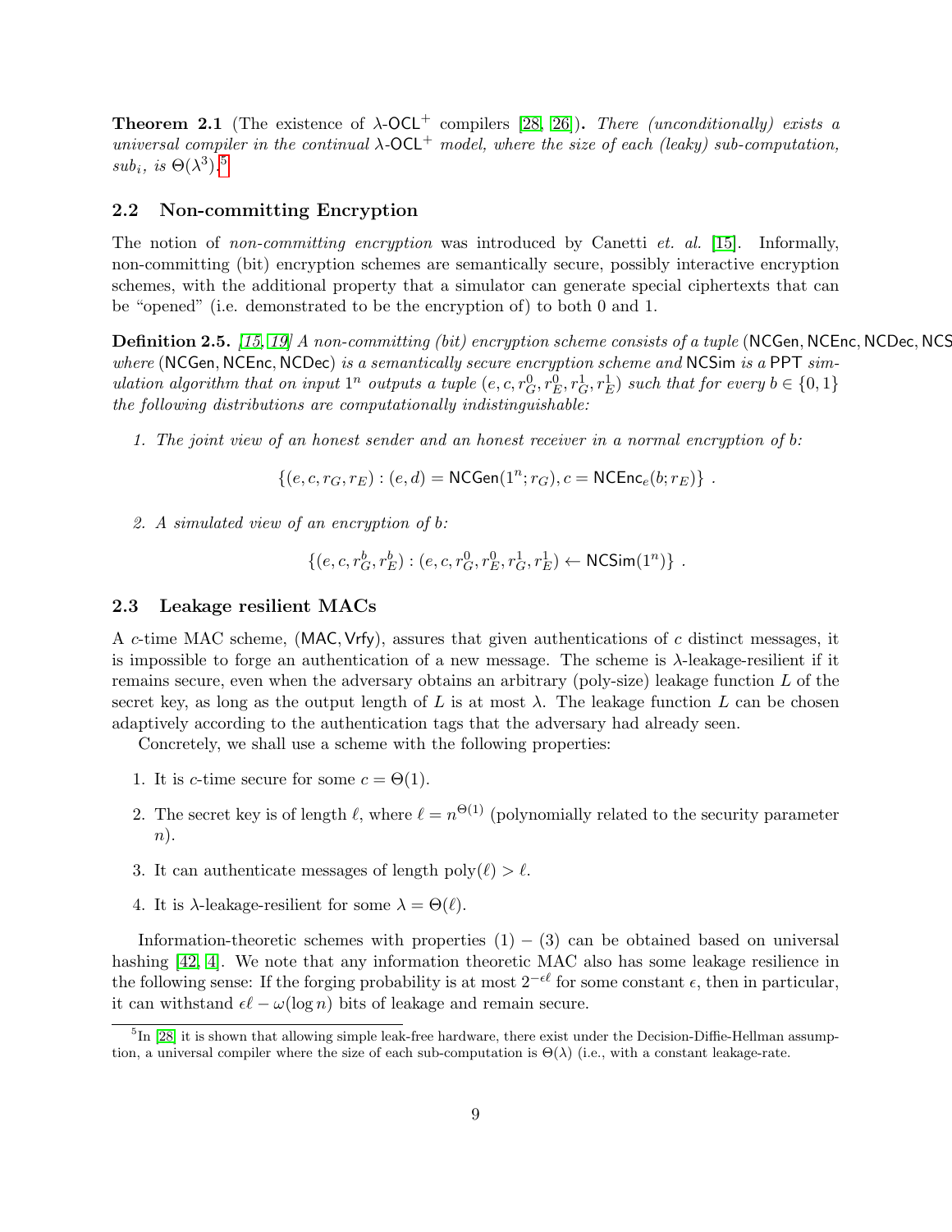**Theorem 2.1** (The existence of $\lambda$-$\mathsf{OCL}^+$ compilers [28, 26])**.** *There (unconditionally) exists a universal compiler in the continual $\lambda$-$\mathsf{OCL}^+$ model, where the size of each (leaky) sub-computation, $sub_i$, is $\Theta(\lambda^3)$.*[5]

## 2.2 Non-committing Encryption

The notion of *non-committing encryption* was introduced by Canetti *et. al.* [15]. Informally, non-committing (bit) encryption schemes are semantically secure, possibly interactive encryption schemes, with the additional property that a simulator can generate special ciphertexts that can be "opened" (i.e. demonstrated to be the encryption of) to both 0 and 1.

**Definition 2.5.** *[15, 19] A non-committing (bit) encryption scheme consists of a tuple* $(\mathsf{NCGen}, \mathsf{NCEnc}, \mathsf{NCDec}, \mathsf{NCS}$ *where* $(\mathsf{NCGen}, \mathsf{NCEnc}, \mathsf{NCDec})$ *is a semantically secure encryption scheme and* $\mathsf{NCSim}$ *is a* $\mathsf{PPT}$ *simulation algorithm that on input* $1^n$ *outputs a tuple* $(e, c, r_G^0, r_E^0, r_G^1, r_E^1)$ *such that for every* $b \in \{0,1\}$ *the following distributions are computationally indistinguishable:*

1. *The joint view of an honest sender and an honest receiver in a normal encryption of* $b$*:*

$$\{(e, c, r_G, r_E) : (e, d) = \mathsf{NCGen}(1^n; r_G), c = \mathsf{NCEnc}_e(b; r_E)\}\ .$$

2. *A simulated view of an encryption of* $b$*:*

$$\{(e, c, r_G^b, r_E^b) : (e, c, r_G^0, r_E^0, r_G^1, r_E^1) \leftarrow \mathsf{NCSim}(1^n)\}\ .$$

## 2.3 Leakage resilient MACs

A $c$-time MAC scheme, $(\mathsf{MAC}, \mathsf{Vrfy})$, assures that given authentications of $c$ distinct messages, it is impossible to forge an authentication of a new message. The scheme is $\lambda$-leakage-resilient if it remains secure, even when the adversary obtains an arbitrary (poly-size) leakage function $L$ of the secret key, as long as the output length of $L$ is at most $\lambda$. The leakage function $L$ can be chosen adaptively according to the authentication tags that the adversary had already seen.

Concretely, we shall use a scheme with the following properties:

1. It is $c$-time secure for some $c = \Theta(1)$.
2. The secret key is of length $\ell$, where $\ell = n^{\Theta(1)}$ (polynomially related to the security parameter $n$).
3. It can authenticate messages of length $\mathrm{poly}(\ell) > \ell$.
4. It is $\lambda$-leakage-resilient for some $\lambda = \Theta(\ell)$.

Information-theoretic schemes with properties (1) – (3) can be obtained based on universal hashing [42, 4]. We note that any information theoretic MAC also has some leakage resilience in the following sense: If the forging probability is at most $2^{-\epsilon\ell}$ for some constant $\epsilon$, then in particular, it can withstand $\epsilon\ell - \omega(\log n)$ bits of leakage and remain secure.

[5] In [28] it is shown that allowing simple leak-free hardware, there exist under the Decision-Diffie-Hellman assumption, a universal compiler where the size of each sub-computation is $\Theta(\lambda)$ (i.e., with a constant leakage-rate.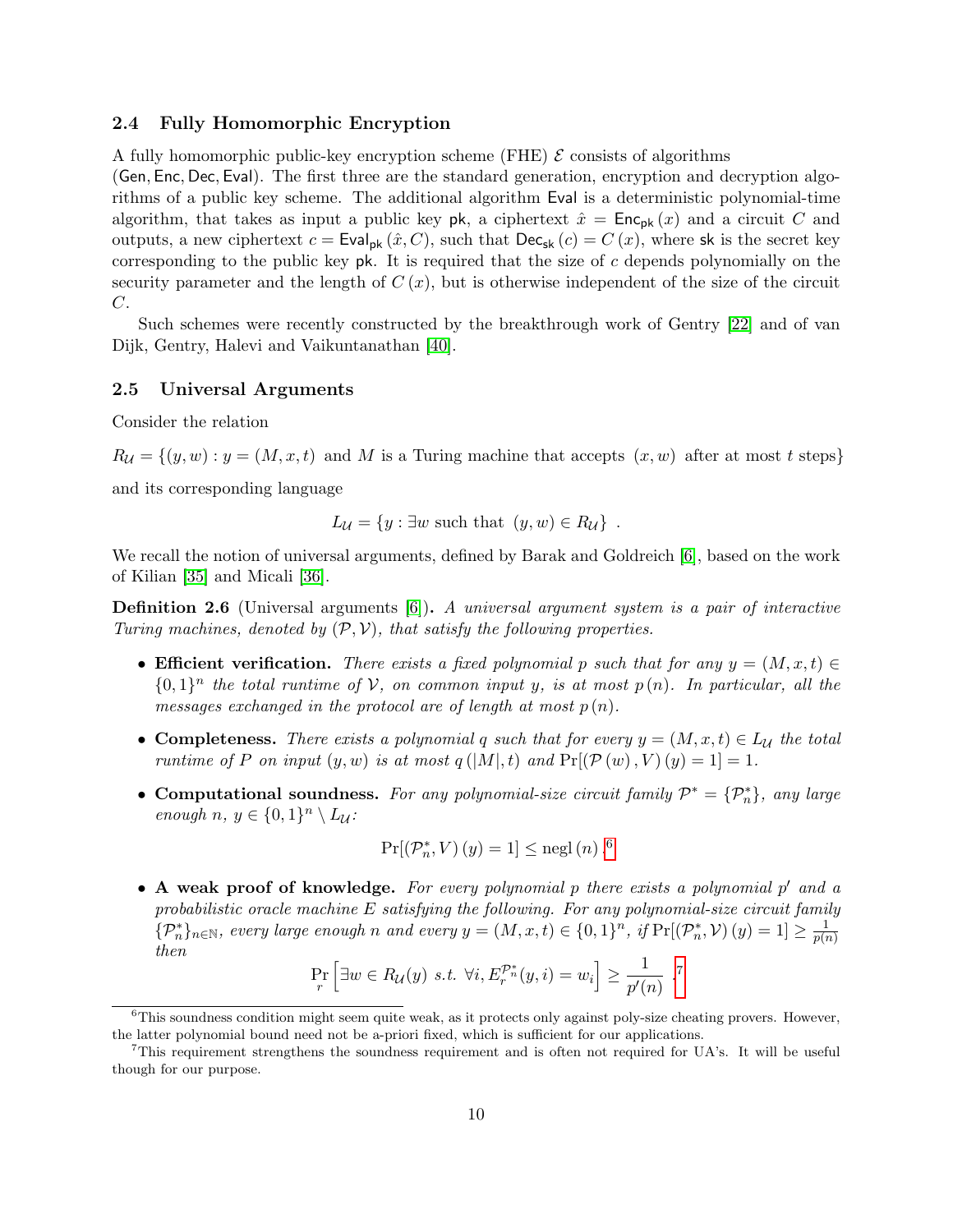### 2.4 Fully Homomorphic Encryption

A fully homomorphic public-key encryption scheme (FHE) $\mathcal{E}$ consists of algorithms ($\mathsf{Gen}, \mathsf{Enc}, \mathsf{Dec}, \mathsf{Eval}$). The first three are the standard generation, encryption and decryption algorithms of a public key scheme. The additional algorithm $\mathsf{Eval}$ is a deterministic polynomial-time algorithm, that takes as input a public key $\mathsf{pk}$, a ciphertext $\hat{x} = \mathsf{Enc}_{\mathsf{pk}}(x)$ and a circuit $C$ and outputs, a new ciphertext $c = \mathsf{Eval}_{\mathsf{pk}}(\hat{x}, C)$, such that $\mathsf{Dec}_{\mathsf{sk}}(c) = C(x)$, where $\mathsf{sk}$ is the secret key corresponding to the public key $\mathsf{pk}$. It is required that the size of $c$ depends polynomially on the security parameter and the length of $C(x)$, but is otherwise independent of the size of the circuit $C$.

Such schemes were recently constructed by the breakthrough work of Gentry [22] and of van Dijk, Gentry, Halevi and Vaikuntanathan [40].

### 2.5 Universal Arguments

Consider the relation

$R_{\mathcal{U}} = \{(y, w) : y = (M, x, t) \text{ and } M \text{ is a Turing machine that accepts } (x, w) \text{ after at most } t \text{ steps}\}$

and its corresponding language

$$L_{\mathcal{U}} = \{y : \exists w \text{ such that } (y, w) \in R_{\mathcal{U}}\} \ .$$

We recall the notion of universal arguments, defined by Barak and Goldreich [6], based on the work of Kilian [35] and Micali [36].

**Definition 2.6** (Universal arguments [6])**.** *A universal argument system is a pair of interactive Turing machines, denoted by $(\mathcal{P}, \mathcal{V})$, that satisfy the following properties.*

- **Efficient verification.** *There exists a fixed polynomial $p$ such that for any $y = (M, x, t) \in \{0,1\}^n$ the total runtime of $\mathcal{V}$, on common input $y$, is at most $p(n)$. In particular, all the messages exchanged in the protocol are of length at most $p(n)$.*

- **Completeness.** *There exists a polynomial $q$ such that for every $y = (M, x, t) \in L_{\mathcal{U}}$ the total runtime of $P$ on input $(y, w)$ is at most $q(|M|, t)$ and $\Pr[(\mathcal{P}(w), V)(y) = 1] = 1$.*

- **Computational soundness.** *For any polynomial-size circuit family $\mathcal{P}^* = \{\mathcal{P}^*_n\}$, any large enough $n$, $y \in \{0,1\}^n \setminus L_{\mathcal{U}}$:*

$$\Pr[(\mathcal{P}^*_n, V)(y) = 1] \leq \mathrm{negl}(n) \ .[6]$$

- **A weak proof of knowledge.** *For every polynomial $p$ there exists a polynomial $p'$ and a probabilistic oracle machine $E$ satisfying the following. For any polynomial-size circuit family $\{\mathcal{P}^*_n\}_{n\in\mathbb{N}}$, every large enough $n$ and every $y = (M, x, t) \in \{0,1\}^n$, if $\Pr[(\mathcal{P}^*_n, \mathcal{V})(y) = 1] \geq \frac{1}{p(n)}$ then*

$$\Pr_r\left[\exists w \in R_{\mathcal{U}}(y) \ s.t. \ \forall i, E_r^{\mathcal{P}^*_n}(y, i) = w_i\right] \geq \frac{1}{p'(n)} \ .[7]$$

[6] This soundness condition might seem quite weak, as it protects only against poly-size cheating provers. However, the latter polynomial bound need not be a-priori fixed, which is sufficient for our applications.

[7] This requirement strengthens the soundness requirement and is often not required for UA's. It will be useful though for our purpose.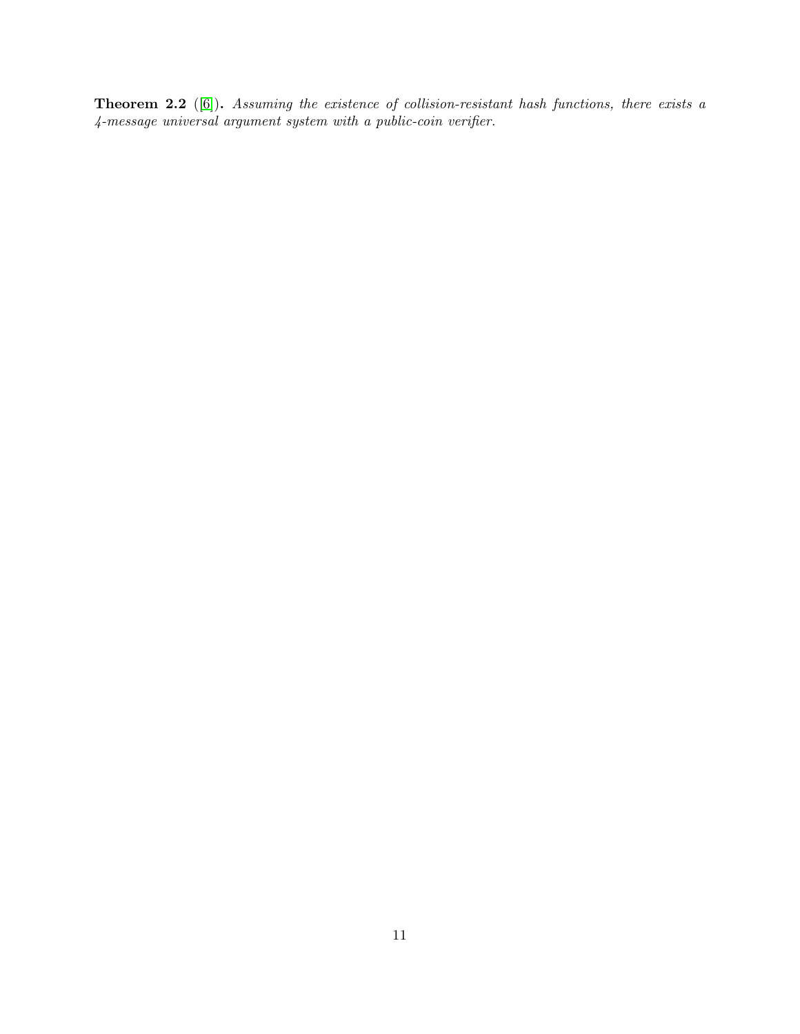**Theorem 2.2** ([6]). *Assuming the existence of collision-resistant hash functions, there exists a 4-message universal argument system with a public-coin verifier.*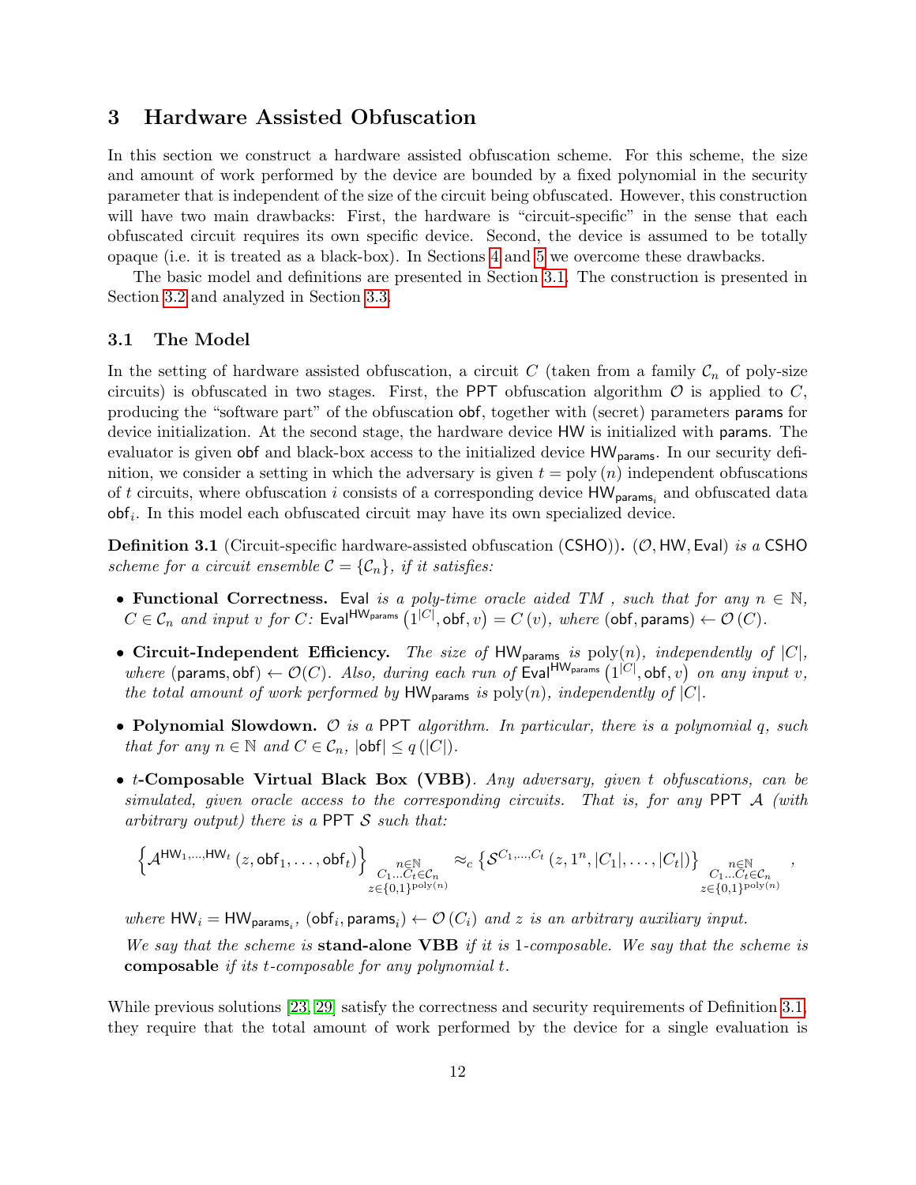## 3 Hardware Assisted Obfuscation

In this section we construct a hardware assisted obfuscation scheme. For this scheme, the size and amount of work performed by the device are bounded by a fixed polynomial in the security parameter that is independent of the size of the circuit being obfuscated. However, this construction will have two main drawbacks: First, the hardware is "circuit-specific" in the sense that each obfuscated circuit requires its own specific device. Second, the device is assumed to be totally opaque (i.e. it is treated as a black-box). In Sections 4 and 5 we overcome these drawbacks.

The basic model and definitions are presented in Section 3.1. The construction is presented in Section 3.2 and analyzed in Section 3.3.

### 3.1 The Model

In the setting of hardware assisted obfuscation, a circuit $C$ (taken from a family $\mathcal{C}_n$ of poly-size circuits) is obfuscated in two stages. First, the PPT obfuscation algorithm $\mathcal{O}$ is applied to $C$, producing the "software part" of the obfuscation $\mathsf{obf}$, together with (secret) parameters $\mathsf{params}$ for device initialization. At the second stage, the hardware device $\mathsf{HW}$ is initialized with $\mathsf{params}$. The evaluator is given $\mathsf{obf}$ and black-box access to the initialized device $\mathsf{HW}_{\mathsf{params}}$. In our security definition, we consider a setting in which the adversary is given $t = \mathrm{poly}(n)$ independent obfuscations of $t$ circuits, where obfuscation $i$ consists of a corresponding device $\mathsf{HW}_{\mathsf{params}_i}$ and obfuscated data $\mathsf{obf}_i$. In this model each obfuscated circuit may have its own specialized device.

**Definition 3.1** (Circuit-specific hardware-assisted obfuscation (CSHO))**.** *$(\mathcal{O}, \mathsf{HW}, \mathsf{Eval})$ is a CSHO scheme for a circuit ensemble $\mathcal{C} = \{\mathcal{C}_n\}$, if it satisfies:*

- **Functional Correctness.** *$\mathsf{Eval}$ is a poly-time oracle aided TM , such that for any $n \in \mathbb{N}$, $C \in \mathcal{C}_n$ and input $v$ for $C$: $\mathsf{Eval}^{\mathsf{HW}_{\mathsf{params}}}\left(1^{|C|}, \mathsf{obf}, v\right) = C(v)$, where $(\mathsf{obf}, \mathsf{params}) \leftarrow \mathcal{O}(C)$.*
- **Circuit-Independent Efficiency.** *The size of $\mathsf{HW}_{\mathsf{params}}$ is $\mathrm{poly}(n)$, independently of $|C|$, where $(\mathsf{params}, \mathsf{obf}) \leftarrow \mathcal{O}(C)$. Also, during each run of $\mathsf{Eval}^{\mathsf{HW}_{\mathsf{params}}}\left(1^{|C|}, \mathsf{obf}, v\right)$ on any input $v$, the total amount of work performed by $\mathsf{HW}_{\mathsf{params}}$ is $\mathrm{poly}(n)$, independently of $|C|$.*
- **Polynomial Slowdown.** *$\mathcal{O}$ is a PPT algorithm. In particular, there is a polynomial $q$, such that for any $n \in \mathbb{N}$ and $C \in \mathcal{C}_n$, $|\mathsf{obf}| \leq q(|C|)$.*
- **$t$-Composable Virtual Black Box (VBB)**. *Any adversary, given $t$ obfuscations, can be simulated, given oracle access to the corresponding circuits. That is, for any PPT $\mathcal{A}$ (with arbitrary output) there is a PPT $\mathcal{S}$ such that:*

$$\left\{\mathcal{A}^{\mathsf{HW}_1,\ldots,\mathsf{HW}_t}\left(z, \mathsf{obf}_1, \ldots, \mathsf{obf}_t\right)\right\}_{\substack{n\in\mathbb{N} \\ C_1\ldots C_t\in\mathcal{C}_n \\ z\in\{0,1\}^{\mathrm{poly}(n)}}} \approx_c \left\{\mathcal{S}^{C_1,\ldots,C_t}\left(z, 1^n, |C_1|, \ldots, |C_t|\right)\right\}_{\substack{n\in\mathbb{N} \\ C_1\ldots C_t\in\mathcal{C}_n \\ z\in\{0,1\}^{\mathrm{poly}(n)}}},$$

*where $\mathsf{HW}_i = \mathsf{HW}_{\mathsf{params}_i}$, $(\mathsf{obf}_i, \mathsf{params}_i) \leftarrow \mathcal{O}(C_i)$ and $z$ is an arbitrary auxiliary input.*

*We say that the scheme is* **stand-alone VBB** *if it is 1-composable. We say that the scheme is* **composable** *if its $t$-composable for any polynomial $t$.*

While previous solutions [23, 29] satisfy the correctness and security requirements of Definition 3.1, they require that the total amount of work performed by the device for a single evaluation is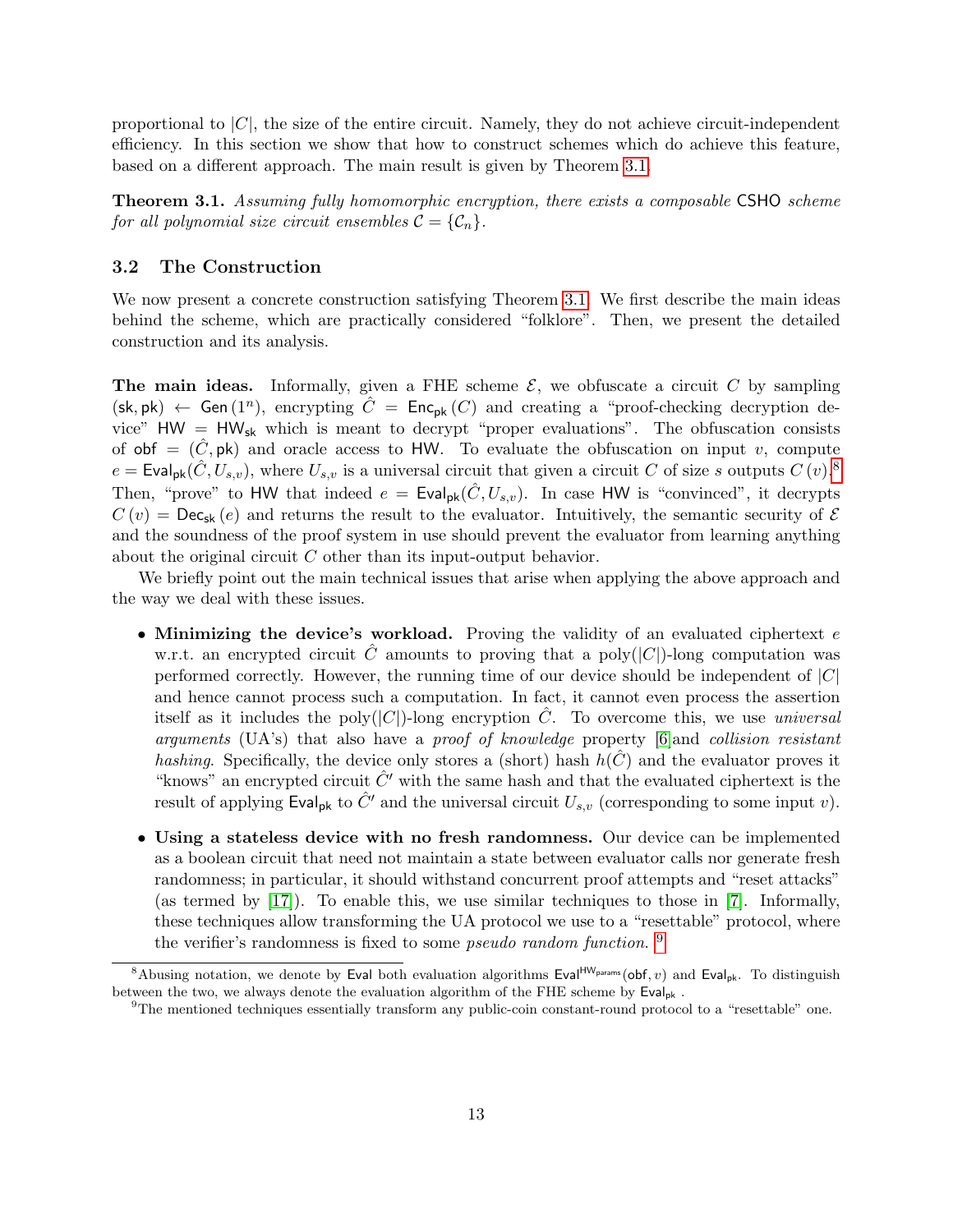proportional to $|C|$, the size of the entire circuit. Namely, they do not achieve circuit-independent efficiency. In this section we show that how to construct schemes which do achieve this feature, based on a different approach. The main result is given by Theorem 3.1.

**Theorem 3.1.** *Assuming fully homomorphic encryption, there exists a composable* CSHO *scheme for all polynomial size circuit ensembles* $\mathcal{C} = \{\mathcal{C}_n\}$.

### 3.2 The Construction

We now present a concrete construction satisfying Theorem 3.1. We first describe the main ideas behind the scheme, which are practically considered "folklore". Then, we present the detailed construction and its analysis.

**The main ideas.** Informally, given a FHE scheme $\mathcal{E}$, we obfuscate a circuit $C$ by sampling $(\mathsf{sk}, \mathsf{pk}) \leftarrow \mathsf{Gen}(1^n)$, encrypting $\hat{C} = \mathsf{Enc}_{\mathsf{pk}}(C)$ and creating a "proof-checking decryption device" $\mathsf{HW} = \mathsf{HW}_{\mathsf{sk}}$ which is meant to decrypt "proper evaluations". The obfuscation consists of $\mathsf{obf} = (\hat{C}, \mathsf{pk})$ and oracle access to $\mathsf{HW}$. To evaluate the obfuscation on input $v$, compute $e = \mathsf{Eval}_{\mathsf{pk}}(\hat{C}, U_{s,v})$, where $U_{s,v}$ is a universal circuit that given a circuit $C$ of size $s$ outputs $C(v)$.[8] Then, "prove" to $\mathsf{HW}$ that indeed $e = \mathsf{Eval}_{\mathsf{pk}}(\hat{C}, U_{s,v})$. In case $\mathsf{HW}$ is "convinced", it decrypts $C(v) = \mathsf{Dec}_{\mathsf{sk}}(e)$ and returns the result to the evaluator. Intuitively, the semantic security of $\mathcal{E}$ and the soundness of the proof system in use should prevent the evaluator from learning anything about the original circuit $C$ other than its input-output behavior.

We briefly point out the main technical issues that arise when applying the above approach and the way we deal with these issues.

- **Minimizing the device's workload.** Proving the validity of an evaluated ciphertext $e$ w.r.t. an encrypted circuit $\hat{C}$ amounts to proving that a $\text{poly}(|C|)$-long computation was performed correctly. However, the running time of our device should be independent of $|C|$ and hence cannot process such a computation. In fact, it cannot even process the assertion itself as it includes the $\text{poly}(|C|)$-long encryption $\hat{C}$. To overcome this, we use *universal arguments* (UA's) that also have a *proof of knowledge* property [6] and *collision resistant hashing*. Specifically, the device only stores a (short) hash $h(\hat{C})$ and the evaluator proves it "knows" an encrypted circuit $\hat{C}'$ with the same hash and that the evaluated ciphertext is the result of applying $\mathsf{Eval}_{\mathsf{pk}}$ to $\hat{C}'$ and the universal circuit $U_{s,v}$ (corresponding to some input $v$).
- **Using a stateless device with no fresh randomness.** Our device can be implemented as a boolean circuit that need not maintain a state between evaluator calls nor generate fresh randomness; in particular, it should withstand concurrent proof attempts and "reset attacks" (as termed by [17]). To enable this, we use similar techniques to those in [7]. Informally, these techniques allow transforming the UA protocol we use to a "resettable" protocol, where the verifier's randomness is fixed to some *pseudo random function*. [9]

[8] Abusing notation, we denote by $\mathsf{Eval}$ both evaluation algorithms $\mathsf{Eval}^{\mathsf{HW}_{\mathsf{params}}}(\mathsf{obf}, v)$ and $\mathsf{Eval}_{\mathsf{pk}}$. To distinguish between the two, we always denote the evaluation algorithm of the FHE scheme by $\mathsf{Eval}_{\mathsf{pk}}$ .

[9] The mentioned techniques essentially transform any public-coin constant-round protocol to a "resettable" one.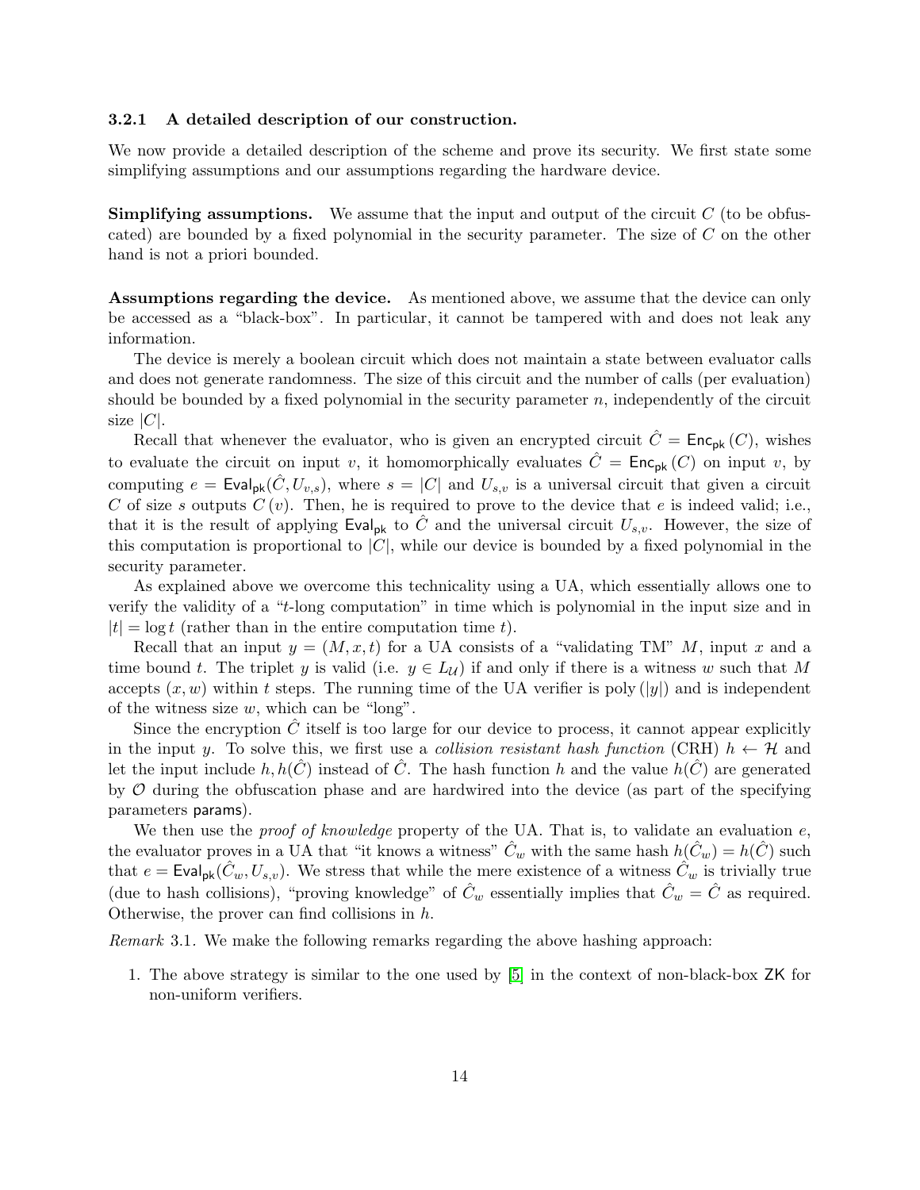### 3.2.1 A detailed description of our construction.

We now provide a detailed description of the scheme and prove its security. We first state some simplifying assumptions and our assumptions regarding the hardware device.

**Simplifying assumptions.** We assume that the input and output of the circuit $C$ (to be obfuscated) are bounded by a fixed polynomial in the security parameter. The size of $C$ on the other hand is not a priori bounded.

**Assumptions regarding the device.** As mentioned above, we assume that the device can only be accessed as a "black-box". In particular, it cannot be tampered with and does not leak any information.

The device is merely a boolean circuit which does not maintain a state between evaluator calls and does not generate randomness. The size of this circuit and the number of calls (per evaluation) should be bounded by a fixed polynomial in the security parameter $n$, independently of the circuit size $|C|$.

Recall that whenever the evaluator, who is given an encrypted circuit $\hat{C} = \mathsf{Enc}_{\mathsf{pk}}(C)$, wishes to evaluate the circuit on input $v$, it homomorphically evaluates $\hat{C} = \mathsf{Enc}_{\mathsf{pk}}(C)$ on input $v$, by computing $e = \mathsf{Eval}_{\mathsf{pk}}(\hat{C}, U_{v,s})$, where $s = |C|$ and $U_{s,v}$ is a universal circuit that given a circuit $C$ of size $s$ outputs $C(v)$. Then, he is required to prove to the device that $e$ is indeed valid; i.e., that it is the result of applying $\mathsf{Eval}_{\mathsf{pk}}$ to $\hat{C}$ and the universal circuit $U_{s,v}$. However, the size of this computation is proportional to $|C|$, while our device is bounded by a fixed polynomial in the security parameter.

As explained above we overcome this technicality using a UA, which essentially allows one to verify the validity of a "$t$-long computation" in time which is polynomial in the input size and in $|t| = \log t$ (rather than in the entire computation time $t$).

Recall that an input $y = (M, x, t)$ for a UA consists of a "validating TM" $M$, input $x$ and a time bound $t$. The triplet $y$ is valid (i.e. $y \in L_{\mathcal{U}}$) if and only if there is a witness $w$ such that $M$ accepts $(x, w)$ within $t$ steps. The running time of the UA verifier is $\mathrm{poly}(|y|)$ and is independent of the witness size $w$, which can be "long".

Since the encryption $\hat{C}$ itself is too large for our device to process, it cannot appear explicitly in the input $y$. To solve this, we first use a *collision resistant hash function* (CRH) $h \leftarrow \mathcal{H}$ and let the input include $h, h(\hat{C})$ instead of $\hat{C}$. The hash function $h$ and the value $h(\hat{C})$ are generated by $\mathcal{O}$ during the obfuscation phase and are hardwired into the device (as part of the specifying parameters $\mathsf{params}$).

We then use the *proof of knowledge* property of the UA. That is, to validate an evaluation $e$, the evaluator proves in a UA that "it knows a witness" $\hat{C}_w$ with the same hash $h(\hat{C}_w) = h(\hat{C})$ such that $e = \mathsf{Eval}_{\mathsf{pk}}(\hat{C}_w, U_{s,v})$. We stress that while the mere existence of a witness $\hat{C}_w$ is trivially true (due to hash collisions), "proving knowledge" of $\hat{C}_w$ essentially implies that $\hat{C}_w = \hat{C}$ as required. Otherwise, the prover can find collisions in $h$.

*Remark* 3.1. We make the following remarks regarding the above hashing approach:

1. The above strategy is similar to the one used by [5] in the context of non-black-box $\mathsf{ZK}$ for non-uniform verifiers.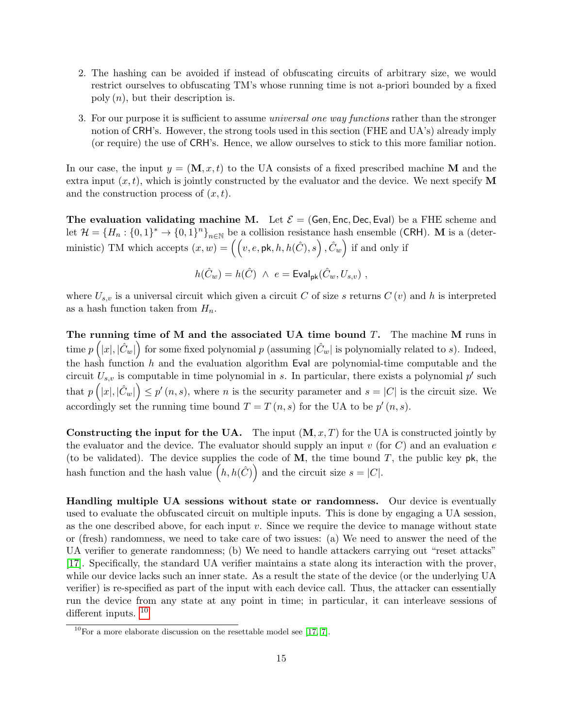2. The hashing can be avoided if instead of obfuscating circuits of arbitrary size, we would restrict ourselves to obfuscating TM's whose running time is not a-priori bounded by a fixed poly $(n)$, but their description is.

3. For our purpose it is sufficient to assume *universal one way functions* rather than the stronger notion of $\mathsf{CRH}$'s. However, the strong tools used in this section (FHE and UA's) already imply (or require) the use of $\mathsf{CRH}$'s. Hence, we allow ourselves to stick to this more familiar notion.

In our case, the input $y = (\mathbf{M}, x, t)$ to the UA consists of a fixed prescribed machine $\mathbf{M}$ and the extra input $(x, t)$, which is jointly constructed by the evaluator and the device. We next specify $\mathbf{M}$ and the construction process of $(x, t)$.

**The evaluation validating machine M.** Let $\mathcal{E} = (\mathsf{Gen}, \mathsf{Enc}, \mathsf{Dec}, \mathsf{Eval})$ be a FHE scheme and let $\mathcal{H} = \{H_n : \{0,1\}^* \to \{0,1\}^n\}_{n\in\mathbb{N}}$ be a collision resistance hash ensemble ($\mathsf{CRH}$). $\mathbf{M}$ is a (deterministic) TM which accepts $(x, w) = \left(\left(v, e, \mathsf{pk}, h, h(\hat{C}), s\right), \hat{C}_w\right)$ if and only if

$$h(\hat{C}_w) = h(\hat{C}) \ \wedge \ e = \mathsf{Eval}_{\mathsf{pk}}(\hat{C}_w, U_{s,v}) \ ,$$

where $U_{s,v}$ is a universal circuit which given a circuit $C$ of size $s$ returns $C(v)$ and $h$ is interpreted as a hash function taken from $H_n$.

**The running time of M and the associated UA time bound $T$.** The machine $\mathbf{M}$ runs in time $p\left(|x|, |\hat{C}_w|\right)$ for some fixed polynomial $p$ (assuming $|\hat{C}_w|$ is polynomially related to $s$). Indeed, the hash function $h$ and the evaluation algorithm $\mathsf{Eval}$ are polynomial-time computable and the circuit $U_{s,v}$ is computable in time polynomial in $s$. In particular, there exists a polynomial $p'$ such that $p\left(|x|, |\hat{C}_w|\right) \leq p'(n, s)$, where $n$ is the security parameter and $s = |C|$ is the circuit size. We accordingly set the running time bound $T = T(n, s)$ for the UA to be $p'(n, s)$.

**Constructing the input for the UA.** The input $(\mathbf{M}, x, T)$ for the UA is constructed jointly by the evaluator and the device. The evaluator should supply an input $v$ (for $C$) and an evaluation $e$ (to be validated). The device supplies the code of $\mathbf{M}$, the time bound $T$, the public key $\mathsf{pk}$, the hash function and the hash value $\left(h, h(\hat{C})\right)$ and the circuit size $s = |C|$.

**Handling multiple UA sessions without state or randomness.** Our device is eventually used to evaluate the obfuscated circuit on multiple inputs. This is done by engaging a UA session, as the one described above, for each input $v$. Since we require the device to manage without state or (fresh) randomness, we need to take care of two issues: (a) We need to answer the need of the UA verifier to generate randomness; (b) We need to handle attackers carrying out "reset attacks" [17]. Specifically, the standard UA verifier maintains a state along its interaction with the prover, while our device lacks such an inner state. As a result the state of the device (or the underlying UA verifier) is re-specified as part of the input with each device call. Thus, the attacker can essentially run the device from any state at any point in time; in particular, it can interleave sessions of different inputs. [10]

[10] For a more elaborate discussion on the resettable model see [17, 7].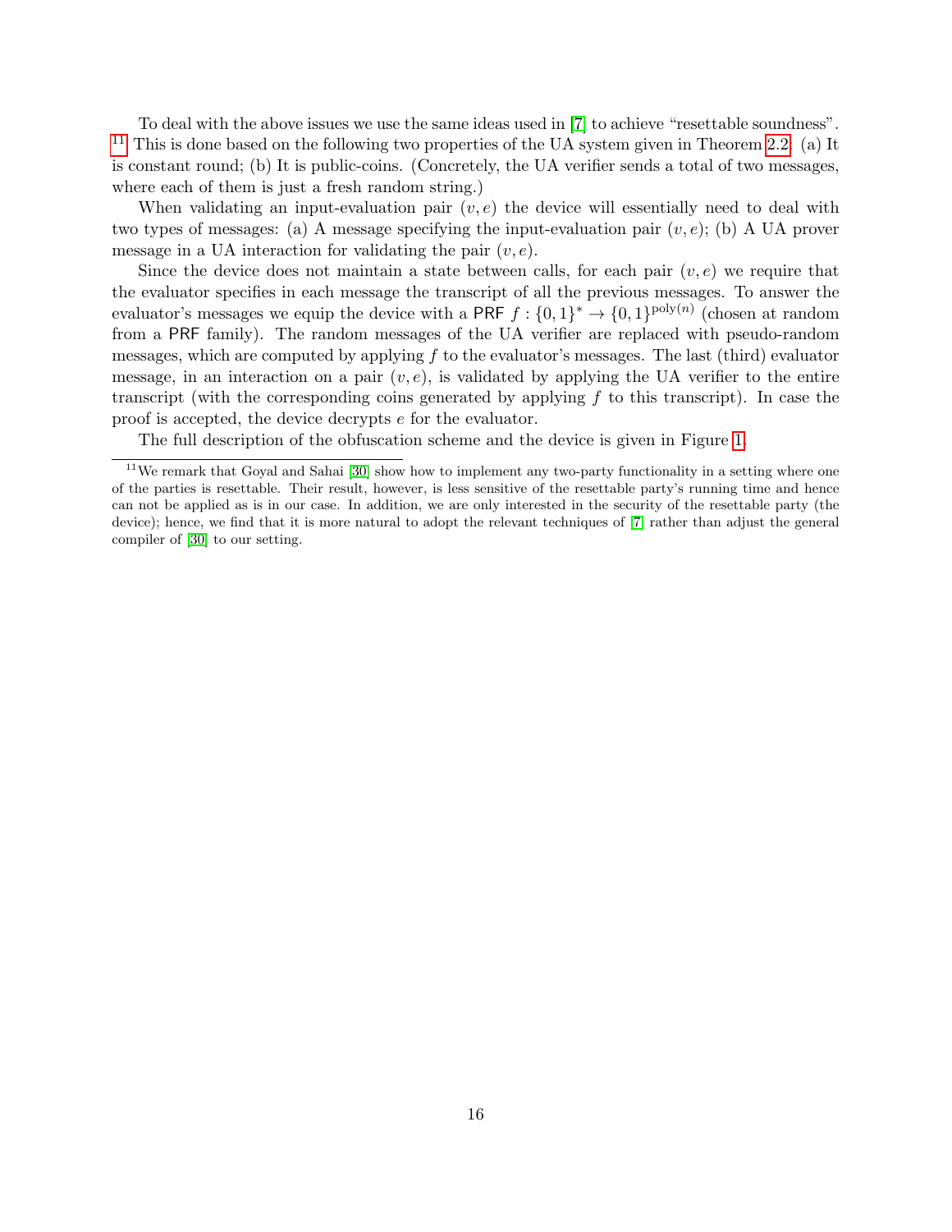To deal with the above issues we use the same ideas used in [7] to achieve "resettable soundness". [11] This is done based on the following two properties of the UA system given in Theorem 2.2: (a) It is constant round; (b) It is public-coins. (Concretely, the UA verifier sends a total of two messages, where each of them is just a fresh random string.)

When validating an input-evaluation pair $(v, e)$ the device will essentially need to deal with two types of messages: (a) A message specifying the input-evaluation pair $(v, e)$; (b) A UA prover message in a UA interaction for validating the pair $(v, e)$.

Since the device does not maintain a state between calls, for each pair $(v, e)$ we require that the evaluator specifies in each message the transcript of all the previous messages. To answer the evaluator's messages we equip the device with a PRF $f : \{0,1\}^* \rightarrow \{0,1\}^{\mathrm{poly}(n)}$ (chosen at random from a PRF family). The random messages of the UA verifier are replaced with pseudo-random messages, which are computed by applying $f$ to the evaluator's messages. The last (third) evaluator message, in an interaction on a pair $(v, e)$, is validated by applying the UA verifier to the entire transcript (with the corresponding coins generated by applying $f$ to this transcript). In case the proof is accepted, the device decrypts $e$ for the evaluator.

The full description of the obfuscation scheme and the device is given in Figure 1.

[11] We remark that Goyal and Sahai [30] show how to implement any two-party functionality in a setting where one of the parties is resettable. Their result, however, is less sensitive of the resettable party's running time and hence can not be applied as is in our case. In addition, we are only interested in the security of the resettable party (the device); hence, we find that it is more natural to adopt the relevant techniques of [7] rather than adjust the general compiler of [30] to our setting.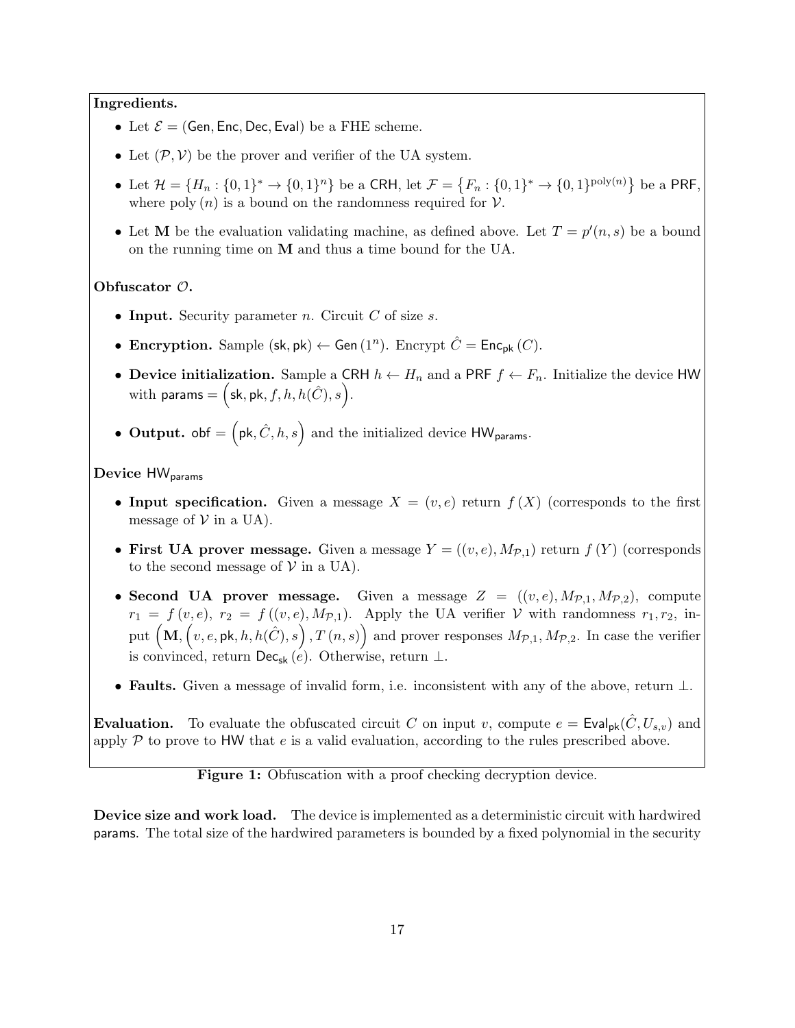**Ingredients.**

- Let $\mathcal{E} = (\mathsf{Gen}, \mathsf{Enc}, \mathsf{Dec}, \mathsf{Eval})$ be a FHE scheme.
- Let $(\mathcal{P}, \mathcal{V})$ be the prover and verifier of the UA system.
- Let $\mathcal{H} = \{H_n : \{0,1\}^* \to \{0,1\}^n\}$ be a CRH, let $\mathcal{F} = \{F_n : \{0,1\}^* \to \{0,1\}^{\mathrm{poly}(n)}\}$ be a PRF, where $\mathrm{poly}(n)$ is a bound on the randomness required for $\mathcal{V}$.
- Let $\mathbf{M}$ be the evaluation validating machine, as defined above. Let $T = p'(n, s)$ be a bound on the running time on $\mathbf{M}$ and thus a time bound for the UA.

**Obfuscator $\mathcal{O}$.**

- **Input.** Security parameter $n$. Circuit $C$ of size $s$.
- **Encryption.** Sample $(\mathsf{sk}, \mathsf{pk}) \leftarrow \mathsf{Gen}(1^n)$. Encrypt $\hat{C} = \mathsf{Enc}_{\mathsf{pk}}(C)$.
- **Device initialization.** Sample a CRH $h \leftarrow H_n$ and a PRF $f \leftarrow F_n$. Initialize the device HW with $\mathsf{params} = \left(\mathsf{sk}, \mathsf{pk}, f, h, h(\hat{C}), s\right)$.
- **Output.** $\mathsf{obf} = \left(\mathsf{pk}, \hat{C}, h, s\right)$ and the initialized device $\mathsf{HW}_{\mathsf{params}}$.

**Device $\mathsf{HW}_{\mathsf{params}}$**

- **Input specification.** Given a message $X = (v, e)$ return $f(X)$ (corresponds to the first message of $\mathcal{V}$ in a UA).
- **First UA prover message.** Given a message $Y = ((v, e), M_{\mathcal{P},1})$ return $f(Y)$ (corresponds to the second message of $\mathcal{V}$ in a UA).
- **Second UA prover message.** Given a message $Z = ((v, e), M_{\mathcal{P},1}, M_{\mathcal{P},2})$, compute $r_1 = f(v, e)$, $r_2 = f((v, e), M_{\mathcal{P},1})$. Apply the UA verifier $\mathcal{V}$ with randomness $r_1, r_2$, input $\left(\mathbf{M}, \left(v, e, \mathsf{pk}, h, h(\hat{C}), s\right), T(n, s)\right)$ and prover responses $M_{\mathcal{P},1}, M_{\mathcal{P},2}$. In case the verifier is convinced, return $\mathsf{Dec}_{\mathsf{sk}}(e)$. Otherwise, return $\perp$.
- **Faults.** Given a message of invalid form, i.e. inconsistent with any of the above, return $\perp$.

**Evaluation.** To evaluate the obfuscated circuit $C$ on input $v$, compute $e = \mathsf{Eval}_{\mathsf{pk}}(\hat{C}, U_{s,v})$ and apply $\mathcal{P}$ to prove to HW that $e$ is a valid evaluation, according to the rules prescribed above.

**Figure 1:** Obfuscation with a proof checking decryption device.

**Device size and work load.** The device is implemented as a deterministic circuit with hardwired params. The total size of the hardwired parameters is bounded by a fixed polynomial in the security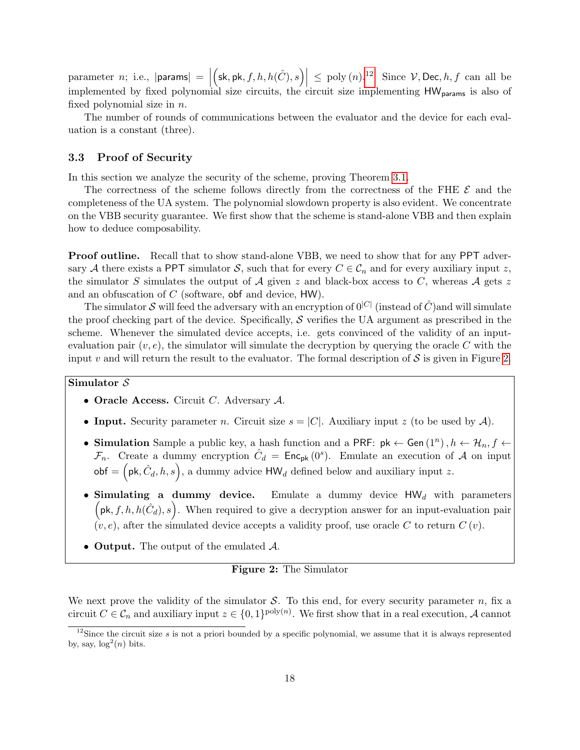parameter $n$; i.e., $|\mathsf{params}| = \left|\left(\mathsf{sk}, \mathsf{pk}, f, h, h(\hat{C}), s\right)\right| \leq \text{poly}(n)$.[12] Since $\mathcal{V}, \mathsf{Dec}, h, f$ can all be implemented by fixed polynomial size circuits, the circuit size implementing $\mathsf{HW}_{\mathsf{params}}$ is also of fixed polynomial size in $n$.

The number of rounds of communications between the evaluator and the device for each evaluation is a constant (three).

### 3.3 Proof of Security

In this section we analyze the security of the scheme, proving Theorem 3.1.

The correctness of the scheme follows directly from the correctness of the FHE $\mathcal{E}$ and the completeness of the UA system. The polynomial slowdown property is also evident. We concentrate on the VBB security guarantee. We first show that the scheme is stand-alone VBB and then explain how to deduce composability.

**Proof outline.** Recall that to show stand-alone VBB, we need to show that for any PPT adversary $\mathcal{A}$ there exists a PPT simulator $\mathcal{S}$, such that for every $C \in \mathcal{C}_n$ and for every auxiliary input $z$, the simulator $S$ simulates the output of $\mathcal{A}$ given $z$ and black-box access to $C$, whereas $\mathcal{A}$ gets $z$ and an obfuscation of $C$ (software, $\mathsf{obf}$ and device, $\mathsf{HW}$).

The simulator $\mathcal{S}$ will feed the adversary with an encryption of $0^{|C|}$ (instead of $\hat{C}$)and will simulate the proof checking part of the device. Specifically, $\mathcal{S}$ verifies the UA argument as prescribed in the scheme. Whenever the simulated device accepts, i.e. gets convinced of the validity of an input-evaluation pair $(v, e)$, the simulator will simulate the decryption by querying the oracle $C$ with the input $v$ and will return the result to the evaluator. The formal description of $\mathcal{S}$ is given in Figure 2.

---

**Simulator $\mathcal{S}$**

- **Oracle Access.** Circuit $C$. Adversary $\mathcal{A}$.
- **Input.** Security parameter $n$. Circuit size $s = |C|$. Auxiliary input $z$ (to be used by $\mathcal{A}$).
- **Simulation** Sample a public key, a hash function and a PRF: $\mathsf{pk} \leftarrow \mathsf{Gen}(1^n), h \leftarrow \mathcal{H}_n, f \leftarrow \mathcal{F}_n$. Create a dummy encryption $\hat{C}_d = \mathsf{Enc}_{\mathsf{pk}}(0^s)$. Emulate an execution of $\mathcal{A}$ on input $\mathsf{obf} = \left(\mathsf{pk}, \hat{C}_d, h, s\right)$, a dummy advice $\mathsf{HW}_d$ defined below and auxiliary input $z$.
- **Simulating a dummy device.** Emulate a dummy device $\mathsf{HW}_d$ with parameters $\left(\mathsf{pk}, f, h, h(\hat{C}_d), s\right)$. When required to give a decryption answer for an input-evaluation pair $(v, e)$, after the simulated device accepts a validity proof, use oracle $C$ to return $C(v)$.
- **Output.** The output of the emulated $\mathcal{A}$.

---

**Figure 2:** The Simulator

We next prove the validity of the simulator $\mathcal{S}$. To this end, for every security parameter $n$, fix a circuit $C \in \mathcal{C}_n$ and auxiliary input $z \in \{0,1\}^{\text{poly}(n)}$. We first show that in a real execution, $\mathcal{A}$ cannot

[12] Since the circuit size $s$ is not a priori bounded by a specific polynomial, we assume that it is always represented by, say, $\log^2(n)$ bits.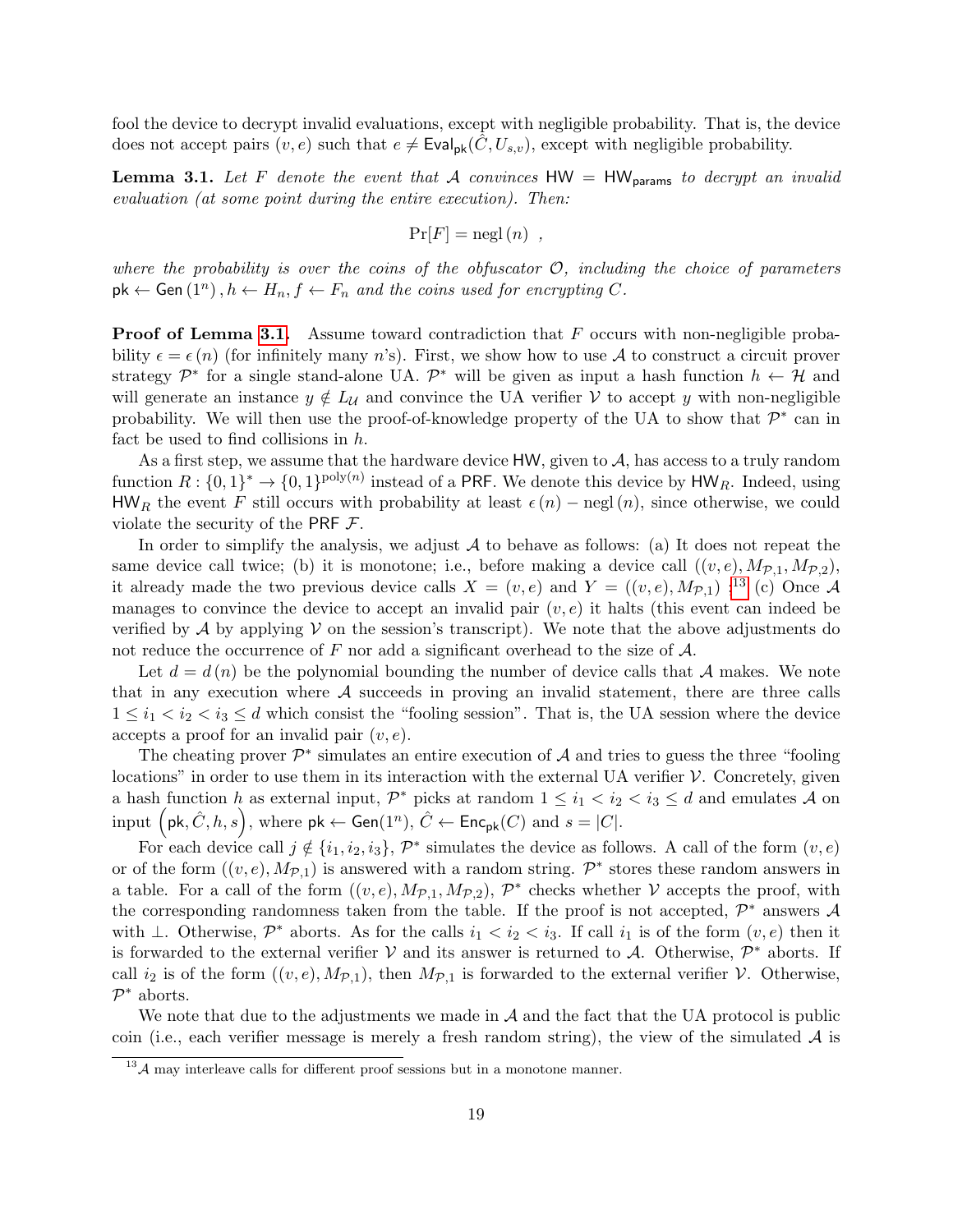fool the device to decrypt invalid evaluations, except with negligible probability. That is, the device does not accept pairs $(v, e)$ such that $e \neq \mathsf{Eval}_{\mathsf{pk}}(\hat{C}, U_{s,v})$, except with negligible probability.

**Lemma 3.1.** *Let $F$ denote the event that $\mathcal{A}$ convinces $\mathsf{HW} = \mathsf{HW}_{\mathsf{params}}$ to decrypt an invalid evaluation (at some point during the entire execution). Then:*

$$\Pr[F] = \mathrm{negl}(n) \ ,$$

*where the probability is over the coins of the obfuscator $\mathcal{O}$, including the choice of parameters $\mathsf{pk} \leftarrow \mathsf{Gen}(1^n), h \leftarrow H_n, f \leftarrow F_n$ and the coins used for encrypting $C$.*

**Proof of Lemma 3.1.** Assume toward contradiction that $F$ occurs with non-negligible probability $\epsilon = \epsilon(n)$ (for infinitely many $n$'s). First, we show how to use $\mathcal{A}$ to construct a circuit prover strategy $\mathcal{P}^*$ for a single stand-alone UA. $\mathcal{P}^*$ will be given as input a hash function $h \leftarrow \mathcal{H}$ and will generate an instance $y \notin L_{\mathcal{U}}$ and convince the UA verifier $\mathcal{V}$ to accept $y$ with non-negligible probability. We will then use the proof-of-knowledge property of the UA to show that $\mathcal{P}^*$ can in fact be used to find collisions in $h$.

As a first step, we assume that the hardware device $\mathsf{HW}$, given to $\mathcal{A}$, has access to a truly random function $R : \{0,1\}^* \rightarrow \{0,1\}^{\mathrm{poly}(n)}$ instead of a $\mathsf{PRF}$. We denote this device by $\mathsf{HW}_R$. Indeed, using $\mathsf{HW}_R$ the event $F$ still occurs with probability at least $\epsilon(n) - \mathrm{negl}(n)$, since otherwise, we could violate the security of the $\mathsf{PRF}$ $\mathcal{F}$.

In order to simplify the analysis, we adjust $\mathcal{A}$ to behave as follows: (a) It does not repeat the same device call twice; (b) it is monotone; i.e., before making a device call $((v,e), M_{\mathcal{P},1}, M_{\mathcal{P},2})$, it already made the two previous device calls $X = (v,e)$ and $Y = ((v,e), M_{\mathcal{P},1})$ ;[13] (c) Once $\mathcal{A}$ manages to convince the device to accept an invalid pair $(v,e)$ it halts (this event can indeed be verified by $\mathcal{A}$ by applying $\mathcal{V}$ on the session's transcript). We note that the above adjustments do not reduce the occurrence of $F$ nor add a significant overhead to the size of $\mathcal{A}$.

Let $d = d(n)$ be the polynomial bounding the number of device calls that $\mathcal{A}$ makes. We note that in any execution where $\mathcal{A}$ succeeds in proving an invalid statement, there are three calls $1 \leq i_1 < i_2 < i_3 \leq d$ which consist the "fooling session". That is, the UA session where the device accepts a proof for an invalid pair $(v,e)$.

The cheating prover $\mathcal{P}^*$ simulates an entire execution of $\mathcal{A}$ and tries to guess the three "fooling locations" in order to use them in its interaction with the external UA verifier $\mathcal{V}$. Concretely, given a hash function $h$ as external input, $\mathcal{P}^*$ picks at random $1 \leq i_1 < i_2 < i_3 \leq d$ and emulates $\mathcal{A}$ on input $\left(\mathsf{pk}, \hat{C}, h, s\right)$, where $\mathsf{pk} \leftarrow \mathsf{Gen}(1^n)$, $\hat{C} \leftarrow \mathsf{Enc}_{\mathsf{pk}}(C)$ and $s = |C|$.

For each device call $j \notin \{i_1, i_2, i_3\}$, $\mathcal{P}^*$ simulates the device as follows. A call of the form $(v,e)$ or of the form $((v,e), M_{\mathcal{P},1})$ is answered with a random string. $\mathcal{P}^*$ stores these random answers in a table. For a call of the form $((v,e), M_{\mathcal{P},1}, M_{\mathcal{P},2})$, $\mathcal{P}^*$ checks whether $\mathcal{V}$ accepts the proof, with the corresponding randomness taken from the table. If the proof is not accepted, $\mathcal{P}^*$ answers $\mathcal{A}$ with $\perp$. Otherwise, $\mathcal{P}^*$ aborts. As for the calls $i_1 < i_2 < i_3$. If call $i_1$ is of the form $(v,e)$ then it is forwarded to the external verifier $\mathcal{V}$ and its answer is returned to $\mathcal{A}$. Otherwise, $\mathcal{P}^*$ aborts. If call $i_2$ is of the form $((v,e), M_{\mathcal{P},1})$, then $M_{\mathcal{P},1}$ is forwarded to the external verifier $\mathcal{V}$. Otherwise, $\mathcal{P}^*$ aborts.

We note that due to the adjustments we made in $\mathcal{A}$ and the fact that the UA protocol is public coin (i.e., each verifier message is merely a fresh random string), the view of the simulated $\mathcal{A}$ is

[13] $\mathcal{A}$ may interleave calls for different proof sessions but in a monotone manner.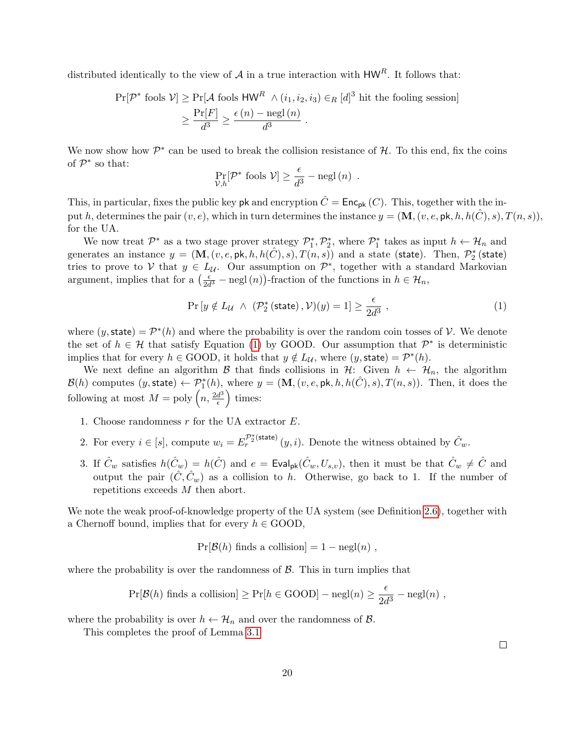distributed identically to the view of $\mathcal{A}$ in a true interaction with $\mathsf{HW}^R$. It follows that:

$$\Pr[\mathcal{P}^* \text{ fools } \mathcal{V}] \geq \Pr[\mathcal{A} \text{ fools } \mathsf{HW}^R \wedge (i_1, i_2, i_3) \in_R [d]^3 \text{ hit the fooling session}]$$
$$\geq \frac{\Pr[F]}{d^3} \geq \frac{\epsilon(n) - \text{negl}(n)}{d^3} .$$

We now show how $\mathcal{P}^*$ can be used to break the collision resistance of $\mathcal{H}$. To this end, fix the coins of $\mathcal{P}^*$ so that:

$$\Pr_{\mathcal{V},h}[\mathcal{P}^* \text{ fools } \mathcal{V}] \geq \frac{\epsilon}{d^3} - \text{negl}(n) .$$

This, in particular, fixes the public key $\mathsf{pk}$ and encryption $\hat{C} = \mathsf{Enc}_{\mathsf{pk}}(C)$. This, together with the input $h$, determines the pair $(v, e)$, which in turn determines the instance $y = (\mathbf{M}, (v, e, \mathsf{pk}, h, h(\hat{C}), s), T(n, s))$, for the UA.

We now treat $\mathcal{P}^*$ as a two stage prover strategy $\mathcal{P}_1^*, \mathcal{P}_2^*$, where $\mathcal{P}_1^*$ takes as input $h \leftarrow \mathcal{H}_n$ and generates an instance $y = (\mathbf{M}, (v, e, \mathsf{pk}, h, h(\hat{C}), s), T(n, s))$ and a state $(\mathsf{state})$. Then, $\mathcal{P}_2^*(\mathsf{state})$ tries to prove to $\mathcal{V}$ that $y \in L_{\mathcal{U}}$. Our assumption on $\mathcal{P}^*$, together with a standard Markovian argument, implies that for a $\left(\frac{\epsilon}{2d^3} - \text{negl}(n)\right)$-fraction of the functions in $h \in \mathcal{H}_n$,

$$\Pr\left[y \notin L_{\mathcal{U}} \ \wedge \ (\mathcal{P}_2^*(\mathsf{state}), \mathcal{V})(y) = 1\right] \geq \frac{\epsilon}{2d^3} , \tag{1}$$

where $(y, \mathsf{state}) = \mathcal{P}^*(h)$ and where the probability is over the random coin tosses of $\mathcal{V}$. We denote the set of $h \in \mathcal{H}$ that satisfy Equation (1) by GOOD. Our assumption that $\mathcal{P}^*$ is deterministic implies that for every $h \in \text{GOOD}$, it holds that $y \notin L_{\mathcal{U}}$, where $(y, \mathsf{state}) = \mathcal{P}^*(h)$.

We next define an algorithm $\mathcal{B}$ that finds collisions in $\mathcal{H}$: Given $h \leftarrow \mathcal{H}_n$, the algorithm $\mathcal{B}(h)$ computes $(y, \mathsf{state}) \leftarrow \mathcal{P}_1^*(h)$, where $y = (\mathbf{M}, (v, e, \mathsf{pk}, h, h(\hat{C}), s), T(n, s))$. Then, it does the following at most $M = \text{poly}\left(n, \frac{2d^3}{\epsilon}\right)$ times:

1. Choose randomness $r$ for the UA extractor $E$.
2. For every $i \in [s]$, compute $w_i = E_r^{\mathcal{P}_2^*(\mathsf{state})}(y, i)$. Denote the witness obtained by $\hat{C}_w$.
3. If $\hat{C}_w$ satisfies $h(\hat{C}_w) = h(\hat{C})$ and $e = \mathsf{Eval}_{\mathsf{pk}}(\hat{C}_w, U_{s,v})$, then it must be that $\hat{C}_w \neq \hat{C}$ and output the pair $(\hat{C}, \hat{C}_w)$ as a collision to $h$. Otherwise, go back to 1. If the number of repetitions exceeds $M$ then abort.

We note the weak proof-of-knowledge property of the UA system (see Definition 2.6), together with a Chernoff bound, implies that for every $h \in \text{GOOD}$,

$$\Pr[\mathcal{B}(h) \text{ finds a collision}] = 1 - \text{negl}(n) ,$$

where the probability is over the randomness of $\mathcal{B}$. This in turn implies that

$$\Pr[\mathcal{B}(h) \text{ finds a collision}] \geq \Pr[h \in \text{GOOD}] - \text{negl}(n) \geq \frac{\epsilon}{2d^3} - \text{negl}(n) ,$$

where the probability is over $h \leftarrow \mathcal{H}_n$ and over the randomness of $\mathcal{B}$.

This completes the proof of Lemma 3.1. □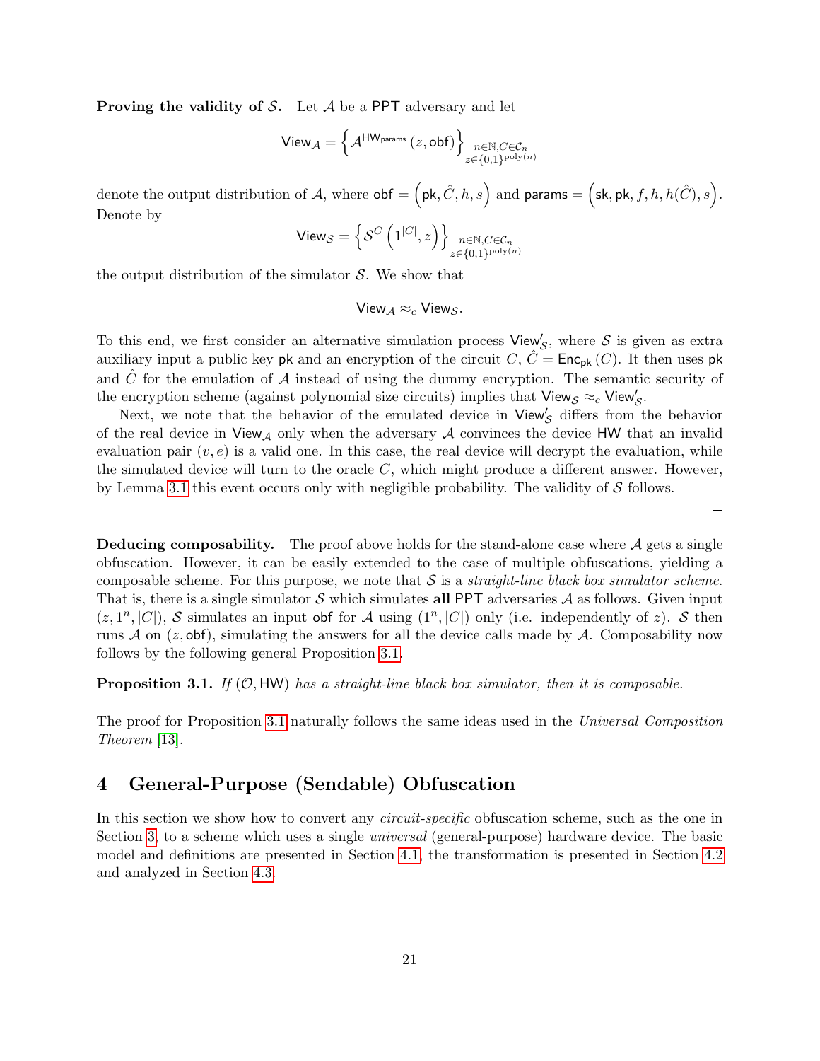**Proving the validity of $\mathcal{S}$.** Let $\mathcal{A}$ be a $\mathsf{PPT}$ adversary and let

$$\mathsf{View}_{\mathcal{A}} = \left\{ \mathcal{A}^{\mathsf{HW}_{\mathsf{params}}}\left(z, \mathsf{obf}\right) \right\}_{\substack{n \in \mathbb{N}, C \in \mathcal{C}_n \\ z \in \{0,1\}^{\mathrm{poly}(n)}}}$$

denote the output distribution of $\mathcal{A}$, where $\mathsf{obf} = \left(\mathsf{pk}, \hat{C}, h, s\right)$ and $\mathsf{params} = \left(\mathsf{sk}, \mathsf{pk}, f, h, h(\hat{C}), s\right)$. Denote by

$$\mathsf{View}_{\mathcal{S}} = \left\{ \mathcal{S}^{C}\left(1^{|C|}, z\right) \right\}_{\substack{n \in \mathbb{N}, C \in \mathcal{C}_n \\ z \in \{0,1\}^{\mathrm{poly}(n)}}}$$

the output distribution of the simulator $\mathcal{S}$. We show that

$$\mathsf{View}_{\mathcal{A}} \approx_c \mathsf{View}_{\mathcal{S}}.$$

To this end, we first consider an alternative simulation process $\mathsf{View}'_{\mathcal{S}}$, where $\mathcal{S}$ is given as extra auxiliary input a public key $\mathsf{pk}$ and an encryption of the circuit $C$, $\hat{C} = \mathsf{Enc}_{\mathsf{pk}}\left(C\right)$. It then uses $\mathsf{pk}$ and $\hat{C}$ for the emulation of $\mathcal{A}$ instead of using the dummy encryption. The semantic security of the encryption scheme (against polynomial size circuits) implies that $\mathsf{View}_{\mathcal{S}} \approx_c \mathsf{View}'_{\mathcal{S}}$.

Next, we note that the behavior of the emulated device in $\mathsf{View}'_{\mathcal{S}}$ differs from the behavior of the real device in $\mathsf{View}_{\mathcal{A}}$ only when the adversary $\mathcal{A}$ convinces the device $\mathsf{HW}$ that an invalid evaluation pair $(v, e)$ is a valid one. In this case, the real device will decrypt the evaluation, while the simulated device will turn to the oracle $C$, which might produce a different answer. However, by Lemma 3.1 this event occurs only with negligible probability. The validity of $\mathcal{S}$ follows.

□

**Deducing composability.** The proof above holds for the stand-alone case where $\mathcal{A}$ gets a single obfuscation. However, it can be easily extended to the case of multiple obfuscations, yielding a composable scheme. For this purpose, we note that $\mathcal{S}$ is a *straight-line black box simulator scheme*. That is, there is a single simulator $\mathcal{S}$ which simulates **all** $\mathsf{PPT}$ adversaries $\mathcal{A}$ as follows. Given input $(z, 1^n, |C|)$, $\mathcal{S}$ simulates an input $\mathsf{obf}$ for $\mathcal{A}$ using $(1^n, |C|)$ only (i.e. independently of $z$). $\mathcal{S}$ then runs $\mathcal{A}$ on $(z, \mathsf{obf})$, simulating the answers for all the device calls made by $\mathcal{A}$. Composability now follows by the following general Proposition 3.1.

**Proposition 3.1.** *If* $(\mathcal{O}, \mathsf{HW})$ *has a straight-line black box simulator, then it is composable.*

The proof for Proposition 3.1 naturally follows the same ideas used in the *Universal Composition Theorem* [13].

# 4 General-Purpose (Sendable) Obfuscation

In this section we show how to convert any *circuit-specific* obfuscation scheme, such as the one in Section 3, to a scheme which uses a single *universal* (general-purpose) hardware device. The basic model and definitions are presented in Section 4.1, the transformation is presented in Section 4.2 and analyzed in Section 4.3.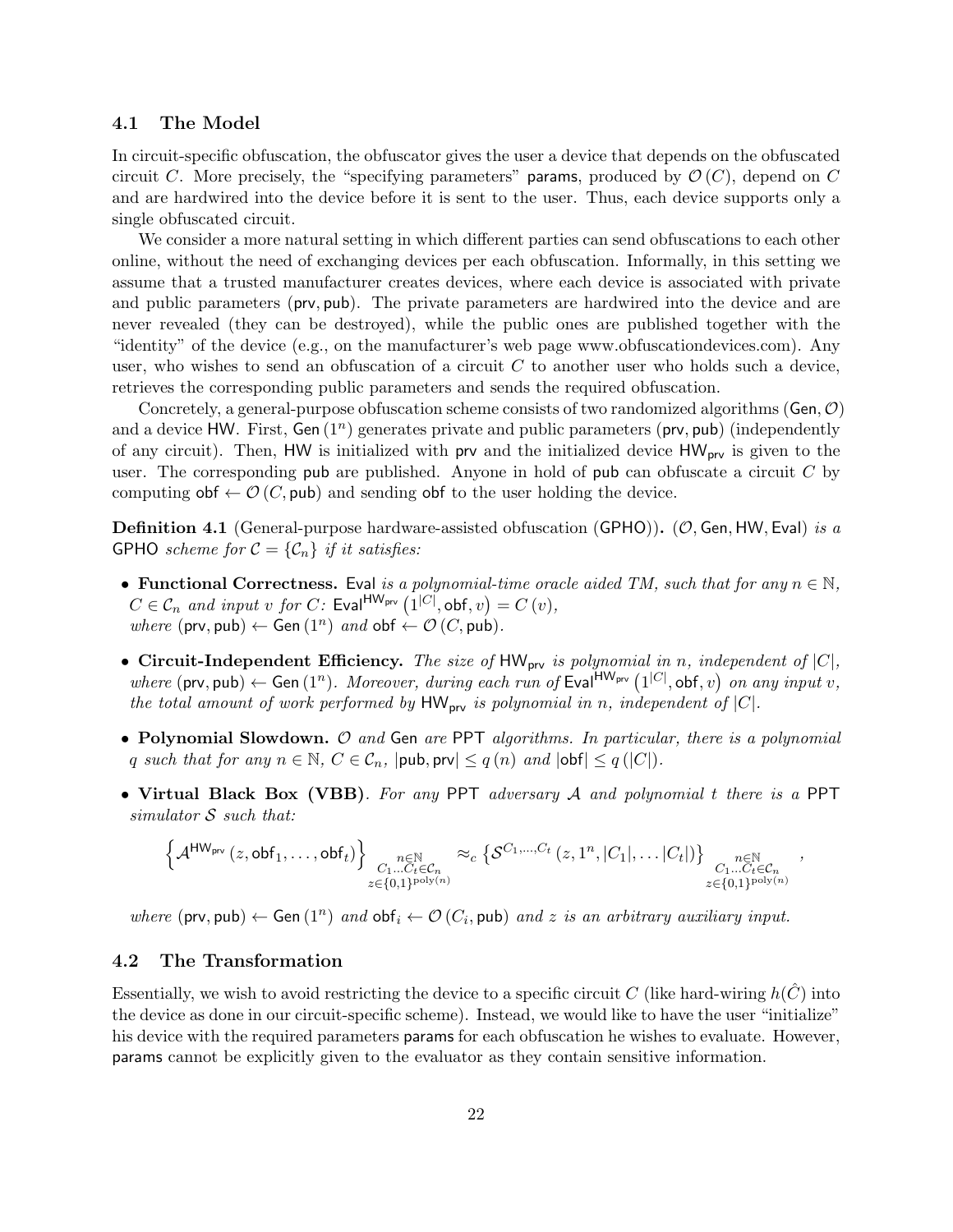### 4.1 The Model

In circuit-specific obfuscation, the obfuscator gives the user a device that depends on the obfuscated circuit $C$. More precisely, the "specifying parameters" $\mathsf{params}$, produced by $\mathcal{O}(C)$, depend on $C$ and are hardwired into the device before it is sent to the user. Thus, each device supports only a single obfuscated circuit.

We consider a more natural setting in which different parties can send obfuscations to each other online, without the need of exchanging devices per each obfuscation. Informally, in this setting we assume that a trusted manufacturer creates devices, where each device is associated with private and public parameters $(\mathsf{prv}, \mathsf{pub})$. The private parameters are hardwired into the device and are never revealed (they can be destroyed), while the public ones are published together with the "identity" of the device (e.g., on the manufacturer's web page www.obfuscationdevices.com). Any user, who wishes to send an obfuscation of a circuit $C$ to another user who holds such a device, retrieves the corresponding public parameters and sends the required obfuscation.

Concretely, a general-purpose obfuscation scheme consists of two randomized algorithms $(\mathsf{Gen}, \mathcal{O})$ and a device $\mathsf{HW}$. First, $\mathsf{Gen}(1^n)$ generates private and public parameters $(\mathsf{prv}, \mathsf{pub})$ (independently of any circuit). Then, $\mathsf{HW}$ is initialized with $\mathsf{prv}$ and the initialized device $\mathsf{HW}_{\mathsf{prv}}$ is given to the user. The corresponding $\mathsf{pub}$ are published. Anyone in hold of $\mathsf{pub}$ can obfuscate a circuit $C$ by computing $\mathsf{obf} \leftarrow \mathcal{O}(C, \mathsf{pub})$ and sending $\mathsf{obf}$ to the user holding the device.

**Definition 4.1** (General-purpose hardware-assisted obfuscation (GPHO))**.** *$(\mathcal{O}, \mathsf{Gen}, \mathsf{HW}, \mathsf{Eval})$ is a* GPHO *scheme for $\mathcal{C} = \{\mathcal{C}_n\}$ if it satisfies:*

- **Functional Correctness.** *$\mathsf{Eval}$ is a polynomial-time oracle aided TM, such that for any $n \in \mathbb{N}$, $C \in \mathcal{C}_n$ and input $v$ for $C$: $\mathsf{Eval}^{\mathsf{HW}_{\mathsf{prv}}}\left(1^{|C|}, \mathsf{obf}, v\right) = C(v)$, where $(\mathsf{prv}, \mathsf{pub}) \leftarrow \mathsf{Gen}(1^n)$ and $\mathsf{obf} \leftarrow \mathcal{O}(C, \mathsf{pub})$.*

- **Circuit-Independent Efficiency.** *The size of $\mathsf{HW}_{\mathsf{prv}}$ is polynomial in $n$, independent of $|C|$, where $(\mathsf{prv}, \mathsf{pub}) \leftarrow \mathsf{Gen}(1^n)$. Moreover, during each run of $\mathsf{Eval}^{\mathsf{HW}_{\mathsf{prv}}}\left(1^{|C|}, \mathsf{obf}, v\right)$ on any input $v$, the total amount of work performed by $\mathsf{HW}_{\mathsf{prv}}$ is polynomial in $n$, independent of $|C|$.*

- **Polynomial Slowdown.** *$\mathcal{O}$ and $\mathsf{Gen}$ are* PPT *algorithms. In particular, there is a polynomial $q$ such that for any $n \in \mathbb{N}$, $C \in \mathcal{C}_n$, $|\mathsf{pub}, \mathsf{prv}| \leq q(n)$ and $|\mathsf{obf}| \leq q(|C|)$.*

- **Virtual Black Box (VBB)**. *For any* PPT *adversary $\mathcal{A}$ and polynomial $t$ there is a* PPT *simulator $\mathcal{S}$ such that:*

$$\left\{\mathcal{A}^{\mathsf{HW}_{\mathsf{prv}}}(z, \mathsf{obf}_1, \ldots, \mathsf{obf}_t)\right\}_{\substack{n \in \mathbb{N} \\ C_1 \ldots C_t \in \mathcal{C}_n \\ z \in \{0,1\}^{\mathrm{poly}(n)}}} \approx_c \left\{\mathcal{S}^{C_1, \ldots, C_t}(z, 1^n, |C_1|, \ldots |C_t|)\right\}_{\substack{n \in \mathbb{N} \\ C_1 \ldots C_t \in \mathcal{C}_n \\ z \in \{0,1\}^{\mathrm{poly}(n)}}},$$

*where $(\mathsf{prv}, \mathsf{pub}) \leftarrow \mathsf{Gen}(1^n)$ and $\mathsf{obf}_i \leftarrow \mathcal{O}(C_i, \mathsf{pub})$ and $z$ is an arbitrary auxiliary input.*

### 4.2 The Transformation

Essentially, we wish to avoid restricting the device to a specific circuit $C$ (like hard-wiring $h(\hat{C})$ into the device as done in our circuit-specific scheme). Instead, we would like to have the user "initialize" his device with the required parameters $\mathsf{params}$ for each obfuscation he wishes to evaluate. However, $\mathsf{params}$ cannot be explicitly given to the evaluator as they contain sensitive information.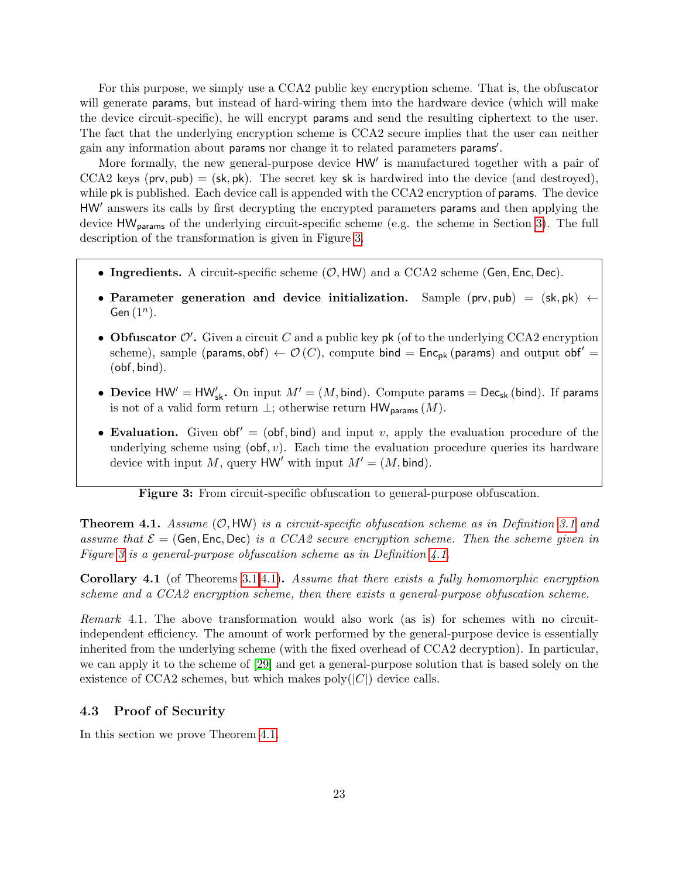For this purpose, we simply use a CCA2 public key encryption scheme. That is, the obfuscator will generate $\mathsf{params}$, but instead of hard-wiring them into the hardware device (which will make the device circuit-specific), he will encrypt $\mathsf{params}$ and send the resulting ciphertext to the user. The fact that the underlying encryption scheme is CCA2 secure implies that the user can neither gain any information about $\mathsf{params}$ nor change it to related parameters $\mathsf{params}'$.

More formally, the new general-purpose device $\mathsf{HW}'$ is manufactured together with a pair of CCA2 keys $(\mathsf{prv}, \mathsf{pub}) = (\mathsf{sk}, \mathsf{pk})$. The secret key $\mathsf{sk}$ is hardwired into the device (and destroyed), while $\mathsf{pk}$ is published. Each device call is appended with the CCA2 encryption of $\mathsf{params}$. The device $\mathsf{HW}'$ answers its calls by first decrypting the encrypted parameters $\mathsf{params}$ and then applying the device $\mathsf{HW}_{\mathsf{params}}$ of the underlying circuit-specific scheme (e.g. the scheme in Section 3). The full description of the transformation is given in Figure 3.

- **Ingredients.** A circuit-specific scheme $(\mathcal{O}, \mathsf{HW})$ and a CCA2 scheme $(\mathsf{Gen}, \mathsf{Enc}, \mathsf{Dec})$.
- **Parameter generation and device initialization.** Sample $(\mathsf{prv}, \mathsf{pub}) = (\mathsf{sk}, \mathsf{pk}) \leftarrow \mathsf{Gen}(1^n)$.
- **Obfuscator $\mathcal{O}'$.** Given a circuit $C$ and a public key $\mathsf{pk}$ (of to the underlying CCA2 encryption scheme), sample $(\mathsf{params}, \mathsf{obf}) \leftarrow \mathcal{O}(C)$, compute $\mathsf{bind} = \mathsf{Enc}_{\mathsf{pk}}(\mathsf{params})$ and output $\mathsf{obf}' = (\mathsf{obf}, \mathsf{bind})$.
- **Device $\mathsf{HW}' = \mathsf{HW}'_{\mathsf{sk}}$.** On input $M' = (M, \mathsf{bind})$. Compute $\mathsf{params} = \mathsf{Dec}_{\mathsf{sk}}(\mathsf{bind})$. If $\mathsf{params}$ is not of a valid form return $\perp$; otherwise return $\mathsf{HW}_{\mathsf{params}}(M)$.
- **Evaluation.** Given $\mathsf{obf}' = (\mathsf{obf}, \mathsf{bind})$ and input $v$, apply the evaluation procedure of the underlying scheme using $(\mathsf{obf}, v)$. Each time the evaluation procedure queries its hardware device with input $M$, query $\mathsf{HW}'$ with input $M' = (M, \mathsf{bind})$.

**Figure 3:** From circuit-specific obfuscation to general-purpose obfuscation.

**Theorem 4.1.** *Assume $(\mathcal{O}, \mathsf{HW})$ is a circuit-specific obfuscation scheme as in Definition 3.1 and assume that $\mathcal{E} = (\mathsf{Gen}, \mathsf{Enc}, \mathsf{Dec})$ is a CCA2 secure encryption scheme. Then the scheme given in Figure 3 is a general-purpose obfuscation scheme as in Definition 4.1.*

**Corollary 4.1** (of Theorems 3.1,4.1)**.** *Assume that there exists a fully homomorphic encryption scheme and a CCA2 encryption scheme, then there exists a general-purpose obfuscation scheme.*

*Remark* 4.1. The above transformation would also work (as is) for schemes with no circuit-independent efficiency. The amount of work performed by the general-purpose device is essentially inherited from the underlying scheme (with the fixed overhead of CCA2 decryption). In particular, we can apply it to the scheme of [29] and get a general-purpose solution that is based solely on the existence of CCA2 schemes, but which makes $\mathrm{poly}(|C|)$ device calls.

### 4.3 Proof of Security

In this section we prove Theorem 4.1.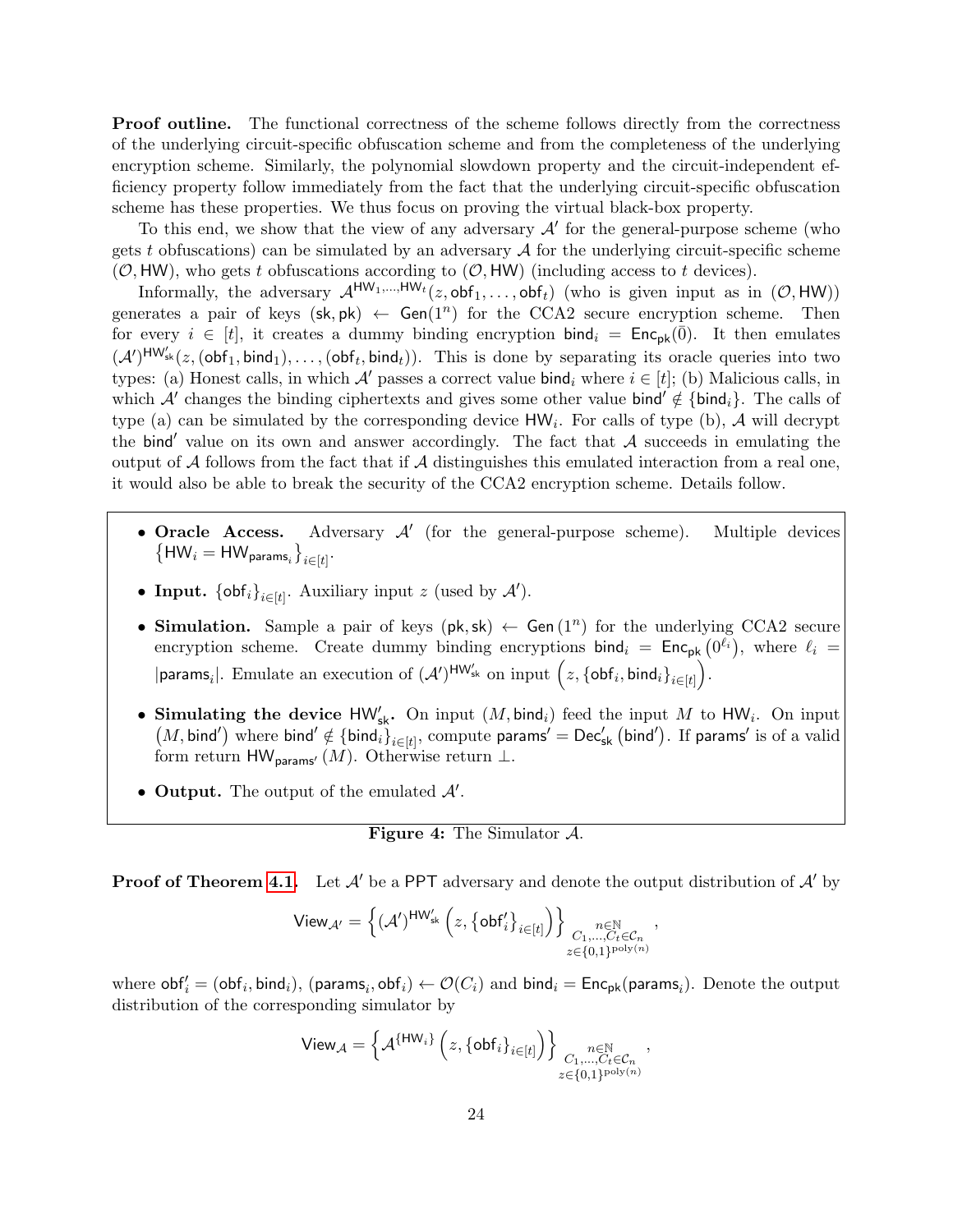**Proof outline.** The functional correctness of the scheme follows directly from the correctness of the underlying circuit-specific obfuscation scheme and from the completeness of the underlying encryption scheme. Similarly, the polynomial slowdown property and the circuit-independent efficiency property follow immediately from the fact that the underlying circuit-specific obfuscation scheme has these properties. We thus focus on proving the virtual black-box property.

To this end, we show that the view of any adversary $\mathcal{A}'$ for the general-purpose scheme (who gets $t$ obfuscations) can be simulated by an adversary $\mathcal{A}$ for the underlying circuit-specific scheme $(\mathcal{O}, \mathsf{HW})$, who gets $t$ obfuscations according to $(\mathcal{O}, \mathsf{HW})$ (including access to $t$ devices).

Informally, the adversary $\mathcal{A}^{\mathsf{HW}_1,\ldots,\mathsf{HW}_t}(z, \mathsf{obf}_1, \ldots, \mathsf{obf}_t)$ (who is given input as in $(\mathcal{O}, \mathsf{HW})$) generates a pair of keys $(\mathsf{sk}, \mathsf{pk}) \leftarrow \mathsf{Gen}(1^n)$ for the CCA2 secure encryption scheme. Then for every $i \in [t]$, it creates a dummy binding encryption $\mathsf{bind}_i = \mathsf{Enc}_{\mathsf{pk}}(\bar{0})$. It then emulates $(\mathcal{A}')^{\mathsf{HW}'_{\mathsf{sk}}}(z, (\mathsf{obf}_1, \mathsf{bind}_1), \ldots, (\mathsf{obf}_t, \mathsf{bind}_t))$. This is done by separating its oracle queries into two types: (a) Honest calls, in which $\mathcal{A}'$ passes a correct value $\mathsf{bind}_i$ where $i \in [t]$; (b) Malicious calls, in which $\mathcal{A}'$ changes the binding ciphertexts and gives some other value $\mathsf{bind}' \notin \{\mathsf{bind}_i\}$. The calls of type (a) can be simulated by the corresponding device $\mathsf{HW}_i$. For calls of type (b), $\mathcal{A}$ will decrypt the $\mathsf{bind}'$ value on its own and answer accordingly. The fact that $\mathcal{A}$ succeeds in emulating the output of $\mathcal{A}$ follows from the fact that if $\mathcal{A}$ distinguishes this emulated interaction from a real one, it would also be able to break the security of the CCA2 encryption scheme. Details follow.

- **Oracle Access.** Adversary $\mathcal{A}'$ (for the general-purpose scheme). Multiple devices $\left\{\mathsf{HW}_i = \mathsf{HW}_{\mathsf{params}_i}\right\}_{i\in[t]}$.
- **Input.** $\{\mathsf{obf}_i\}_{i\in[t]}$. Auxiliary input $z$ (used by $\mathcal{A}'$).
- **Simulation.** Sample a pair of keys $(\mathsf{pk}, \mathsf{sk}) \leftarrow \mathsf{Gen}(1^n)$ for the underlying CCA2 secure encryption scheme. Create dummy binding encryptions $\mathsf{bind}_i = \mathsf{Enc}_{\mathsf{pk}}(0^{\ell_i})$, where $\ell_i = |\mathsf{params}_i|$. Emulate an execution of $(\mathcal{A}')^{\mathsf{HW}'_{\mathsf{sk}}}$ on input $\left(z, \{\mathsf{obf}_i, \mathsf{bind}_i\}_{i\in[t]}\right)$.
- **Simulating the device $\mathsf{HW}'_{\mathsf{sk}}$.** On input $(M, \mathsf{bind}_i)$ feed the input $M$ to $\mathsf{HW}_i$. On input $(M, \mathsf{bind}')$ where $\mathsf{bind}' \notin \{\mathsf{bind}_i\}_{i\in[t]}$, compute $\mathsf{params}' = \mathsf{Dec}'_{\mathsf{sk}}(\mathsf{bind}')$. If $\mathsf{params}'$ is of a valid form return $\mathsf{HW}_{\mathsf{params}'}(M)$. Otherwise return $\perp$.
- **Output.** The output of the emulated $\mathcal{A}'$.

**Figure 4:** The Simulator $\mathcal{A}$.

**Proof of Theorem 4.1.** Let $\mathcal{A}'$ be a PPT adversary and denote the output distribution of $\mathcal{A}'$ by

$$\mathsf{View}_{\mathcal{A}'} = \left\{(\mathcal{A}')^{\mathsf{HW}'_{\mathsf{sk}}}\left(z, \{\mathsf{obf}'_i\}_{i\in[t]}\right)\right\}_{\substack{n\in\mathbb{N} \\ C_1,\ldots,C_t\in\mathcal{C}_n \\ z\in\{0,1\}^{\mathrm{poly}(n)}}},$$

where $\mathsf{obf}'_i = (\mathsf{obf}_i, \mathsf{bind}_i)$, $(\mathsf{params}_i, \mathsf{obf}_i) \leftarrow \mathcal{O}(C_i)$ and $\mathsf{bind}_i = \mathsf{Enc}_{\mathsf{pk}}(\mathsf{params}_i)$. Denote the output distribution of the corresponding simulator by

$$\mathsf{View}_{\mathcal{A}} = \left\{\mathcal{A}^{\{\mathsf{HW}_i\}}\left(z, \{\mathsf{obf}_i\}_{i\in[t]}\right)\right\}_{\substack{n\in\mathbb{N} \\ C_1,\ldots,C_t\in\mathcal{C}_n \\ z\in\{0,1\}^{\mathrm{poly}(n)}}},$$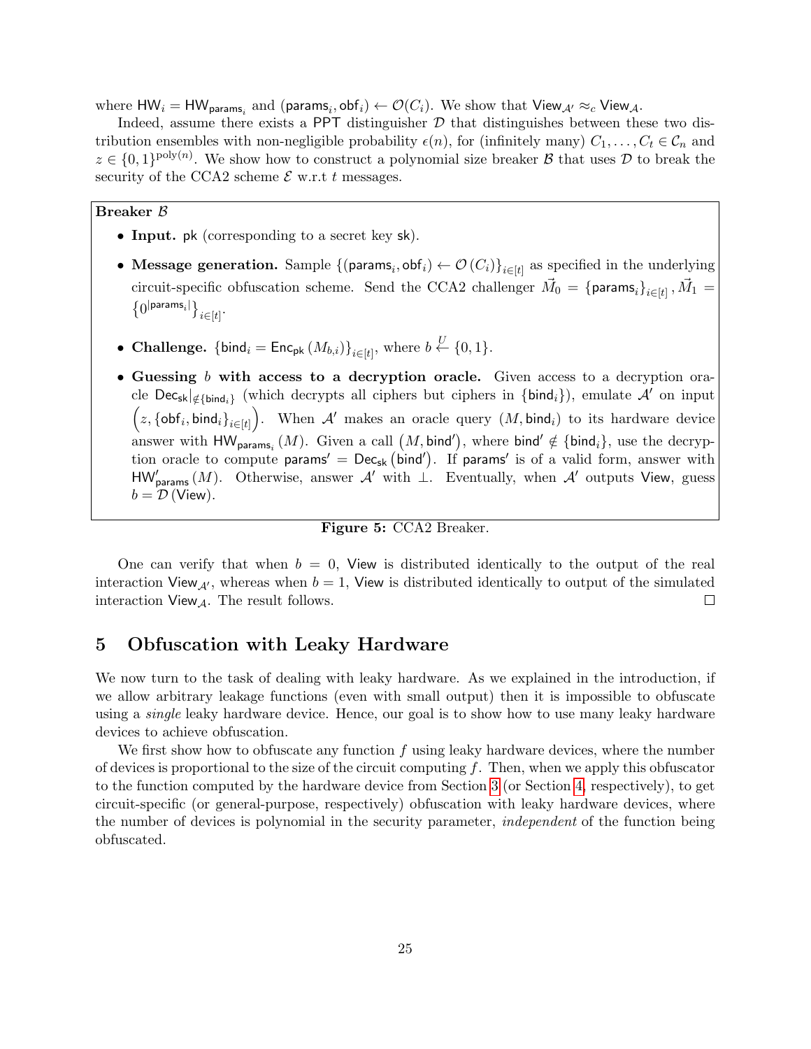where $\mathsf{HW}_i = \mathsf{HW}_{\mathsf{params}_i}$ and $(\mathsf{params}_i, \mathsf{obf}_i) \leftarrow \mathcal{O}(C_i)$. We show that $\mathsf{View}_{\mathcal{A}'} \approx_c \mathsf{View}_{\mathcal{A}}$.

Indeed, assume there exists a PPT distinguisher $\mathcal{D}$ that distinguishes between these two distribution ensembles with non-negligible probability $\epsilon(n)$, for (infinitely many) $C_1, \ldots, C_t \in \mathcal{C}_n$ and $z \in \{0,1\}^{\mathrm{poly}(n)}$. We show how to construct a polynomial size breaker $\mathcal{B}$ that uses $\mathcal{D}$ to break the security of the CCA2 scheme $\mathcal{E}$ w.r.t $t$ messages.

**Breaker $\mathcal{B}$**

- **Input.** $\mathsf{pk}$ (corresponding to a secret key $\mathsf{sk}$).
- **Message generation.** Sample $\{(\mathsf{params}_i, \mathsf{obf}_i) \leftarrow \mathcal{O}(C_i)\}_{i \in [t]}$ as specified in the underlying circuit-specific obfuscation scheme. Send the CCA2 challenger $\vec{M}_0 = \{\mathsf{params}_i\}_{i \in [t]}, \vec{M}_1 = \left\{0^{|\mathsf{params}_i|}\right\}_{i \in [t]}$.
- **Challenge.** $\{\mathsf{bind}_i = \mathsf{Enc}_{\mathsf{pk}}(M_{b,i})\}_{i \in [t]}$, where $b \overset{U}{\leftarrow} \{0,1\}$.
- **Guessing $b$ with access to a decryption oracle.** Given access to a decryption oracle $\mathsf{Dec}_{\mathsf{sk}}|_{\notin \{\mathsf{bind}_i\}}$ (which decrypts all ciphers but ciphers in $\{\mathsf{bind}_i\}$), emulate $\mathcal{A}'$ on input $\left(z, \{\mathsf{obf}_i, \mathsf{bind}_i\}_{i \in [t]}\right)$. When $\mathcal{A}'$ makes an oracle query $(M, \mathsf{bind}_i)$ to its hardware device answer with $\mathsf{HW}_{\mathsf{params}_i}(M)$. Given a call $(M, \mathsf{bind}')$, where $\mathsf{bind}' \notin \{\mathsf{bind}_i\}$, use the decryption oracle to compute $\mathsf{params}' = \mathsf{Dec}_{\mathsf{sk}}(\mathsf{bind}')$. If $\mathsf{params}'$ is of a valid form, answer with $\mathsf{HW}'_{\mathsf{params}}(M)$. Otherwise, answer $\mathcal{A}'$ with $\perp$. Eventually, when $\mathcal{A}'$ outputs $\mathsf{View}$, guess $b = \mathcal{D}(\mathsf{View})$.

**Figure 5:** CCA2 Breaker.

One can verify that when $b = 0$, $\mathsf{View}$ is distributed identically to the output of the real interaction $\mathsf{View}_{\mathcal{A}'}$, whereas when $b = 1$, $\mathsf{View}$ is distributed identically to output of the simulated interaction $\mathsf{View}_{\mathcal{A}}$. The result follows. $\square$

## 5 Obfuscation with Leaky Hardware

We now turn to the task of dealing with leaky hardware. As we explained in the introduction, if we allow arbitrary leakage functions (even with small output) then it is impossible to obfuscate using a *single* leaky hardware device. Hence, our goal is to show how to use many leaky hardware devices to achieve obfuscation.

We first show how to obfuscate any function $f$ using leaky hardware devices, where the number of devices is proportional to the size of the circuit computing $f$. Then, when we apply this obfuscator to the function computed by the hardware device from Section 3 (or Section 4, respectively), to get circuit-specific (or general-purpose, respectively) obfuscation with leaky hardware devices, where the number of devices is polynomial in the security parameter, *independent* of the function being obfuscated.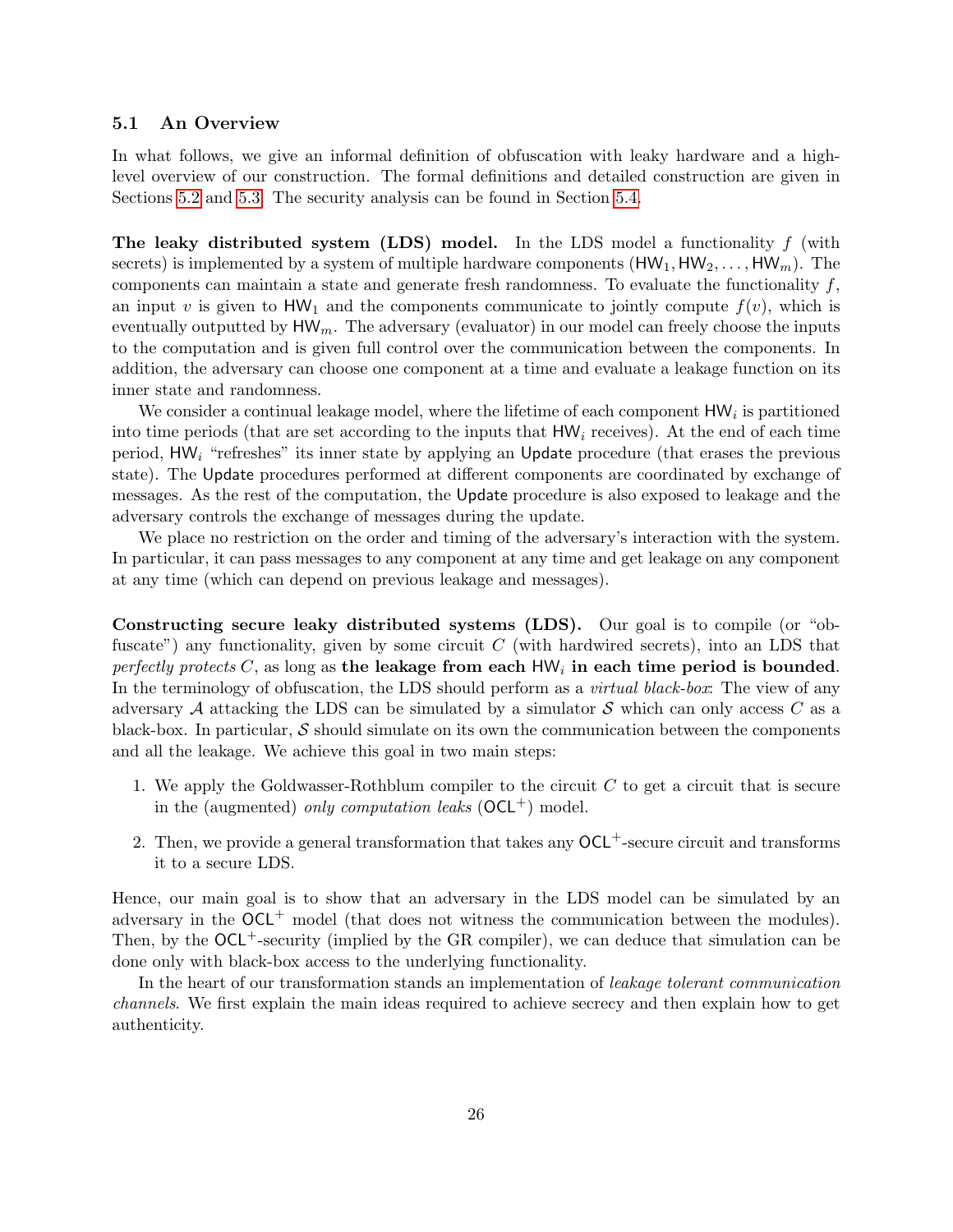### 5.1 An Overview

In what follows, we give an informal definition of obfuscation with leaky hardware and a high-level overview of our construction. The formal definitions and detailed construction are given in Sections 5.2 and 5.3. The security analysis can be found in Section 5.4.

**The leaky distributed system (LDS) model.** In the LDS model a functionality $f$ (with secrets) is implemented by a system of multiple hardware components $(\mathsf{HW}_1, \mathsf{HW}_2, \ldots, \mathsf{HW}_m)$. The components can maintain a state and generate fresh randomness. To evaluate the functionality $f$, an input $v$ is given to $\mathsf{HW}_1$ and the components communicate to jointly compute $f(v)$, which is eventually outputted by $\mathsf{HW}_m$. The adversary (evaluator) in our model can freely choose the inputs to the computation and is given full control over the communication between the components. In addition, the adversary can choose one component at a time and evaluate a leakage function on its inner state and randomness.

We consider a continual leakage model, where the lifetime of each component $\mathsf{HW}_i$ is partitioned into time periods (that are set according to the inputs that $\mathsf{HW}_i$ receives). At the end of each time period, $\mathsf{HW}_i$ "refreshes" its inner state by applying an $\mathsf{Update}$ procedure (that erases the previous state). The $\mathsf{Update}$ procedures performed at different components are coordinated by exchange of messages. As the rest of the computation, the $\mathsf{Update}$ procedure is also exposed to leakage and the adversary controls the exchange of messages during the update.

We place no restriction on the order and timing of the adversary's interaction with the system. In particular, it can pass messages to any component at any time and get leakage on any component at any time (which can depend on previous leakage and messages).

**Constructing secure leaky distributed systems (LDS).** Our goal is to compile (or "obfuscate") any functionality, given by some circuit $C$ (with hardwired secrets), into an LDS that *perfectly protects* $C$, as long as **the leakage from each $\mathsf{HW}_i$ in each time period is bounded**. In the terminology of obfuscation, the LDS should perform as a *virtual black-box*: The view of any adversary $\mathcal{A}$ attacking the LDS can be simulated by a simulator $\mathcal{S}$ which can only access $C$ as a black-box. In particular, $\mathcal{S}$ should simulate on its own the communication between the components and all the leakage. We achieve this goal in two main steps:

1. We apply the Goldwasser-Rothblum compiler to the circuit $C$ to get a circuit that is secure in the (augmented) *only computation leaks* ($\mathsf{OCL}^+$) model.
2. Then, we provide a general transformation that takes any $\mathsf{OCL}^+$-secure circuit and transforms it to a secure LDS.

Hence, our main goal is to show that an adversary in the LDS model can be simulated by an adversary in the $\mathsf{OCL}^+$ model (that does not witness the communication between the modules). Then, by the $\mathsf{OCL}^+$-security (implied by the GR compiler), we can deduce that simulation can be done only with black-box access to the underlying functionality.

In the heart of our transformation stands an implementation of *leakage tolerant communication channels*. We first explain the main ideas required to achieve secrecy and then explain how to get authenticity.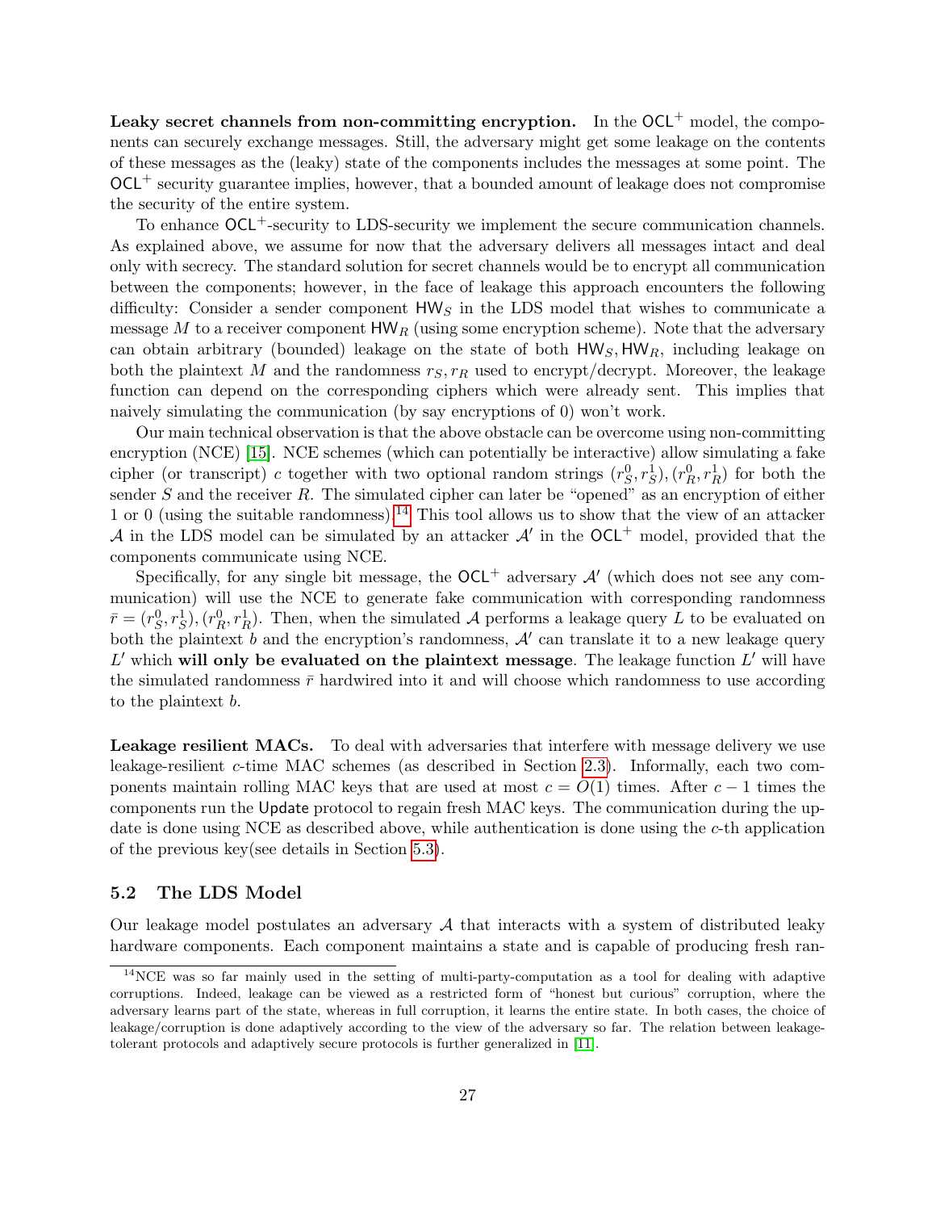**Leaky secret channels from non-committing encryption.** In the $\mathsf{OCL}^+$ model, the components can securely exchange messages. Still, the adversary might get some leakage on the contents of these messages as the (leaky) state of the components includes the messages at some point. The $\mathsf{OCL}^+$ security guarantee implies, however, that a bounded amount of leakage does not compromise the security of the entire system.

To enhance $\mathsf{OCL}^+$-security to LDS-security we implement the secure communication channels. As explained above, we assume for now that the adversary delivers all messages intact and deal only with secrecy. The standard solution for secret channels would be to encrypt all communication between the components; however, in the face of leakage this approach encounters the following difficulty: Consider a sender component $\mathsf{HW}_S$ in the LDS model that wishes to communicate a message $M$ to a receiver component $\mathsf{HW}_R$ (using some encryption scheme). Note that the adversary can obtain arbitrary (bounded) leakage on the state of both $\mathsf{HW}_S, \mathsf{HW}_R$, including leakage on both the plaintext $M$ and the randomness $r_S, r_R$ used to encrypt/decrypt. Moreover, the leakage function can depend on the corresponding ciphers which were already sent. This implies that naively simulating the communication (by say encryptions of 0) won't work.

Our main technical observation is that the above obstacle can be overcome using non-committing encryption (NCE) [15]. NCE schemes (which can potentially be interactive) allow simulating a fake cipher (or transcript) $c$ together with two optional random strings $(r_S^0, r_S^1), (r_R^0, r_R^1)$ for both the sender $S$ and the receiver $R$. The simulated cipher can later be "opened" as an encryption of either 1 or 0 (using the suitable randomness).[14] This tool allows us to show that the view of an attacker $\mathcal{A}$ in the LDS model can be simulated by an attacker $\mathcal{A}'$ in the $\mathsf{OCL}^+$ model, provided that the components communicate using NCE.

Specifically, for any single bit message, the $\mathsf{OCL}^+$ adversary $\mathcal{A}'$ (which does not see any communication) will use the NCE to generate fake communication with corresponding randomness $\bar{r} = (r_S^0, r_S^1), (r_R^0, r_R^1)$. Then, when the simulated $\mathcal{A}$ performs a leakage query $L$ to be evaluated on both the plaintext $b$ and the encryption's randomness, $\mathcal{A}'$ can translate it to a new leakage query $L'$ which **will only be evaluated on the plaintext message**. The leakage function $L'$ will have the simulated randomness $\bar{r}$ hardwired into it and will choose which randomness to use according to the plaintext $b$.

**Leakage resilient MACs.** To deal with adversaries that interfere with message delivery we use leakage-resilient $c$-time MAC schemes (as described in Section 2.3). Informally, each two components maintain rolling MAC keys that are used at most $c = O(1)$ times. After $c - 1$ times the components run the $\mathsf{Update}$ protocol to regain fresh MAC keys. The communication during the update is done using NCE as described above, while authentication is done using the $c$-th application of the previous key(see details in Section 5.3).

## 5.2 The LDS Model

Our leakage model postulates an adversary $\mathcal{A}$ that interacts with a system of distributed leaky hardware components. Each component maintains a state and is capable of producing fresh ran-

[14] NCE was so far mainly used in the setting of multi-party-computation as a tool for dealing with adaptive corruptions. Indeed, leakage can be viewed as a restricted form of "honest but curious" corruption, where the adversary learns part of the state, whereas in full corruption, it learns the entire state. In both cases, the choice of leakage/corruption is done adaptively according to the view of the adversary so far. The relation between leakage-tolerant protocols and adaptively secure protocols is further generalized in [11].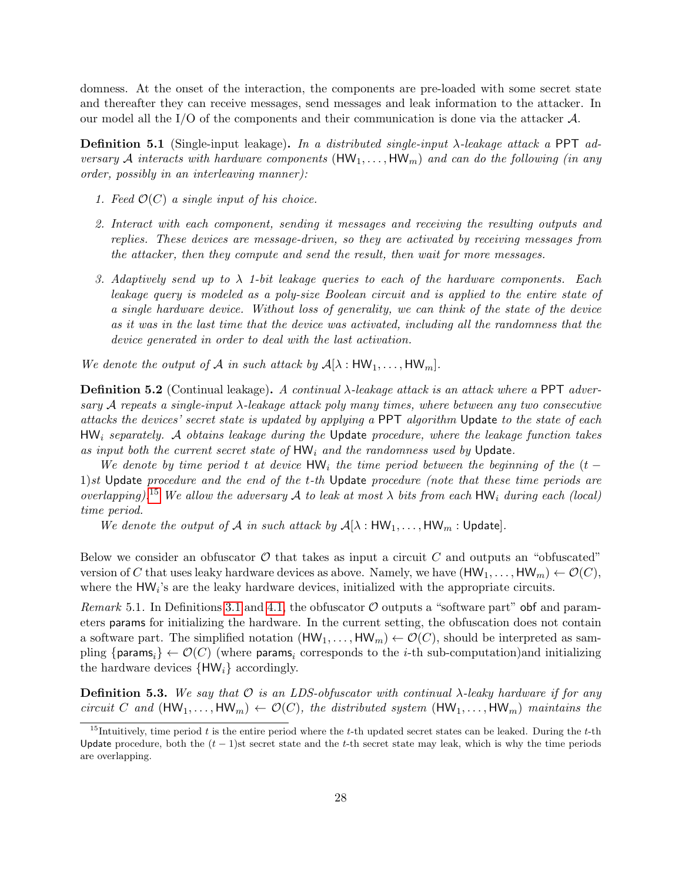domness. At the onset of the interaction, the components are pre-loaded with some secret state and thereafter they can receive messages, send messages and leak information to the attacker. In our model all the I/O of the components and their communication is done via the attacker $\mathcal{A}$.

**Definition 5.1** (Single-input leakage)**.** *In a distributed single-input $\lambda$-leakage attack a* PPT *adversary $\mathcal{A}$ interacts with hardware components $(\mathsf{HW}_1, \ldots, \mathsf{HW}_m)$ and can do the following (in any order, possibly in an interleaving manner):*

1. *Feed $\mathcal{O}(C)$ a single input of his choice.*
2. *Interact with each component, sending it messages and receiving the resulting outputs and replies. These devices are message-driven, so they are activated by receiving messages from the attacker, then they compute and send the result, then wait for more messages.*
3. *Adaptively send up to $\lambda$ 1-bit leakage queries to each of the hardware components. Each leakage query is modeled as a poly-size Boolean circuit and is applied to the entire state of a single hardware device. Without loss of generality, we can think of the state of the device as it was in the last time that the device was activated, including all the randomness that the device generated in order to deal with the last activation.*

*We denote the output of $\mathcal{A}$ in such attack by $\mathcal{A}[\lambda : \mathsf{HW}_1, \ldots, \mathsf{HW}_m]$.*

**Definition 5.2** (Continual leakage)**.** *A continual $\lambda$-leakage attack is an attack where a* PPT *adversary $\mathcal{A}$ repeats a single-input $\lambda$-leakage attack poly many times, where between any two consecutive attacks the devices' secret state is updated by applying a* PPT *algorithm* Update *to the state of each $\mathsf{HW}_i$ separately. $\mathcal{A}$ obtains leakage during the* Update *procedure, where the leakage function takes as input both the current secret state of $\mathsf{HW}_i$ and the randomness used by* Update*.*

*We denote by time period $t$ at device $\mathsf{HW}_i$ the time period between the beginning of the $(t-1)$st* Update *procedure and the end of the $t$-th* Update *procedure (note that these time periods are overlapping).*[15] *We allow the adversary $\mathcal{A}$ to leak at most $\lambda$ bits from each $\mathsf{HW}_i$ during each (local) time period.*

*We denote the output of $\mathcal{A}$ in such attack by $\mathcal{A}[\lambda : \mathsf{HW}_1, \ldots, \mathsf{HW}_m : \mathsf{Update}]$.*

Below we consider an obfuscator $\mathcal{O}$ that takes as input a circuit $C$ and outputs an "obfuscated" version of $C$ that uses leaky hardware devices as above. Namely, we have $(\mathsf{HW}_1, \ldots, \mathsf{HW}_m) \leftarrow \mathcal{O}(C)$, where the $\mathsf{HW}_i$'s are the leaky hardware devices, initialized with the appropriate circuits.

*Remark* 5.1. In Definitions 3.1 and 4.1, the obfuscator $\mathcal{O}$ outputs a "software part" obf and parameters params for initializing the hardware. In the current setting, the obfuscation does not contain a software part. The simplified notation $(\mathsf{HW}_1, \ldots, \mathsf{HW}_m) \leftarrow \mathcal{O}(C)$, should be interpreted as sampling $\{\mathsf{params}_i\} \leftarrow \mathcal{O}(C)$ (where $\mathsf{params}_i$ corresponds to the $i$-th sub-computation)and initializing the hardware devices $\{\mathsf{HW}_i\}$ accordingly.

**Definition 5.3.** *We say that $\mathcal{O}$ is an LDS-obfuscator with continual $\lambda$-leaky hardware if for any circuit $C$ and $(\mathsf{HW}_1, \ldots, \mathsf{HW}_m) \leftarrow \mathcal{O}(C)$, the distributed system $(\mathsf{HW}_1, \ldots, \mathsf{HW}_m)$ maintains the*

[15] Intuitively, time period $t$ is the entire period where the $t$-th updated secret states can be leaked. During the $t$-th Update procedure, both the $(t-1)$st secret state and the $t$-th secret state may leak, which is why the time periods are overlapping.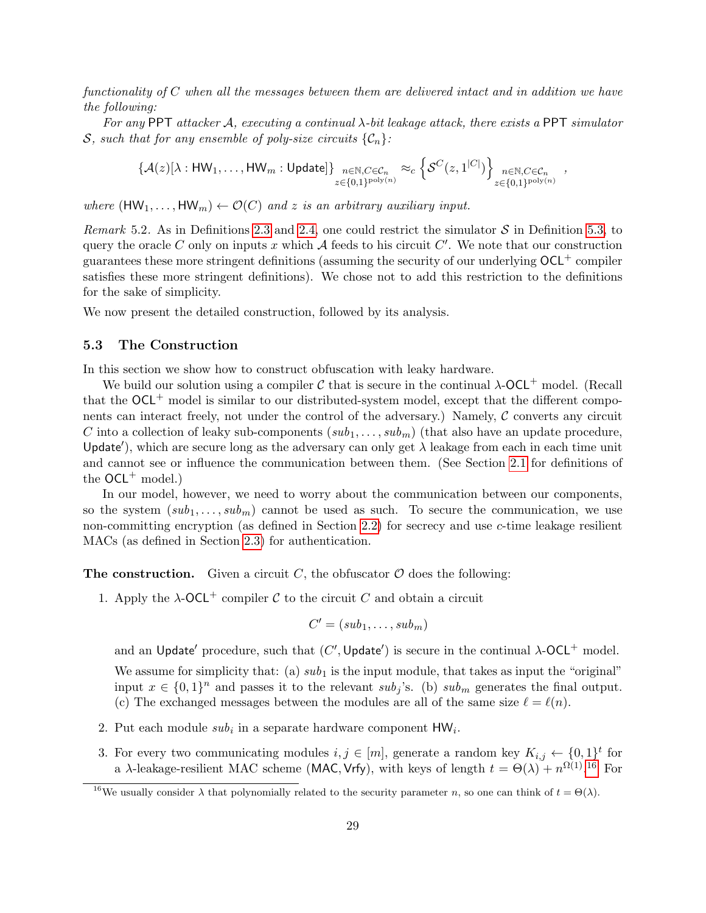*functionality of $C$ when all the messages between them are delivered intact and in addition we have the following:*

*For any* PPT *attacker $\mathcal{A}$, executing a continual $\lambda$-bit leakage attack, there exists a* PPT *simulator $\mathcal{S}$, such that for any ensemble of poly-size circuits $\{\mathcal{C}_n\}$:*

$$\{\mathcal{A}(z)[\lambda : \mathsf{HW}_1, \ldots, \mathsf{HW}_m : \mathsf{Update}]\}_{\substack{n\in\mathbb{N}, C\in\mathcal{C}_n \\ z\in\{0,1\}^{\mathrm{poly}(n)}}} \approx_c \left\{\mathcal{S}^{C}(z, 1^{|C|})\right\}_{\substack{n\in\mathbb{N}, C\in\mathcal{C}_n \\ z\in\{0,1\}^{\mathrm{poly}(n)}}},$$

*where $(\mathsf{HW}_1, \ldots, \mathsf{HW}_m) \leftarrow \mathcal{O}(C)$ and $z$ is an arbitrary auxiliary input.*

*Remark* 5.2. As in Definitions 2.3 and 2.4, one could restrict the simulator $\mathcal{S}$ in Definition 5.3, to query the oracle $C$ only on inputs $x$ which $\mathcal{A}$ feeds to his circuit $C'$. We note that our construction guarantees these more stringent definitions (assuming the security of our underlying $\mathsf{OCL}^+$ compiler satisfies these more stringent definitions). We chose not to add this restriction to the definitions for the sake of simplicity.

We now present the detailed construction, followed by its analysis.

### 5.3 The Construction

In this section we show how to construct obfuscation with leaky hardware.

We build our solution using a compiler $\mathcal{C}$ that is secure in the continual $\lambda$-$\mathsf{OCL}^+$ model. (Recall that the $\mathsf{OCL}^+$ model is similar to our distributed-system model, except that the different components can interact freely, not under the control of the adversary.) Namely, $\mathcal{C}$ converts any circuit $C$ into a collection of leaky sub-components $(sub_1, \ldots, sub_m)$ (that also have an update procedure, $\mathsf{Update}'$), which are secure long as the adversary can only get $\lambda$ leakage from each in each time unit and cannot see or influence the communication between them. (See Section 2.1 for definitions of the $\mathsf{OCL}^+$ model.)

In our model, however, we need to worry about the communication between our components, so the system $(sub_1, \ldots, sub_m)$ cannot be used as such. To secure the communication, we use non-committing encryption (as defined in Section 2.2) for secrecy and use $c$-time leakage resilient MACs (as defined in Section 2.3) for authentication.

**The construction.** Given a circuit $C$, the obfuscator $\mathcal{O}$ does the following:

1. Apply the $\lambda$-$\mathsf{OCL}^+$ compiler $\mathcal{C}$ to the circuit $C$ and obtain a circuit

$$C' = (sub_1, \ldots, sub_m)$$

   and an $\mathsf{Update}'$ procedure, such that $(C', \mathsf{Update}')$ is secure in the continual $\lambda$-$\mathsf{OCL}^+$ model.

   We assume for simplicity that: (a) $sub_1$ is the input module, that takes as input the "original" input $x \in \{0,1\}^n$ and passes it to the relevant $sub_j$'s. (b) $sub_m$ generates the final output. (c) The exchanged messages between the modules are all of the same size $\ell = \ell(n)$.

2. Put each module $sub_i$ in a separate hardware component $\mathsf{HW}_i$.

3. For every two communicating modules $i, j \in [m]$, generate a random key $K_{i,j} \leftarrow \{0,1\}^t$ for a $\lambda$-leakage-resilient MAC scheme $(\mathsf{MAC}, \mathsf{Vrfy})$, with keys of length $t = \Theta(\lambda) + n^{\Omega(1)}$.[16] For

[16] We usually consider $\lambda$ that polynomially related to the security parameter $n$, so one can think of $t = \Theta(\lambda)$.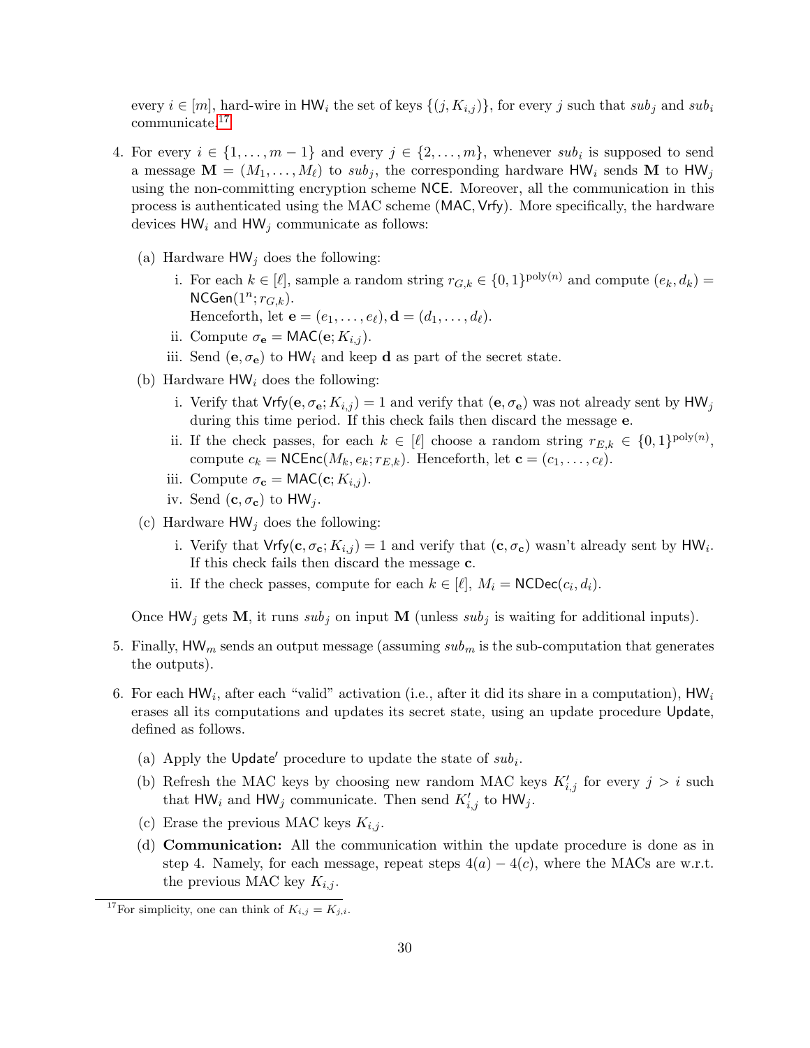every $i \in [m]$, hard-wire in $\mathsf{HW}_i$ the set of keys $\{(j, K_{i,j})\}$, for every $j$ such that $sub_j$ and $sub_i$ communicate.[17]

4. For every $i \in \{1, \ldots, m-1\}$ and every $j \in \{2, \ldots, m\}$, whenever $sub_i$ is supposed to send a message $\mathbf{M} = (M_1, \ldots, M_\ell)$ to $sub_j$, the corresponding hardware $\mathsf{HW}_i$ sends $\mathbf{M}$ to $\mathsf{HW}_j$ using the non-committing encryption scheme $\mathsf{NCE}$. Moreover, all the communication in this process is authenticated using the MAC scheme $(\mathsf{MAC}, \mathsf{Vrfy})$. More specifically, the hardware devices $\mathsf{HW}_i$ and $\mathsf{HW}_j$ communicate as follows:

   (a) Hardware $\mathsf{HW}_j$ does the following:

      i. For each $k \in [\ell]$, sample a random string $r_{G,k} \in \{0,1\}^{\mathrm{poly}(n)}$ and compute $(e_k, d_k) = \mathsf{NCGen}(1^n; r_{G,k})$.
         Henceforth, let $\mathbf{e} = (e_1, \ldots, e_\ell), \mathbf{d} = (d_1, \ldots, d_\ell)$.

      ii. Compute $\sigma_{\mathbf{e}} = \mathsf{MAC}(\mathbf{e}; K_{i,j})$.

      iii. Send $(\mathbf{e}, \sigma_{\mathbf{e}})$ to $\mathsf{HW}_i$ and keep $\mathbf{d}$ as part of the secret state.

   (b) Hardware $\mathsf{HW}_i$ does the following:

      i. Verify that $\mathsf{Vrfy}(\mathbf{e}, \sigma_{\mathbf{e}}; K_{i,j}) = 1$ and verify that $(\mathbf{e}, \sigma_{\mathbf{e}})$ was not already sent by $\mathsf{HW}_j$ during this time period. If this check fails then discard the message $\mathbf{e}$.

      ii. If the check passes, for each $k \in [\ell]$ choose a random string $r_{E,k} \in \{0,1\}^{\mathrm{poly}(n)}$, compute $c_k = \mathsf{NCEnc}(M_k, e_k; r_{E,k})$. Henceforth, let $\mathbf{c} = (c_1, \ldots, c_\ell)$.

      iii. Compute $\sigma_{\mathbf{c}} = \mathsf{MAC}(\mathbf{c}; K_{i,j})$.

      iv. Send $(\mathbf{c}, \sigma_{\mathbf{c}})$ to $\mathsf{HW}_j$.

   (c) Hardware $\mathsf{HW}_j$ does the following:

      i. Verify that $\mathsf{Vrfy}(\mathbf{c}, \sigma_{\mathbf{c}}; K_{i,j}) = 1$ and verify that $(\mathbf{c}, \sigma_{\mathbf{c}})$ wasn't already sent by $\mathsf{HW}_i$. If this check fails then discard the message $\mathbf{c}$.

      ii. If the check passes, compute for each $k \in [\ell]$, $M_i = \mathsf{NCDec}(c_i, d_i)$.

   Once $\mathsf{HW}_j$ gets $\mathbf{M}$, it runs $sub_j$ on input $\mathbf{M}$ (unless $sub_j$ is waiting for additional inputs).

5. Finally, $\mathsf{HW}_m$ sends an output message (assuming $sub_m$ is the sub-computation that generates the outputs).

6. For each $\mathsf{HW}_i$, after each "valid" activation (i.e., after it did its share in a computation), $\mathsf{HW}_i$ erases all its computations and updates its secret state, using an update procedure $\mathsf{Update}$, defined as follows.

   (a) Apply the $\mathsf{Update}'$ procedure to update the state of $sub_i$.

   (b) Refresh the MAC keys by choosing new random MAC keys $K'_{i,j}$ for every $j > i$ such that $\mathsf{HW}_i$ and $\mathsf{HW}_j$ communicate. Then send $K'_{i,j}$ to $\mathsf{HW}_j$.

   (c) Erase the previous MAC keys $K_{i,j}$.

   (d) **Communication:** All the communication within the update procedure is done as in step 4. Namely, for each message, repeat steps $4(a) - 4(c)$, where the MACs are w.r.t. the previous MAC key $K_{i,j}$.

[17] For simplicity, one can think of $K_{i,j} = K_{j,i}$.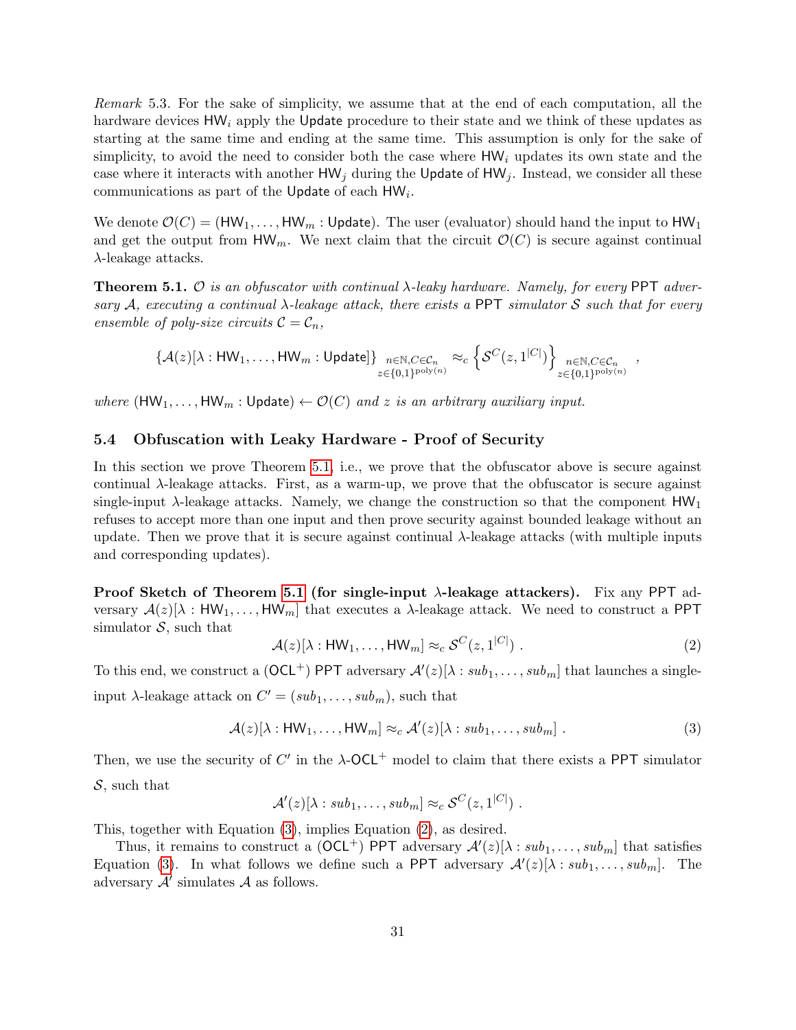*Remark* 5.3. For the sake of simplicity, we assume that at the end of each computation, all the hardware devices $\mathsf{HW}_i$ apply the $\mathsf{Update}$ procedure to their state and we think of these updates as starting at the same time and ending at the same time. This assumption is only for the sake of simplicity, to avoid the need to consider both the case where $\mathsf{HW}_i$ updates its own state and the case where it interacts with another $\mathsf{HW}_j$ during the $\mathsf{Update}$ of $\mathsf{HW}_j$. Instead, we consider all these communications as part of the $\mathsf{Update}$ of each $\mathsf{HW}_i$.

We denote $\mathcal{O}(C) = (\mathsf{HW}_1, \ldots, \mathsf{HW}_m : \mathsf{Update})$. The user (evaluator) should hand the input to $\mathsf{HW}_1$ and get the output from $\mathsf{HW}_m$. We next claim that the circuit $\mathcal{O}(C)$ is secure against continual $\lambda$-leakage attacks.

**Theorem 5.1.** *$\mathcal{O}$ is an obfuscator with continual $\lambda$-leaky hardware. Namely, for every* PPT *adversary $\mathcal{A}$, executing a continual $\lambda$-leakage attack, there exists a* PPT *simulator $\mathcal{S}$ such that for every ensemble of poly-size circuits $\mathcal{C} = \mathcal{C}_n$,*

$$\{\mathcal{A}(z)[\lambda : \mathsf{HW}_1, \ldots, \mathsf{HW}_m : \mathsf{Update}]\}_{\substack{n\in\mathbb{N}, C\in\mathcal{C}_n \\ z\in\{0,1\}^{\mathrm{poly}(n)}}} \approx_c \left\{\mathcal{S}^C(z, 1^{|C|})\right\}_{\substack{n\in\mathbb{N}, C\in\mathcal{C}_n \\ z\in\{0,1\}^{\mathrm{poly}(n)}}} ,$$

*where $(\mathsf{HW}_1, \ldots, \mathsf{HW}_m : \mathsf{Update}) \leftarrow \mathcal{O}(C)$ and $z$ is an arbitrary auxiliary input.*

### 5.4 Obfuscation with Leaky Hardware - Proof of Security

In this section we prove Theorem 5.1, i.e., we prove that the obfuscator above is secure against continual $\lambda$-leakage attacks. First, as a warm-up, we prove that the obfuscator is secure against single-input $\lambda$-leakage attacks. Namely, we change the construction so that the component $\mathsf{HW}_1$ refuses to accept more than one input and then prove security against bounded leakage without an update. Then we prove that it is secure against continual $\lambda$-leakage attacks (with multiple inputs and corresponding updates).

**Proof Sketch of Theorem 5.1 (for single-input $\lambda$-leakage attackers).** Fix any PPT adversary $\mathcal{A}(z)[\lambda : \mathsf{HW}_1, \ldots, \mathsf{HW}_m]$ that executes a $\lambda$-leakage attack. We need to construct a PPT simulator $\mathcal{S}$, such that

$$\mathcal{A}(z)[\lambda : \mathsf{HW}_1, \ldots, \mathsf{HW}_m] \approx_c \mathcal{S}^C(z, 1^{|C|}) \ . \tag{2}$$

To this end, we construct a ($\mathsf{OCL}^+$) PPT adversary $\mathcal{A}'(z)[\lambda : sub_1, \ldots, sub_m]$ that launches a single-input $\lambda$-leakage attack on $C' = (sub_1, \ldots, sub_m)$, such that

$$\mathcal{A}(z)[\lambda : \mathsf{HW}_1, \ldots, \mathsf{HW}_m] \approx_c \mathcal{A}'(z)[\lambda : sub_1, \ldots, sub_m] \ . \tag{3}$$

Then, we use the security of $C'$ in the $\lambda$-$\mathsf{OCL}^+$ model to claim that there exists a PPT simulator $\mathcal{S}$, such that

$$\mathcal{A}'(z)[\lambda : sub_1, \ldots, sub_m] \approx_c \mathcal{S}^C(z, 1^{|C|}) \ .$$

This, together with Equation (3), implies Equation (2), as desired.

Thus, it remains to construct a ($\mathsf{OCL}^+$) PPT adversary $\mathcal{A}'(z)[\lambda : sub_1, \ldots, sub_m]$ that satisfies Equation (3). In what follows we define such a PPT adversary $\mathcal{A}'(z)[\lambda : sub_1, \ldots, sub_m]$. The adversary $\mathcal{A}'$ simulates $\mathcal{A}$ as follows.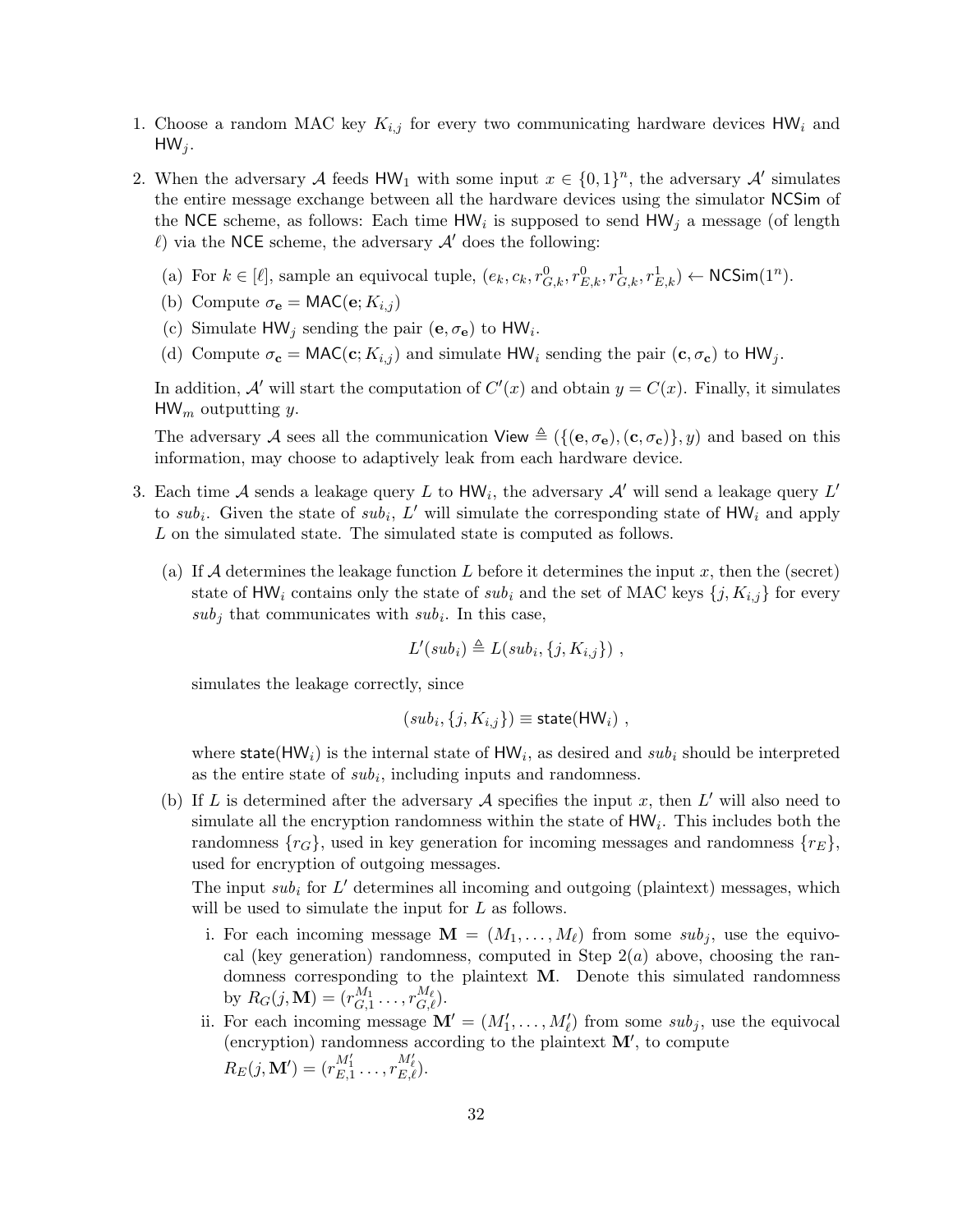1. Choose a random MAC key $K_{i,j}$ for every two communicating hardware devices $\mathsf{HW}_i$ and $\mathsf{HW}_j$.

2. When the adversary $\mathcal{A}$ feeds $\mathsf{HW}_1$ with some input $x \in \{0,1\}^n$, the adversary $\mathcal{A}'$ simulates the entire message exchange between all the hardware devices using the simulator $\mathsf{NCSim}$ of the $\mathsf{NCE}$ scheme, as follows: Each time $\mathsf{HW}_i$ is supposed to send $\mathsf{HW}_j$ a message (of length $\ell$) via the $\mathsf{NCE}$ scheme, the adversary $\mathcal{A}'$ does the following:

   (a) For $k \in [\ell]$, sample an equivocal tuple, $(e_k, c_k, r^0_{G,k}, r^0_{E,k}, r^1_{G,k}, r^1_{E,k}) \leftarrow \mathsf{NCSim}(1^n)$.

   (b) Compute $\sigma_{\mathbf{e}} = \mathsf{MAC}(\mathbf{e}; K_{i,j})$

   (c) Simulate $\mathsf{HW}_j$ sending the pair $(\mathbf{e}, \sigma_{\mathbf{e}})$ to $\mathsf{HW}_i$.

   (d) Compute $\sigma_{\mathbf{c}} = \mathsf{MAC}(\mathbf{c}; K_{i,j})$ and simulate $\mathsf{HW}_i$ sending the pair $(\mathbf{c}, \sigma_{\mathbf{c}})$ to $\mathsf{HW}_j$.

   In addition, $\mathcal{A}'$ will start the computation of $C'(x)$ and obtain $y = C(x)$. Finally, it simulates $\mathsf{HW}_m$ outputting $y$.

   The adversary $\mathcal{A}$ sees all the communication $\mathsf{View} \triangleq (\{(\mathbf{e}, \sigma_{\mathbf{e}}), (\mathbf{c}, \sigma_{\mathbf{c}})\}, y)$ and based on this information, may choose to adaptively leak from each hardware device.

3. Each time $\mathcal{A}$ sends a leakage query $L$ to $\mathsf{HW}_i$, the adversary $\mathcal{A}'$ will send a leakage query $L'$ to $sub_i$. Given the state of $sub_i$, $L'$ will simulate the corresponding state of $\mathsf{HW}_i$ and apply $L$ on the simulated state. The simulated state is computed as follows.

   (a) If $\mathcal{A}$ determines the leakage function $L$ before it determines the input $x$, then the (secret) state of $\mathsf{HW}_i$ contains only the state of $sub_i$ and the set of MAC keys $\{j, K_{i,j}\}$ for every $sub_j$ that communicates with $sub_i$. In this case,

   $$L'(sub_i) \triangleq L(sub_i, \{j, K_{i,j}\}) \ ,$$

   simulates the leakage correctly, since

   $$(sub_i, \{j, K_{i,j}\}) \equiv \mathsf{state}(\mathsf{HW}_i) \ ,$$

   where $\mathsf{state}(\mathsf{HW}_i)$ is the internal state of $\mathsf{HW}_i$, as desired and $sub_i$ should be interpreted as the entire state of $sub_i$, including inputs and randomness.

   (b) If $L$ is determined after the adversary $\mathcal{A}$ specifies the input $x$, then $L'$ will also need to simulate all the encryption randomness within the state of $\mathsf{HW}_i$. This includes both the randomness $\{r_G\}$, used in key generation for incoming messages and randomness $\{r_E\}$, used for encryption of outgoing messages.

   The input $sub_i$ for $L'$ determines all incoming and outgoing (plaintext) messages, which will be used to simulate the input for $L$ as follows.

      i. For each incoming message $\mathbf{M} = (M_1, \ldots, M_\ell)$ from some $sub_j$, use the equivocal (key generation) randomness, computed in Step $2(a)$ above, choosing the randomness corresponding to the plaintext $\mathbf{M}$. Denote this simulated randomness by $R_G(j, \mathbf{M}) = (r^{M_1}_{G,1} \ldots, r^{M_\ell}_{G,\ell})$.

      ii. For each incoming message $\mathbf{M}' = (M'_1, \ldots, M'_\ell)$ from some $sub_j$, use the equivocal (encryption) randomness according to the plaintext $\mathbf{M}'$, to compute $R_E(j, \mathbf{M}') = (r^{M'_1}_{E,1} \ldots, r^{M'_\ell}_{E,\ell})$.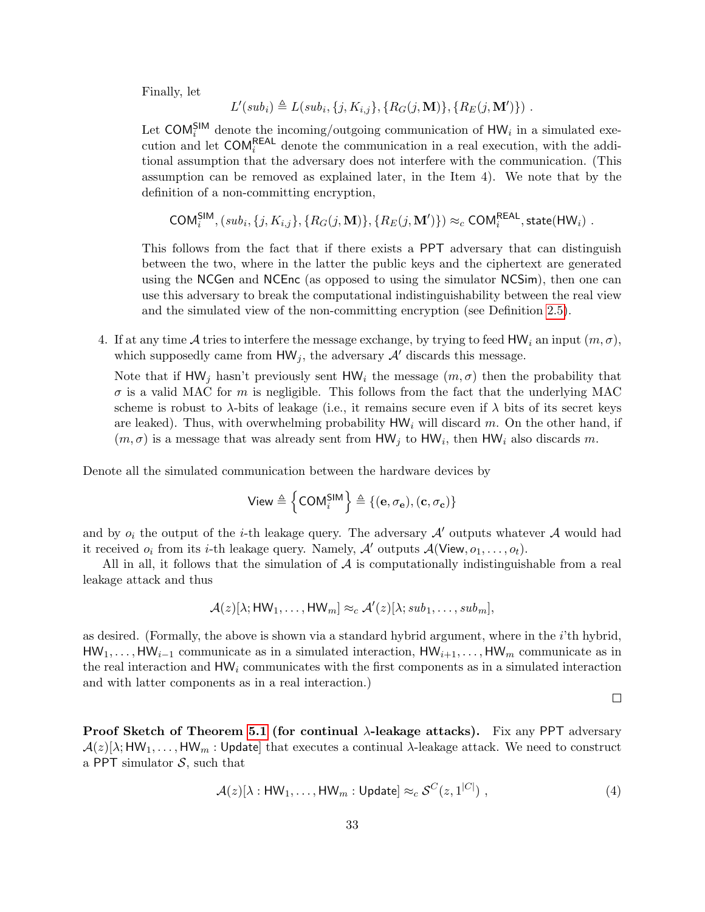Finally, let

$$L'(sub_i) \triangleq L(sub_i, \{j, K_{i,j}\}, \{R_G(j, \mathbf{M})\}, \{R_E(j, \mathbf{M}')\}) \ .$$

Let $\mathsf{COM}_i^{\mathsf{SIM}}$ denote the incoming/outgoing communication of $\mathsf{HW}_i$ in a simulated execution and let $\mathsf{COM}_i^{\mathsf{REAL}}$ denote the communication in a real execution, with the additional assumption that the adversary does not interfere with the communication. (This assumption can be removed as explained later, in the Item 4). We note that by the definition of a non-committing encryption,

$$\mathsf{COM}_i^{\mathsf{SIM}}, (sub_i, \{j, K_{i,j}\}, \{R_G(j, \mathbf{M})\}, \{R_E(j, \mathbf{M}')\}) \approx_c \mathsf{COM}_i^{\mathsf{REAL}}, \mathsf{state}(\mathsf{HW}_i) \ .$$

This follows from the fact that if there exists a PPT adversary that can distinguish between the two, where in the latter the public keys and the ciphertext are generated using the NCGen and NCEnc (as opposed to using the simulator NCSim), then one can use this adversary to break the computational indistinguishability between the real view and the simulated view of the non-committing encryption (see Definition 2.5).

4. If at any time $\mathcal{A}$ tries to interfere the message exchange, by trying to feed $\mathsf{HW}_i$ an input $(m, \sigma)$, which supposedly came from $\mathsf{HW}_j$, the adversary $\mathcal{A}'$ discards this message.

   Note that if $\mathsf{HW}_j$ hasn't previously sent $\mathsf{HW}_i$ the message $(m, \sigma)$ then the probability that $\sigma$ is a valid MAC for $m$ is negligible. This follows from the fact that the underlying MAC scheme is robust to $\lambda$-bits of leakage (i.e., it remains secure even if $\lambda$ bits of its secret keys are leaked). Thus, with overwhelming probability $\mathsf{HW}_i$ will discard $m$. On the other hand, if $(m, \sigma)$ is a message that was already sent from $\mathsf{HW}_j$ to $\mathsf{HW}_i$, then $\mathsf{HW}_i$ also discards $m$.

Denote all the simulated communication between the hardware devices by

$$\mathsf{View} \triangleq \left\{\mathsf{COM}_i^{\mathsf{SIM}}\right\} \triangleq \{(\mathbf{e}, \sigma_{\mathbf{e}}), (\mathbf{c}, \sigma_{\mathbf{c}})\}$$

and by $o_i$ the output of the $i$-th leakage query. The adversary $\mathcal{A}'$ outputs whatever $\mathcal{A}$ would had it received $o_i$ from its $i$-th leakage query. Namely, $\mathcal{A}'$ outputs $\mathcal{A}(\mathsf{View}, o_1, \ldots, o_t)$.

All in all, it follows that the simulation of $\mathcal{A}$ is computationally indistinguishable from a real leakage attack and thus

$$\mathcal{A}(z)[\lambda; \mathsf{HW}_1, \ldots, \mathsf{HW}_m] \approx_c \mathcal{A}'(z)[\lambda; sub_1, \ldots, sub_m],$$

as desired. (Formally, the above is shown via a standard hybrid argument, where in the $i$'th hybrid, $\mathsf{HW}_1, \ldots, \mathsf{HW}_{i-1}$ communicate as in a simulated interaction, $\mathsf{HW}_{i+1}, \ldots, \mathsf{HW}_m$ communicate as in the real interaction and $\mathsf{HW}_i$ communicates with the first components as in a simulated interaction and with latter components as in a real interaction.)

□

**Proof Sketch of Theorem 5.1 (for continual $\lambda$-leakage attacks).** Fix any PPT adversary $\mathcal{A}(z)[\lambda; \mathsf{HW}_1, \ldots, \mathsf{HW}_m : \mathsf{Update}]$ that executes a continual $\lambda$-leakage attack. We need to construct a PPT simulator $\mathcal{S}$, such that

$$\mathcal{A}(z)[\lambda : \mathsf{HW}_1, \ldots, \mathsf{HW}_m : \mathsf{Update}] \approx_c \mathcal{S}^C(z, 1^{|C|}) \ , \tag{4}$$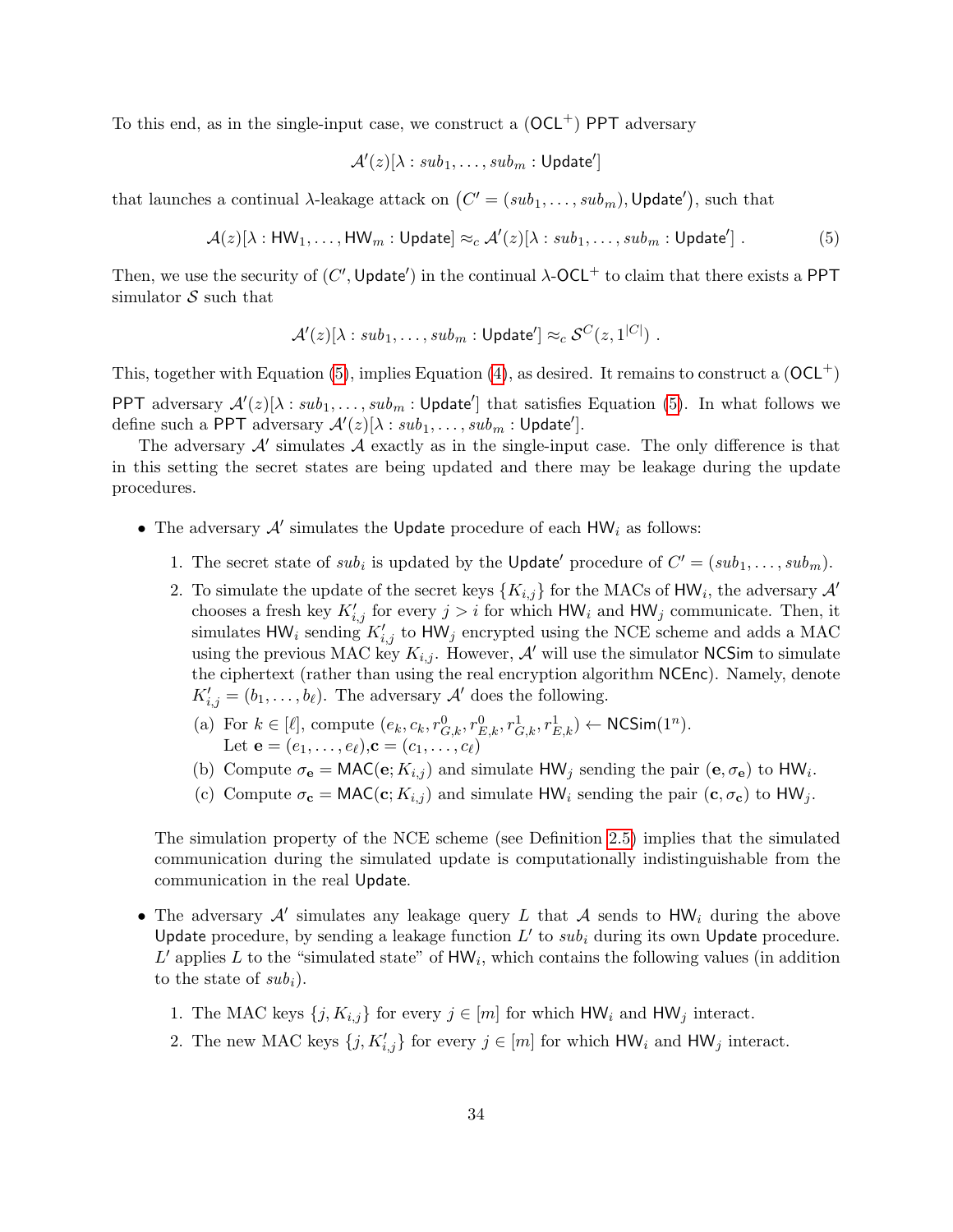To this end, as in the single-input case, we construct a ($\mathsf{OCL}^+$) PPT adversary

$$\mathcal{A}'(z)[\lambda : sub_1, \ldots, sub_m : \mathsf{Update}']$$

that launches a continual $\lambda$-leakage attack on $\left(C' = (sub_1, \ldots, sub_m), \mathsf{Update}'\right)$, such that

$$\mathcal{A}(z)[\lambda : \mathsf{HW}_1, \ldots, \mathsf{HW}_m : \mathsf{Update}] \approx_c \mathcal{A}'(z)[\lambda : sub_1, \ldots, sub_m : \mathsf{Update}'] \ . \tag{5}$$

Then, we use the security of $(C', \mathsf{Update}')$ in the continual $\lambda$-$\mathsf{OCL}^+$ to claim that there exists a PPT simulator $\mathcal{S}$ such that

$$\mathcal{A}'(z)[\lambda : sub_1, \ldots, sub_m : \mathsf{Update}'] \approx_c \mathcal{S}^C(z, 1^{|C|}) \ .$$

This, together with Equation (5), implies Equation (4), as desired. It remains to construct a ($\mathsf{OCL}^+$) PPT adversary $\mathcal{A}'(z)[\lambda : sub_1, \ldots, sub_m : \mathsf{Update}']$ that satisfies Equation (5). In what follows we define such a PPT adversary $\mathcal{A}'(z)[\lambda : sub_1, \ldots, sub_m : \mathsf{Update}']$.

The adversary $\mathcal{A}'$ simulates $\mathcal{A}$ exactly as in the single-input case. The only difference is that in this setting the secret states are being updated and there may be leakage during the update procedures.

- The adversary $\mathcal{A}'$ simulates the $\mathsf{Update}$ procedure of each $\mathsf{HW}_i$ as follows:
  1. The secret state of $sub_i$ is updated by the $\mathsf{Update}'$ procedure of $C' = (sub_1, \ldots, sub_m)$.
  2. To simulate the update of the secret keys $\{K_{i,j}\}$ for the MACs of $\mathsf{HW}_i$, the adversary $\mathcal{A}'$ chooses a fresh key $K'_{i,j}$ for every $j > i$ for which $\mathsf{HW}_i$ and $\mathsf{HW}_j$ communicate. Then, it simulates $\mathsf{HW}_i$ sending $K'_{i,j}$ to $\mathsf{HW}_j$ encrypted using the NCE scheme and adds a MAC using the previous MAC key $K_{i,j}$. However, $\mathcal{A}'$ will use the simulator $\mathsf{NCSim}$ to simulate the ciphertext (rather than using the real encryption algorithm $\mathsf{NCEnc}$). Namely, denote $K'_{i,j} = (b_1, \ldots, b_\ell)$. The adversary $\mathcal{A}'$ does the following.
     (a) For $k \in [\ell]$, compute $(e_k, c_k, r^0_{G,k}, r^0_{E,k}, r^1_{G,k}, r^1_{E,k}) \leftarrow \mathsf{NCSim}(1^n)$.
     Let $\mathbf{e} = (e_1, \ldots, e_\ell)$,$\mathbf{c} = (c_1, \ldots, c_\ell)$
     (b) Compute $\sigma_{\mathbf{e}} = \mathsf{MAC}(\mathbf{e}; K_{i,j})$ and simulate $\mathsf{HW}_j$ sending the pair $(\mathbf{e}, \sigma_{\mathbf{e}})$ to $\mathsf{HW}_i$.
     (c) Compute $\sigma_{\mathbf{c}} = \mathsf{MAC}(\mathbf{c}; K_{i,j})$ and simulate $\mathsf{HW}_i$ sending the pair $(\mathbf{c}, \sigma_{\mathbf{c}})$ to $\mathsf{HW}_j$.

  The simulation property of the NCE scheme (see Definition 2.5) implies that the simulated communication during the simulated update is computationally indistinguishable from the communication in the real $\mathsf{Update}$.

- The adversary $\mathcal{A}'$ simulates any leakage query $L$ that $\mathcal{A}$ sends to $\mathsf{HW}_i$ during the above $\mathsf{Update}$ procedure, by sending a leakage function $L'$ to $sub_i$ during its own $\mathsf{Update}$ procedure. $L'$ applies $L$ to the "simulated state" of $\mathsf{HW}_i$, which contains the following values (in addition to the state of $sub_i$).
  1. The MAC keys $\{j, K_{i,j}\}$ for every $j \in [m]$ for which $\mathsf{HW}_i$ and $\mathsf{HW}_j$ interact.
  2. The new MAC keys $\{j, K'_{i,j}\}$ for every $j \in [m]$ for which $\mathsf{HW}_i$ and $\mathsf{HW}_j$ interact.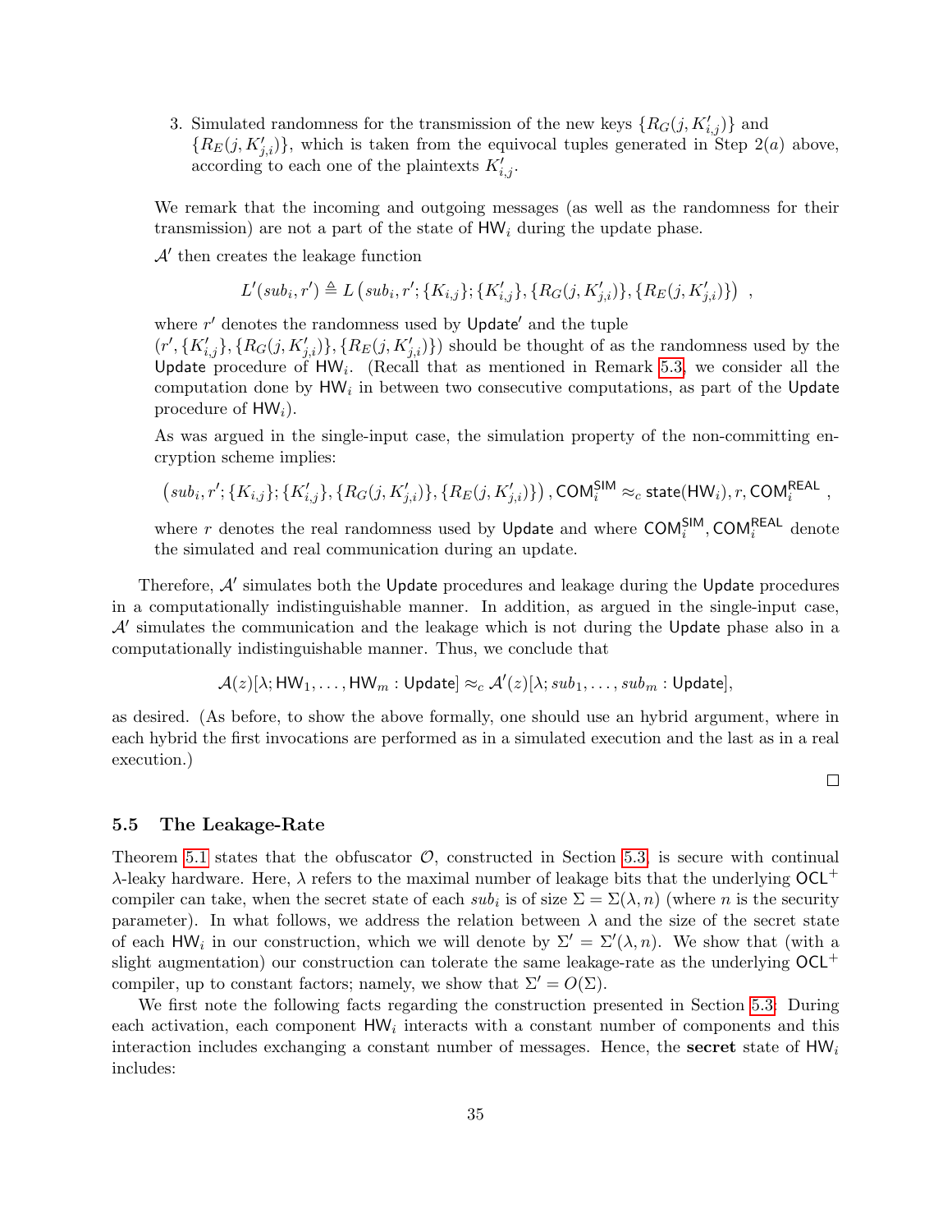3. Simulated randomness for the transmission of the new keys $\{R_G(j, K'_{i,j})\}$ and $\{R_E(j, K'_{j,i})\}$, which is taken from the equivocal tuples generated in Step 2($a$) above, according to each one of the plaintexts $K'_{i,j}$.

We remark that the incoming and outgoing messages (as well as the randomness for their transmission) are not a part of the state of $\mathsf{HW}_i$ during the update phase.

$\mathcal{A}'$ then creates the leakage function

$$L'(sub_i, r') \triangleq L\left(sub_i, r'; \{K_{i,j}\}; \{K'_{i,j}\}, \{R_G(j, K'_{j,i})\}, \{R_E(j, K'_{j,i})\}\right) ,$$

where $r'$ denotes the randomness used by $\mathsf{Update}'$ and the tuple $(r', \{K'_{i,j}\}, \{R_G(j, K'_{j,i})\}, \{R_E(j, K'_{j,i})\})$ should be thought of as the randomness used by the $\mathsf{Update}$ procedure of $\mathsf{HW}_i$. (Recall that as mentioned in Remark 5.3, we consider all the computation done by $\mathsf{HW}_i$ in between two consecutive computations, as part of the $\mathsf{Update}$ procedure of $\mathsf{HW}_i$).

As was argued in the single-input case, the simulation property of the non-committing encryption scheme implies:

$$\left(sub_i, r'; \{K_{i,j}\}; \{K'_{i,j}\}, \{R_G(j, K'_{j,i})\}, \{R_E(j, K'_{j,i})\}\right), \mathsf{COM}_i^{\mathsf{SIM}} \approx_c \mathsf{state}(\mathsf{HW}_i), r, \mathsf{COM}_i^{\mathsf{REAL}} ,$$

where $r$ denotes the real randomness used by $\mathsf{Update}$ and where $\mathsf{COM}_i^{\mathsf{SIM}}, \mathsf{COM}_i^{\mathsf{REAL}}$ denote the simulated and real communication during an update.

Therefore, $\mathcal{A}'$ simulates both the $\mathsf{Update}$ procedures and leakage during the $\mathsf{Update}$ procedures in a computationally indistinguishable manner. In addition, as argued in the single-input case, $\mathcal{A}'$ simulates the communication and the leakage which is not during the $\mathsf{Update}$ phase also in a computationally indistinguishable manner. Thus, we conclude that

$$\mathcal{A}(z)[\lambda; \mathsf{HW}_1, \ldots, \mathsf{HW}_m : \mathsf{Update}] \approx_c \mathcal{A}'(z)[\lambda; sub_1, \ldots, sub_m : \mathsf{Update}],$$

as desired. (As before, to show the above formally, one should use an hybrid argument, where in each hybrid the first invocations are performed as in a simulated execution and the last as in a real execution.)

□

### 5.5 The Leakage-Rate

Theorem 5.1 states that the obfuscator $\mathcal{O}$, constructed in Section 5.3, is secure with continual $\lambda$-leaky hardware. Here, $\lambda$ refers to the maximal number of leakage bits that the underlying $\mathsf{OCL}^+$ compiler can take, when the secret state of each $sub_i$ is of size $\Sigma = \Sigma(\lambda, n)$ (where $n$ is the security parameter). In what follows, we address the relation between $\lambda$ and the size of the secret state of each $\mathsf{HW}_i$ in our construction, which we will denote by $\Sigma' = \Sigma'(\lambda, n)$. We show that (with a slight augmentation) our construction can tolerate the same leakage-rate as the underlying $\mathsf{OCL}^+$ compiler, up to constant factors; namely, we show that $\Sigma' = O(\Sigma)$.

We first note the following facts regarding the construction presented in Section 5.3: During each activation, each component $\mathsf{HW}_i$ interacts with a constant number of components and this interaction includes exchanging a constant number of messages. Hence, the **secret** state of $\mathsf{HW}_i$ includes: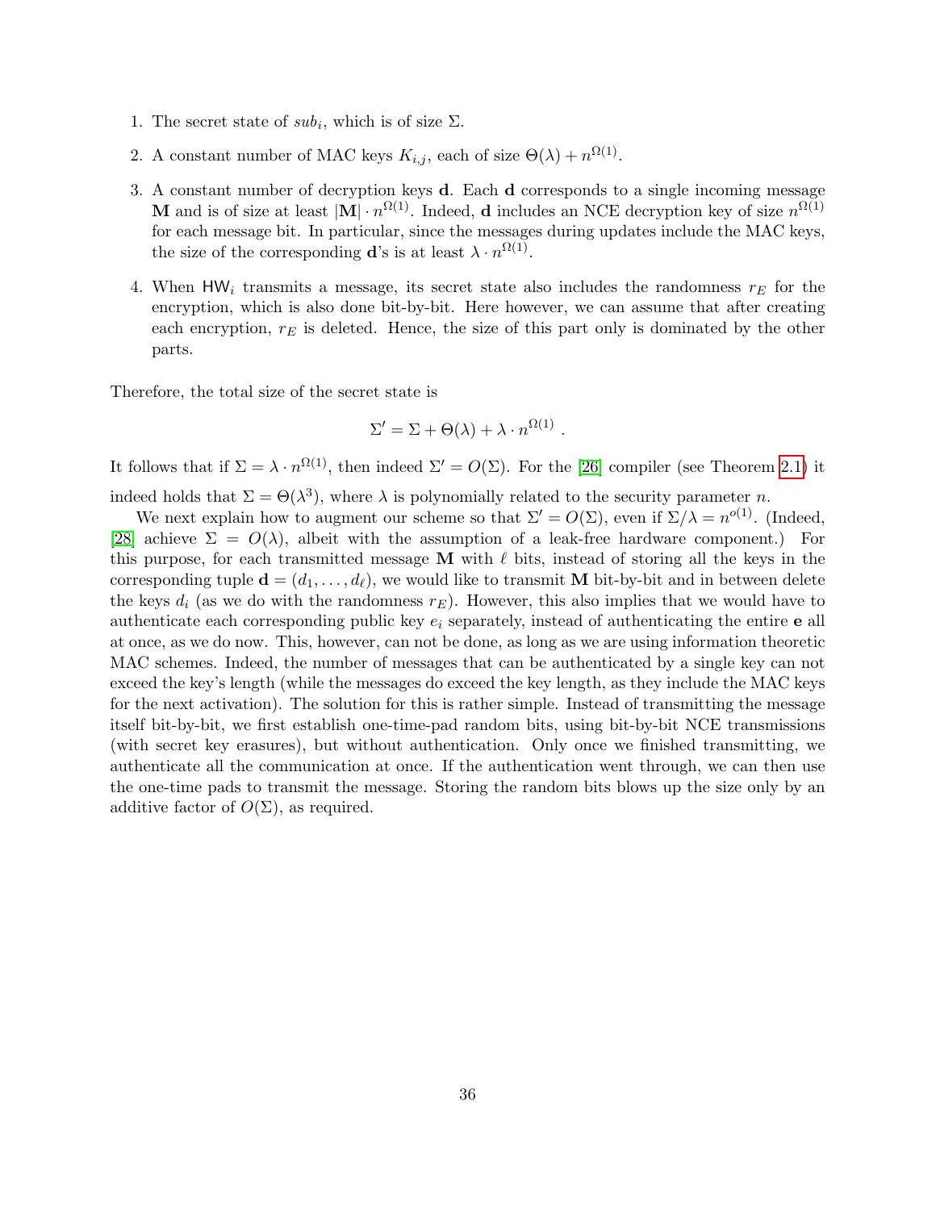1. The secret state of $sub_i$, which is of size $\Sigma$.

2. A constant number of MAC keys $K_{i,j}$, each of size $\Theta(\lambda) + n^{\Omega(1)}$.

3. A constant number of decryption keys $\mathbf{d}$. Each $\mathbf{d}$ corresponds to a single incoming message $\mathbf{M}$ and is of size at least $|\mathbf{M}| \cdot n^{\Omega(1)}$. Indeed, $\mathbf{d}$ includes an NCE decryption key of size $n^{\Omega(1)}$ for each message bit. In particular, since the messages during updates include the MAC keys, the size of the corresponding $\mathbf{d}$'s is at least $\lambda \cdot n^{\Omega(1)}$.

4. When $\mathsf{HW}_i$ transmits a message, its secret state also includes the randomness $r_E$ for the encryption, which is also done bit-by-bit. Here however, we can assume that after creating each encryption, $r_E$ is deleted. Hence, the size of this part only is dominated by the other parts.

Therefore, the total size of the secret state is

$$\Sigma' = \Sigma + \Theta(\lambda) + \lambda \cdot n^{\Omega(1)} \ .$$

It follows that if $\Sigma = \lambda \cdot n^{\Omega(1)}$, then indeed $\Sigma' = O(\Sigma)$. For the [26] compiler (see Theorem 2.1) it indeed holds that $\Sigma = \Theta(\lambda^3)$, where $\lambda$ is polynomially related to the security parameter $n$.

We next explain how to augment our scheme so that $\Sigma' = O(\Sigma)$, even if $\Sigma/\lambda = n^{o(1)}$. (Indeed, [28] achieve $\Sigma = O(\lambda)$, albeit with the assumption of a leak-free hardware component.) For this purpose, for each transmitted message $\mathbf{M}$ with $\ell$ bits, instead of storing all the keys in the corresponding tuple $\mathbf{d} = (d_1, \ldots, d_\ell)$, we would like to transmit $\mathbf{M}$ bit-by-bit and in between delete the keys $d_i$ (as we do with the randomness $r_E$). However, this also implies that we would have to authenticate each corresponding public key $e_i$ separately, instead of authenticating the entire $\mathbf{e}$ all at once, as we do now. This, however, can not be done, as long as we are using information theoretic MAC schemes. Indeed, the number of messages that can be authenticated by a single key can not exceed the key's length (while the messages do exceed the key length, as they include the MAC keys for the next activation). The solution for this is rather simple. Instead of transmitting the message itself bit-by-bit, we first establish one-time-pad random bits, using bit-by-bit NCE transmissions (with secret key erasures), but without authentication. Only once we finished transmitting, we authenticate all the communication at once. If the authentication went through, we can then use the one-time pads to transmit the message. Storing the random bits blows up the size only by an additive factor of $O(\Sigma)$, as required.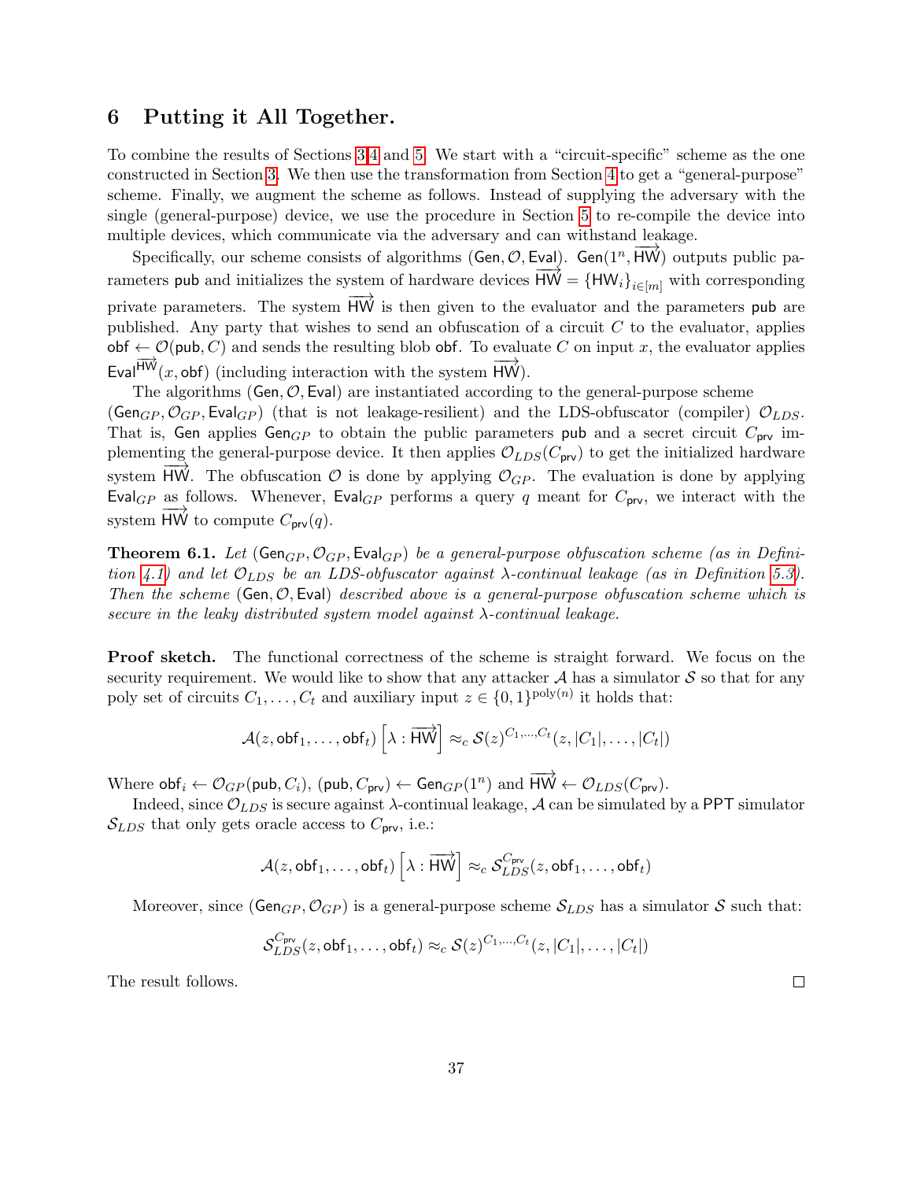## 6 Putting it All Together.

To combine the results of Sections 3,4 and 5. We start with a "circuit-specific" scheme as the one constructed in Section 3. We then use the transformation from Section 4 to get a "general-purpose" scheme. Finally, we augment the scheme as follows. Instead of supplying the adversary with the single (general-purpose) device, we use the procedure in Section 5 to re-compile the device into multiple devices, which communicate via the adversary and can withstand leakage.

Specifically, our scheme consists of algorithms $(\mathsf{Gen}, \mathcal{O}, \mathsf{Eval})$. $\mathsf{Gen}(1^n, \overrightarrow{\mathsf{HW}})$ outputs public parameters $\mathsf{pub}$ and initializes the system of hardware devices $\overrightarrow{\mathsf{HW}} = \{\mathsf{HW}_i\}_{i \in [m]}$ with corresponding private parameters. The system $\overrightarrow{\mathsf{HW}}$ is then given to the evaluator and the parameters $\mathsf{pub}$ are published. Any party that wishes to send an obfuscation of a circuit $C$ to the evaluator, applies $\mathsf{obf} \leftarrow \mathcal{O}(\mathsf{pub}, C)$ and sends the resulting blob $\mathsf{obf}$. To evaluate $C$ on input $x$, the evaluator applies $\mathsf{Eval}^{\overrightarrow{\mathsf{HW}}}(x, \mathsf{obf})$ (including interaction with the system $\overrightarrow{\mathsf{HW}}$).

The algorithms $(\mathsf{Gen}, \mathcal{O}, \mathsf{Eval})$ are instantiated according to the general-purpose scheme $(\mathsf{Gen}_{GP}, \mathcal{O}_{GP}, \mathsf{Eval}_{GP})$ (that is not leakage-resilient) and the LDS-obfuscator (compiler) $\mathcal{O}_{LDS}$. That is, $\mathsf{Gen}$ applies $\mathsf{Gen}_{GP}$ to obtain the public parameters $\mathsf{pub}$ and a secret circuit $C_{\mathsf{prv}}$ implementing the general-purpose device. It then applies $\mathcal{O}_{LDS}(C_{\mathsf{prv}})$ to get the initialized hardware system $\overrightarrow{\mathsf{HW}}$. The obfuscation $\mathcal{O}$ is done by applying $\mathcal{O}_{GP}$. The evaluation is done by applying $\mathsf{Eval}_{GP}$ as follows. Whenever, $\mathsf{Eval}_{GP}$ performs a query $q$ meant for $C_{\mathsf{prv}}$, we interact with the system $\overrightarrow{\mathsf{HW}}$ to compute $C_{\mathsf{prv}}(q)$.

**Theorem 6.1.** *Let $(\mathsf{Gen}_{GP}, \mathcal{O}_{GP}, \mathsf{Eval}_{GP})$ be a general-purpose obfuscation scheme (as in Definition 4.1) and let $\mathcal{O}_{LDS}$ be an LDS-obfuscator against $\lambda$-continual leakage (as in Definition 5.3). Then the scheme $(\mathsf{Gen}, \mathcal{O}, \mathsf{Eval})$ described above is a general-purpose obfuscation scheme which is secure in the leaky distributed system model against $\lambda$-continual leakage.*

**Proof sketch.** The functional correctness of the scheme is straight forward. We focus on the security requirement. We would like to show that any attacker $\mathcal{A}$ has a simulator $\mathcal{S}$ so that for any poly set of circuits $C_1, \ldots, C_t$ and auxiliary input $z \in \{0,1\}^{\mathrm{poly}(n)}$ it holds that:

$$\mathcal{A}(z, \mathsf{obf}_1, \ldots, \mathsf{obf}_t)\left[\lambda : \overrightarrow{\mathsf{HW}}\right] \approx_c \mathcal{S}(z)^{C_1, \ldots, C_t}(z, |C_1|, \ldots, |C_t|)$$

Where $\mathsf{obf}_i \leftarrow \mathcal{O}_{GP}(\mathsf{pub}, C_i)$, $(\mathsf{pub}, C_{\mathsf{prv}}) \leftarrow \mathsf{Gen}_{GP}(1^n)$ and $\overrightarrow{\mathsf{HW}} \leftarrow \mathcal{O}_{LDS}(C_{\mathsf{prv}})$.

Indeed, since $\mathcal{O}_{LDS}$ is secure against $\lambda$-continual leakage, $\mathcal{A}$ can be simulated by a $\mathsf{PPT}$ simulator $\mathcal{S}_{LDS}$ that only gets oracle access to $C_{\mathsf{prv}}$, i.e.:

$$\mathcal{A}(z, \mathsf{obf}_1, \ldots, \mathsf{obf}_t)\left[\lambda : \overrightarrow{\mathsf{HW}}\right] \approx_c \mathcal{S}_{LDS}^{C_{\mathsf{prv}}}(z, \mathsf{obf}_1, \ldots, \mathsf{obf}_t)$$

Moreover, since $(\mathsf{Gen}_{GP}, \mathcal{O}_{GP})$ is a general-purpose scheme $\mathcal{S}_{LDS}$ has a simulator $\mathcal{S}$ such that:

$$\mathcal{S}_{LDS}^{C_{\mathsf{prv}}}(z, \mathsf{obf}_1, \ldots, \mathsf{obf}_t) \approx_c \mathcal{S}(z)^{C_1, \ldots, C_t}(z, |C_1|, \ldots, |C_t|)$$

The result follows. □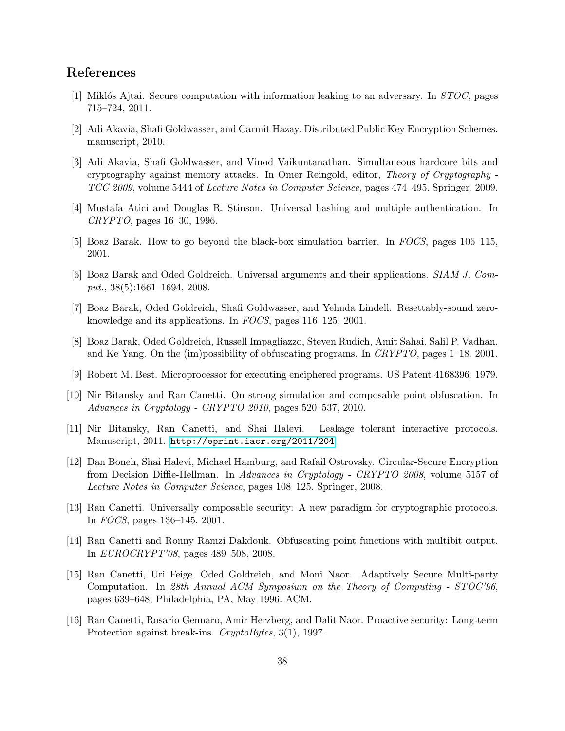## References

[1] Miklós Ajtai. Secure computation with information leaking to an adversary. In *STOC*, pages 715–724, 2011.

[2] Adi Akavia, Shafi Goldwasser, and Carmit Hazay. Distributed Public Key Encryption Schemes. manuscript, 2010.

[3] Adi Akavia, Shafi Goldwasser, and Vinod Vaikuntanathan. Simultaneous hardcore bits and cryptography against memory attacks. In Omer Reingold, editor, *Theory of Cryptography - TCC 2009*, volume 5444 of *Lecture Notes in Computer Science*, pages 474–495. Springer, 2009.

[4] Mustafa Atici and Douglas R. Stinson. Universal hashing and multiple authentication. In *CRYPTO*, pages 16–30, 1996.

[5] Boaz Barak. How to go beyond the black-box simulation barrier. In *FOCS*, pages 106–115, 2001.

[6] Boaz Barak and Oded Goldreich. Universal arguments and their applications. *SIAM J. Comput.*, 38(5):1661–1694, 2008.

[7] Boaz Barak, Oded Goldreich, Shafi Goldwasser, and Yehuda Lindell. Resettably-sound zero-knowledge and its applications. In *FOCS*, pages 116–125, 2001.

[8] Boaz Barak, Oded Goldreich, Russell Impagliazzo, Steven Rudich, Amit Sahai, Salil P. Vadhan, and Ke Yang. On the (im)possibility of obfuscating programs. In *CRYPTO*, pages 1–18, 2001.

[9] Robert M. Best. Microprocessor for executing enciphered programs. US Patent 4168396, 1979.

[10] Nir Bitansky and Ran Canetti. On strong simulation and composable point obfuscation. In *Advances in Cryptology - CRYPTO 2010*, pages 520–537, 2010.

[11] Nir Bitansky, Ran Canetti, and Shai Halevi. Leakage tolerant interactive protocols. Manuscript, 2011. http://eprint.iacr.org/2011/204.

[12] Dan Boneh, Shai Halevi, Michael Hamburg, and Rafail Ostrovsky. Circular-Secure Encryption from Decision Diffie-Hellman. In *Advances in Cryptology - CRYPTO 2008*, volume 5157 of *Lecture Notes in Computer Science*, pages 108–125. Springer, 2008.

[13] Ran Canetti. Universally composable security: A new paradigm for cryptographic protocols. In *FOCS*, pages 136–145, 2001.

[14] Ran Canetti and Ronny Ramzi Dakdouk. Obfuscating point functions with multibit output. In *EUROCRYPT'08*, pages 489–508, 2008.

[15] Ran Canetti, Uri Feige, Oded Goldreich, and Moni Naor. Adaptively Secure Multi-party Computation. In *28th Annual ACM Symposium on the Theory of Computing - STOC'96*, pages 639–648, Philadelphia, PA, May 1996. ACM.

[16] Ran Canetti, Rosario Gennaro, Amir Herzberg, and Dalit Naor. Proactive security: Long-term Protection against break-ins. *CryptoBytes*, 3(1), 1997.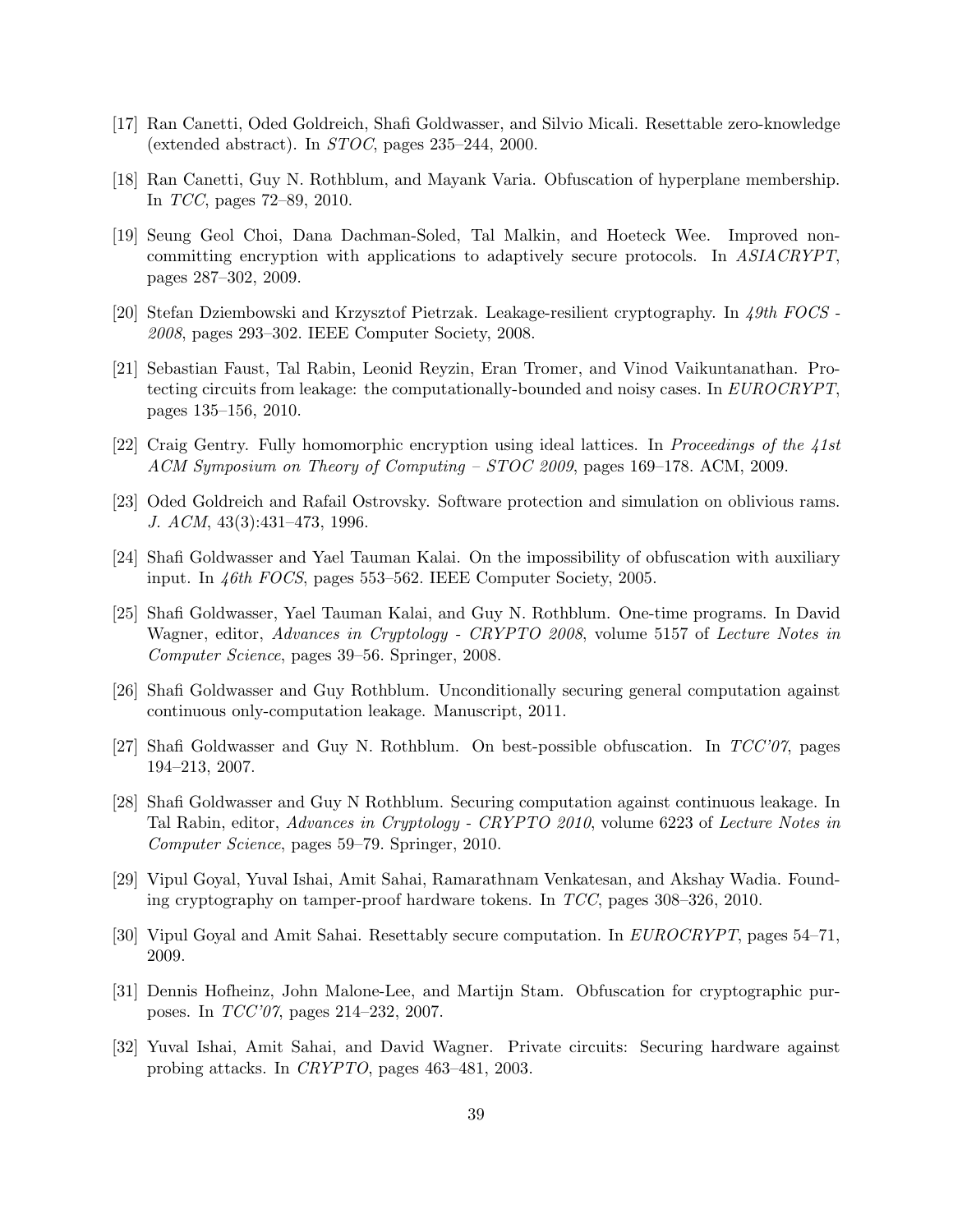[17] Ran Canetti, Oded Goldreich, Shafi Goldwasser, and Silvio Micali. Resettable zero-knowledge (extended abstract). In *STOC*, pages 235–244, 2000.

[18] Ran Canetti, Guy N. Rothblum, and Mayank Varia. Obfuscation of hyperplane membership. In *TCC*, pages 72–89, 2010.

[19] Seung Geol Choi, Dana Dachman-Soled, Tal Malkin, and Hoeteck Wee. Improved non-committing encryption with applications to adaptively secure protocols. In *ASIACRYPT*, pages 287–302, 2009.

[20] Stefan Dziembowski and Krzysztof Pietrzak. Leakage-resilient cryptography. In *49th FOCS - 2008*, pages 293–302. IEEE Computer Society, 2008.

[21] Sebastian Faust, Tal Rabin, Leonid Reyzin, Eran Tromer, and Vinod Vaikuntanathan. Protecting circuits from leakage: the computationally-bounded and noisy cases. In *EUROCRYPT*, pages 135–156, 2010.

[22] Craig Gentry. Fully homomorphic encryption using ideal lattices. In *Proceedings of the 41st ACM Symposium on Theory of Computing – STOC 2009*, pages 169–178. ACM, 2009.

[23] Oded Goldreich and Rafail Ostrovsky. Software protection and simulation on oblivious rams. *J. ACM*, 43(3):431–473, 1996.

[24] Shafi Goldwasser and Yael Tauman Kalai. On the impossibility of obfuscation with auxiliary input. In *46th FOCS*, pages 553–562. IEEE Computer Society, 2005.

[25] Shafi Goldwasser, Yael Tauman Kalai, and Guy N. Rothblum. One-time programs. In David Wagner, editor, *Advances in Cryptology - CRYPTO 2008*, volume 5157 of *Lecture Notes in Computer Science*, pages 39–56. Springer, 2008.

[26] Shafi Goldwasser and Guy Rothblum. Unconditionally securing general computation against continuous only-computation leakage. Manuscript, 2011.

[27] Shafi Goldwasser and Guy N. Rothblum. On best-possible obfuscation. In *TCC'07*, pages 194–213, 2007.

[28] Shafi Goldwasser and Guy N Rothblum. Securing computation against continuous leakage. In Tal Rabin, editor, *Advances in Cryptology - CRYPTO 2010*, volume 6223 of *Lecture Notes in Computer Science*, pages 59–79. Springer, 2010.

[29] Vipul Goyal, Yuval Ishai, Amit Sahai, Ramarathnam Venkatesan, and Akshay Wadia. Founding cryptography on tamper-proof hardware tokens. In *TCC*, pages 308–326, 2010.

[30] Vipul Goyal and Amit Sahai. Resettably secure computation. In *EUROCRYPT*, pages 54–71, 2009.

[31] Dennis Hofheinz, John Malone-Lee, and Martijn Stam. Obfuscation for cryptographic purposes. In *TCC'07*, pages 214–232, 2007.

[32] Yuval Ishai, Amit Sahai, and David Wagner. Private circuits: Securing hardware against probing attacks. In *CRYPTO*, pages 463–481, 2003.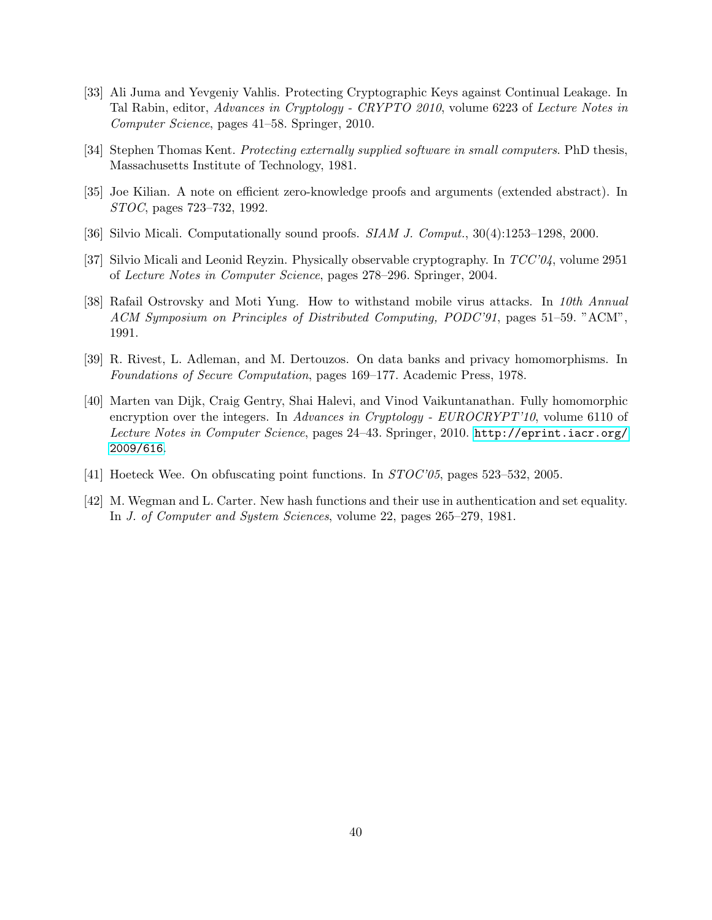[33] Ali Juma and Yevgeniy Vahlis. Protecting Cryptographic Keys against Continual Leakage. In Tal Rabin, editor, *Advances in Cryptology - CRYPTO 2010*, volume 6223 of *Lecture Notes in Computer Science*, pages 41–58. Springer, 2010.

[34] Stephen Thomas Kent. *Protecting externally supplied software in small computers*. PhD thesis, Massachusetts Institute of Technology, 1981.

[35] Joe Kilian. A note on efficient zero-knowledge proofs and arguments (extended abstract). In *STOC*, pages 723–732, 1992.

[36] Silvio Micali. Computationally sound proofs. *SIAM J. Comput.*, 30(4):1253–1298, 2000.

[37] Silvio Micali and Leonid Reyzin. Physically observable cryptography. In *TCC'04*, volume 2951 of *Lecture Notes in Computer Science*, pages 278–296. Springer, 2004.

[38] Rafail Ostrovsky and Moti Yung. How to withstand mobile virus attacks. In *10th Annual ACM Symposium on Principles of Distributed Computing, PODC'91*, pages 51–59. "ACM", 1991.

[39] R. Rivest, L. Adleman, and M. Dertouzos. On data banks and privacy homomorphisms. In *Foundations of Secure Computation*, pages 169–177. Academic Press, 1978.

[40] Marten van Dijk, Craig Gentry, Shai Halevi, and Vinod Vaikuntanathan. Fully homomorphic encryption over the integers. In *Advances in Cryptology - EUROCRYPT'10*, volume 6110 of *Lecture Notes in Computer Science*, pages 24–43. Springer, 2010. http://eprint.iacr.org/2009/616.

[41] Hoeteck Wee. On obfuscating point functions. In *STOC'05*, pages 523–532, 2005.

[42] M. Wegman and L. Carter. New hash functions and their use in authentication and set equality. In *J. of Computer and System Sciences*, volume 22, pages 265–279, 1981.